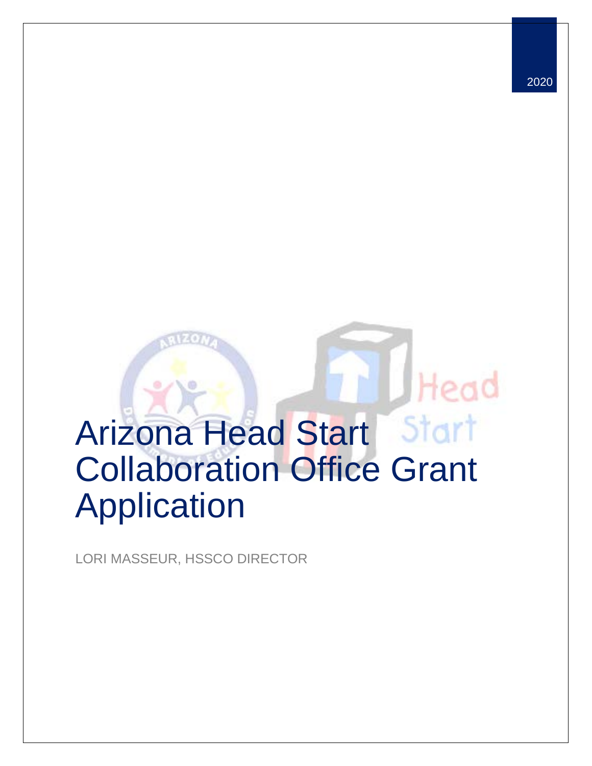2020

# Arizona Head Start Collaboration Office Grant Application

LORI MASSEUR, HSSCO DIRECTOR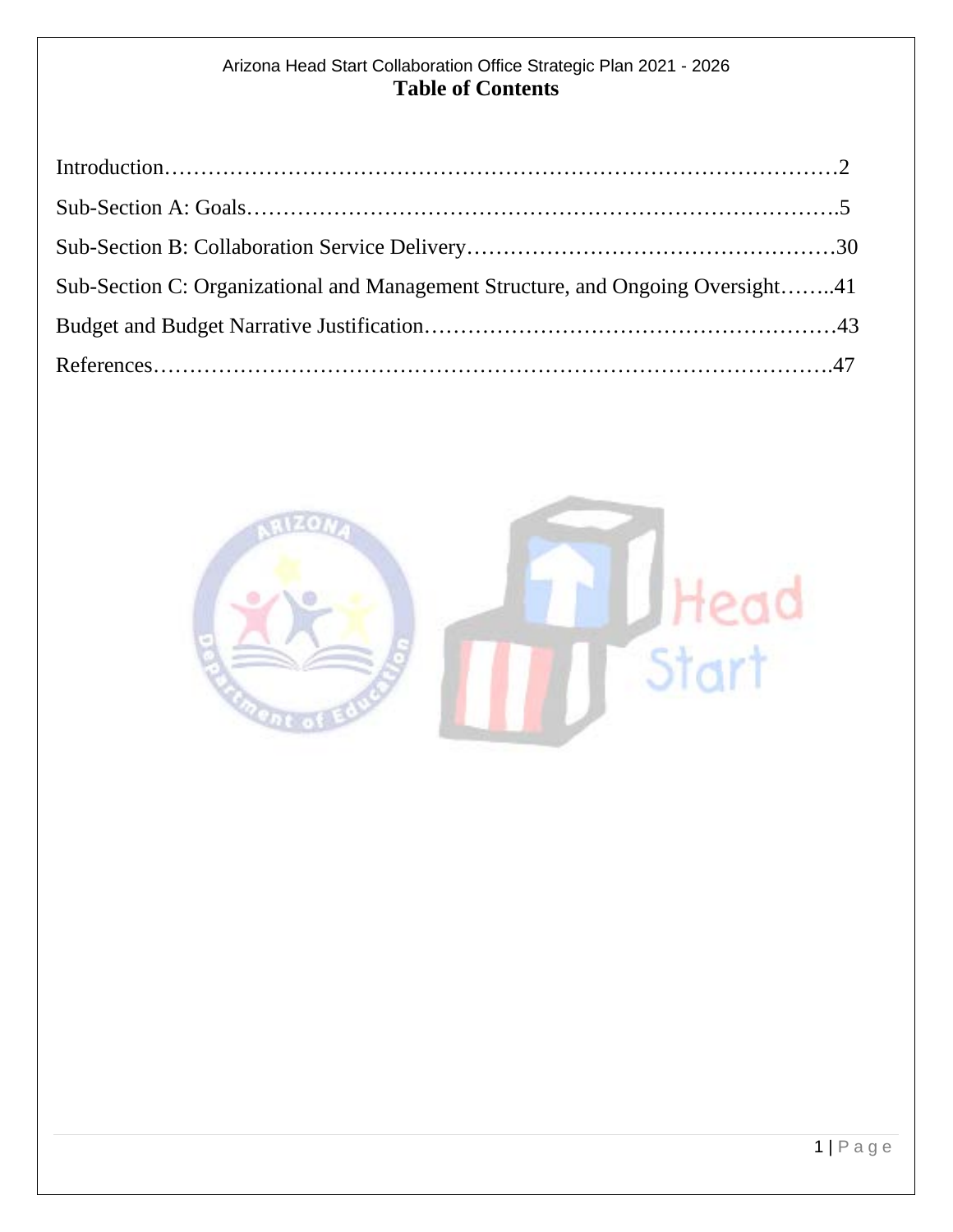Arizona Head Start Collaboration Office Strategic Plan 2021 - 2026

# Table of Contents

Introduction……………………………………………………………………………2

Sub-Section A: Goals…………………………………………………………………….5

Sub-Section B: Collaboration Service Delivery……………………………………………30

Sub-Section C: Organizational and Management Structure, and Ongoing Oversight……..41

Budget and Budget Narrative Justification…………………………………………………43

References……………………………………………………………………………….47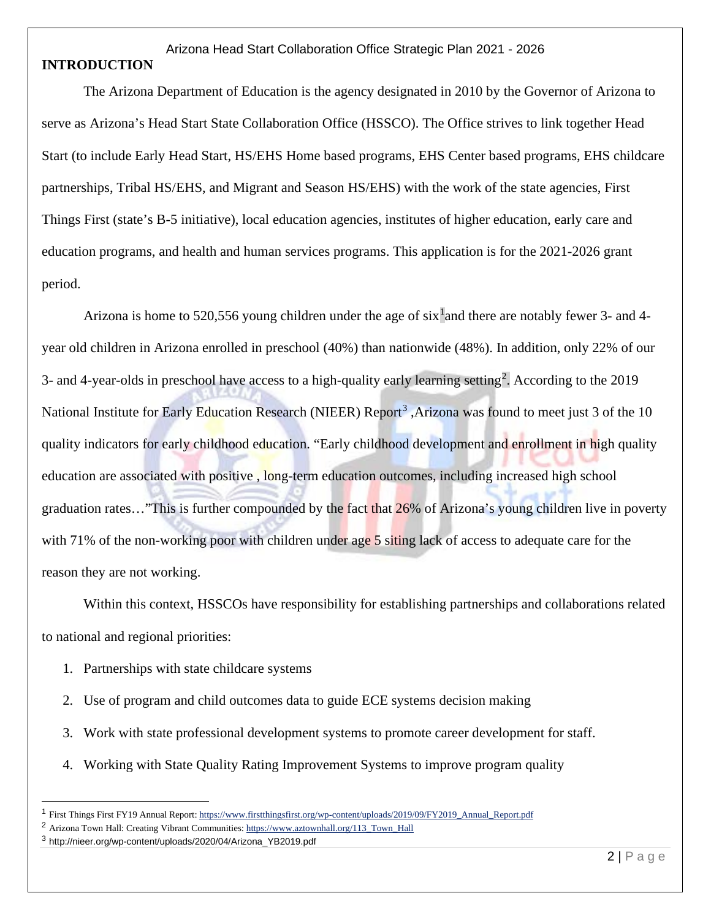## INTRODUCTION

The Arizona Department of Education is the agency designated in 2010 by the Governor of Arizona to serve as Arizona's Head Start State Collaboration Office (HSSCO). The Office strives to link together Head Start (to include Early Head Start, HS/EHS Home based programs, EHS Center based programs, EHS childcare partnerships, Tribal HS/EHS, and Migrant and Season HS/EHS) with the work of the state agencies, First Things First (state's B-5 initiative), local education agencies, institutes of higher education, early care and education programs, and health and human services programs. This application is for the 2021-2026 grant period.

Arizona is home to 520,556 young children under the age of six[1]and there are notably fewer 3- and 4-year old children in Arizona enrolled in preschool (40%) than nationwide (48%). In addition, only 22% of our 3- and 4-year-olds in preschool have access to a high-quality early learning setting[2]. According to the 2019 National Institute for Early Education Research (NIEER) Report[3] ,Arizona was found to meet just 3 of the 10 quality indicators for early childhood education. "Early childhood development and enrollment in high quality education are associated with positive , long-term education outcomes, including increased high school graduation rates…"This is further compounded by the fact that 26% of Arizona's young children live in poverty with 71% of the non-working poor with children under age 5 siting lack of access to adequate care for the reason they are not working.

Within this context, HSSCOs have responsibility for establishing partnerships and collaborations related to national and regional priorities:

1. Partnerships with state childcare systems
2. Use of program and child outcomes data to guide ECE systems decision making
3. Work with state professional development systems to promote career development for staff.
4. Working with State Quality Rating Improvement Systems to improve program quality

---

[1] First Things First FY19 Annual Report: https://www.firstthingsfirst.org/wp-content/uploads/2019/09/FY2019_Annual_Report.pdf

[2] Arizona Town Hall: Creating Vibrant Communities: https://www.aztownhall.org/113_Town_Hall

[3] http://nieer.org/wp-content/uploads/2020/04/Arizona_YB2019.pdf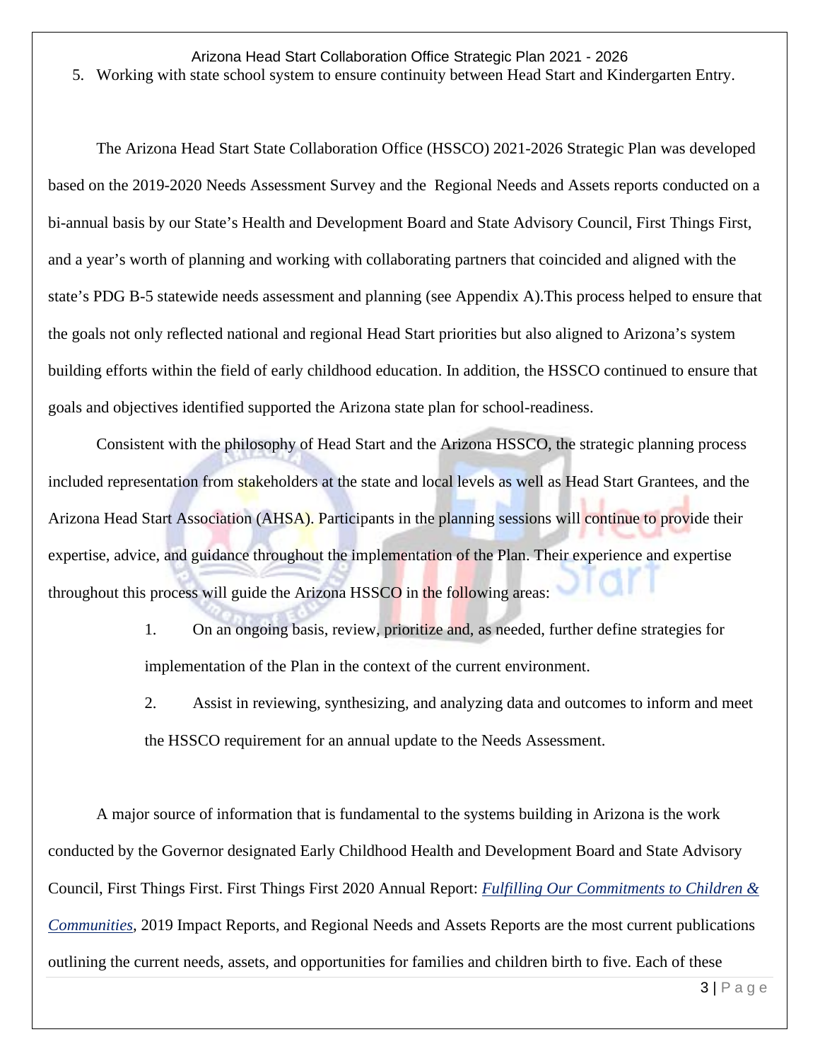5. Working with state school system to ensure continuity between Head Start and Kindergarten Entry.

The Arizona Head Start State Collaboration Office (HSSCO) 2021-2026 Strategic Plan was developed based on the 2019-2020 Needs Assessment Survey and the Regional Needs and Assets reports conducted on a bi-annual basis by our State's Health and Development Board and State Advisory Council, First Things First, and a year's worth of planning and working with collaborating partners that coincided and aligned with the state's PDG B-5 statewide needs assessment and planning (see Appendix A).This process helped to ensure that the goals not only reflected national and regional Head Start priorities but also aligned to Arizona's system building efforts within the field of early childhood education. In addition, the HSSCO continued to ensure that goals and objectives identified supported the Arizona state plan for school-readiness.

Consistent with the philosophy of Head Start and the Arizona HSSCO, the strategic planning process included representation from stakeholders at the state and local levels as well as Head Start Grantees, and the Arizona Head Start Association (AHSA). Participants in the planning sessions will continue to provide their expertise, advice, and guidance throughout the implementation of the Plan. Their experience and expertise throughout this process will guide the Arizona HSSCO in the following areas:

1. On an ongoing basis, review, prioritize and, as needed, further define strategies for implementation of the Plan in the context of the current environment.
2. Assist in reviewing, synthesizing, and analyzing data and outcomes to inform and meet the HSSCO requirement for an annual update to the Needs Assessment.

A major source of information that is fundamental to the systems building in Arizona is the work conducted by the Governor designated Early Childhood Health and Development Board and State Advisory Council, First Things First. First Things First 2020 Annual Report: *Fulfilling Our Commitments to Children & Communities*, 2019 Impact Reports, and Regional Needs and Assets Reports are the most current publications outlining the current needs, assets, and opportunities for families and children birth to five. Each of these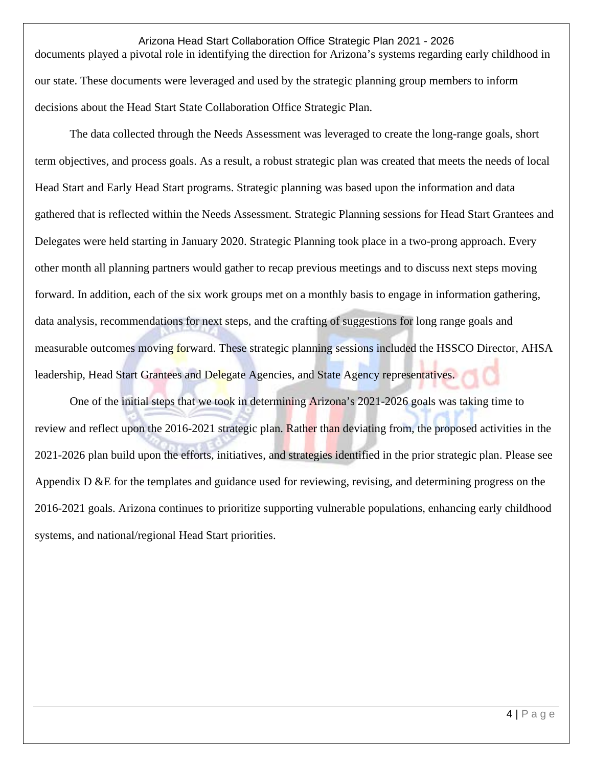documents played a pivotal role in identifying the direction for Arizona's systems regarding early childhood in our state. These documents were leveraged and used by the strategic planning group members to inform decisions about the Head Start State Collaboration Office Strategic Plan.

The data collected through the Needs Assessment was leveraged to create the long-range goals, short term objectives, and process goals. As a result, a robust strategic plan was created that meets the needs of local Head Start and Early Head Start programs. Strategic planning was based upon the information and data gathered that is reflected within the Needs Assessment. Strategic Planning sessions for Head Start Grantees and Delegates were held starting in January 2020. Strategic Planning took place in a two-prong approach. Every other month all planning partners would gather to recap previous meetings and to discuss next steps moving forward. In addition, each of the six work groups met on a monthly basis to engage in information gathering, data analysis, recommendations for next steps, and the crafting of suggestions for long range goals and measurable outcomes moving forward. These strategic planning sessions included the HSSCO Director, AHSA leadership, Head Start Grantees and Delegate Agencies, and State Agency representatives.

One of the initial steps that we took in determining Arizona's 2021-2026 goals was taking time to review and reflect upon the 2016-2021 strategic plan. Rather than deviating from, the proposed activities in the 2021-2026 plan build upon the efforts, initiatives, and strategies identified in the prior strategic plan. Please see Appendix D &E for the templates and guidance used for reviewing, revising, and determining progress on the 2016-2021 goals. Arizona continues to prioritize supporting vulnerable populations, enhancing early childhood systems, and national/regional Head Start priorities.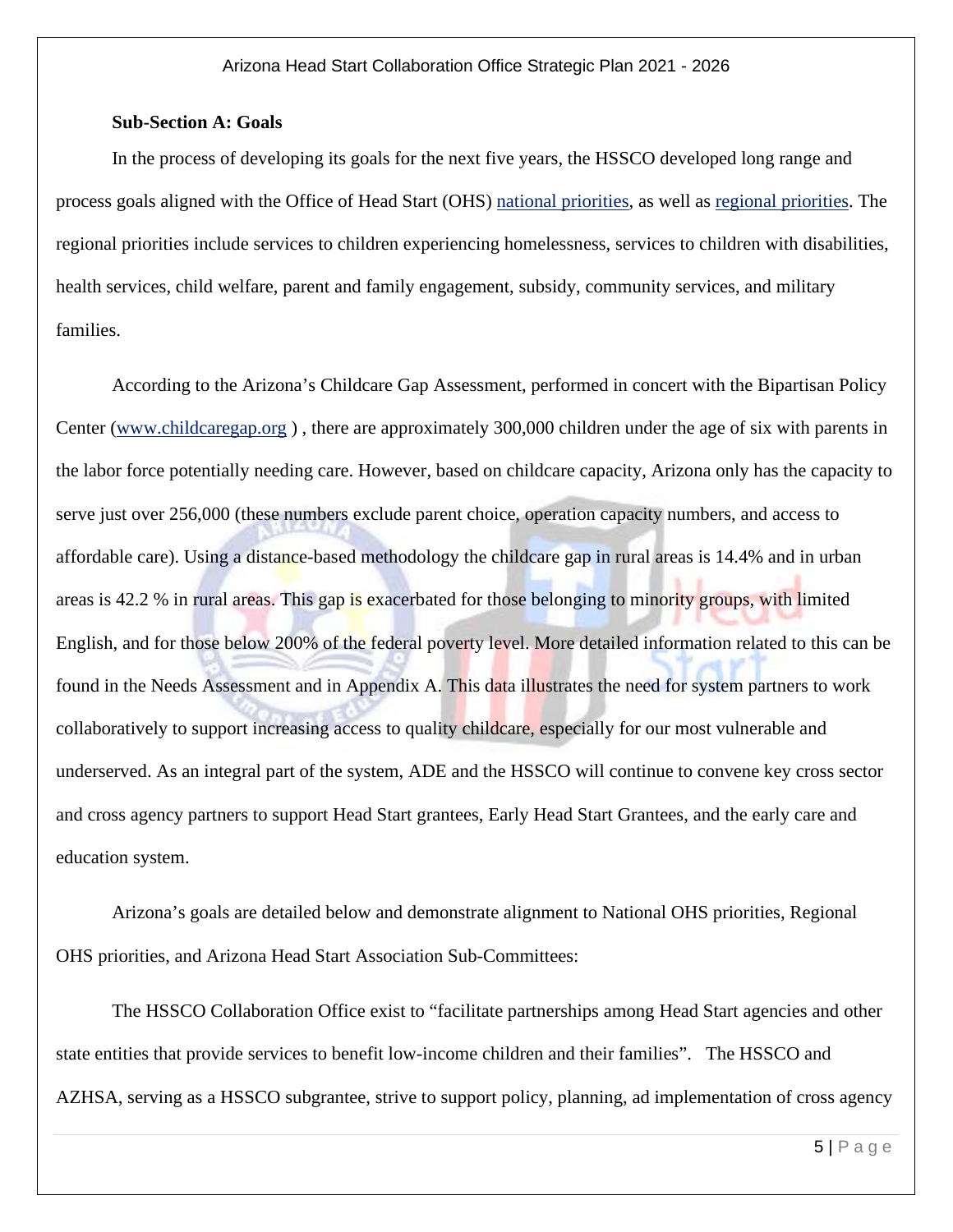**Sub-Section A: Goals**

In the process of developing its goals for the next five years, the HSSCO developed long range and process goals aligned with the Office of Head Start (OHS) national priorities, as well as regional priorities. The regional priorities include services to children experiencing homelessness, services to children with disabilities, health services, child welfare, parent and family engagement, subsidy, community services, and military families.

According to the Arizona's Childcare Gap Assessment, performed in concert with the Bipartisan Policy Center (www.childcaregap.org ) , there are approximately 300,000 children under the age of six with parents in the labor force potentially needing care. However, based on childcare capacity, Arizona only has the capacity to serve just over 256,000 (these numbers exclude parent choice, operation capacity numbers, and access to affordable care). Using a distance-based methodology the childcare gap in rural areas is 14.4% and in urban areas is 42.2 % in rural areas. This gap is exacerbated for those belonging to minority groups, with limited English, and for those below 200% of the federal poverty level. More detailed information related to this can be found in the Needs Assessment and in Appendix A. This data illustrates the need for system partners to work collaboratively to support increasing access to quality childcare, especially for our most vulnerable and underserved. As an integral part of the system, ADE and the HSSCO will continue to convene key cross sector and cross agency partners to support Head Start grantees, Early Head Start Grantees, and the early care and education system.

Arizona's goals are detailed below and demonstrate alignment to National OHS priorities, Regional OHS priorities, and Arizona Head Start Association Sub-Committees:

The HSSCO Collaboration Office exist to "facilitate partnerships among Head Start agencies and other state entities that provide services to benefit low-income children and their families". The HSSCO and AZHSA, serving as a HSSCO subgrantee, strive to support policy, planning, ad implementation of cross agency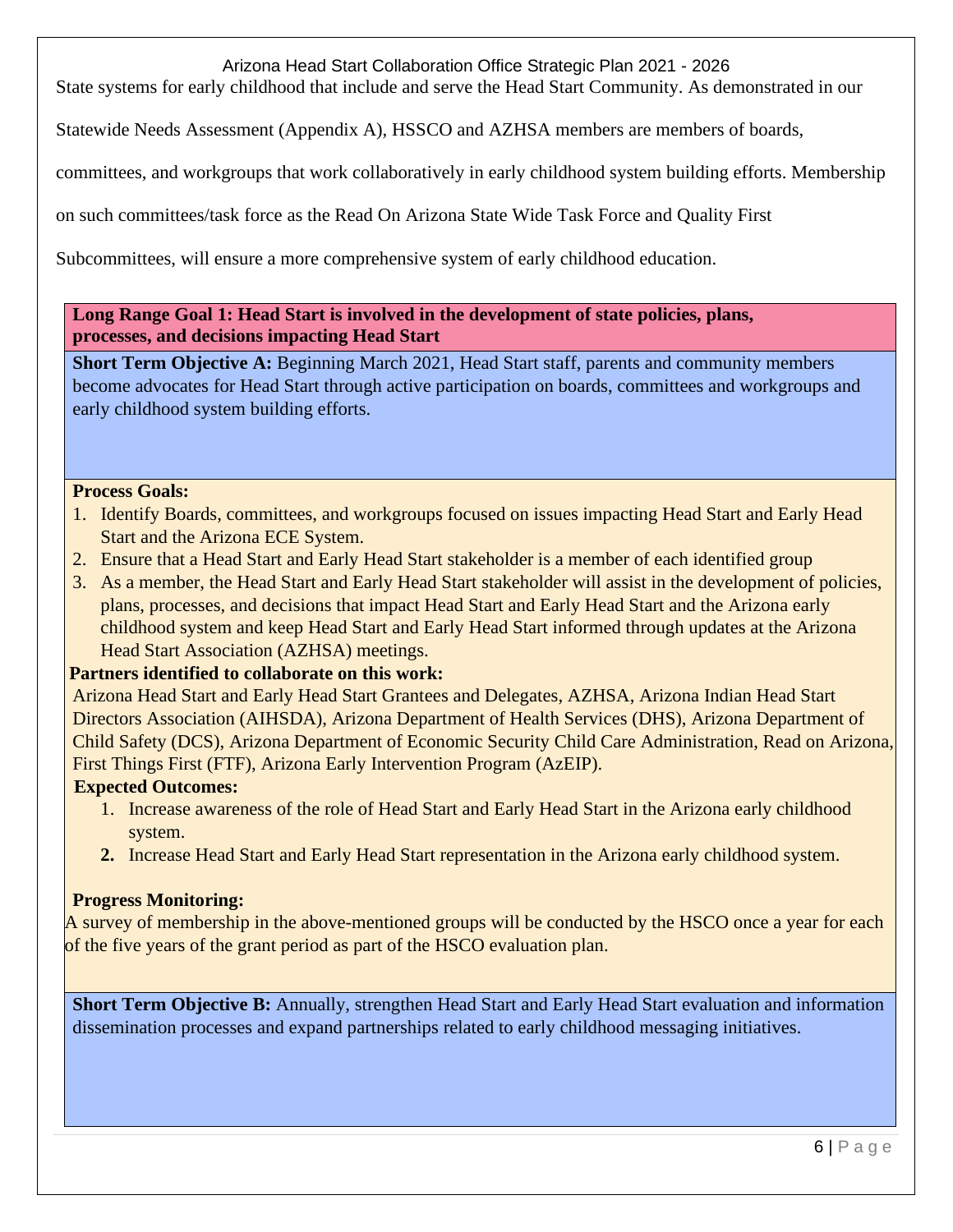State systems for early childhood that include and serve the Head Start Community. As demonstrated in our Statewide Needs Assessment (Appendix A), HSSCO and AZHSA members are members of boards, committees, and workgroups that work collaboratively in early childhood system building efforts. Membership on such committees/task force as the Read On Arizona State Wide Task Force and Quality First Subcommittees, will ensure a more comprehensive system of early childhood education.

**Long Range Goal 1: Head Start is involved in the development of state policies, plans, processes, and decisions impacting Head Start**

**Short Term Objective A:** Beginning March 2021, Head Start staff, parents and community members become advocates for Head Start through active participation on boards, committees and workgroups and early childhood system building efforts.

**Process Goals:**

1. Identify Boards, committees, and workgroups focused on issues impacting Head Start and Early Head Start and the Arizona ECE System.
2. Ensure that a Head Start and Early Head Start stakeholder is a member of each identified group
3. As a member, the Head Start and Early Head Start stakeholder will assist in the development of policies, plans, processes, and decisions that impact Head Start and Early Head Start and the Arizona early childhood system and keep Head Start and Early Head Start informed through updates at the Arizona Head Start Association (AZHSA) meetings.

**Partners identified to collaborate on this work:**

Arizona Head Start and Early Head Start Grantees and Delegates, AZHSA, Arizona Indian Head Start Directors Association (AIHSDA), Arizona Department of Health Services (DHS), Arizona Department of Child Safety (DCS), Arizona Department of Economic Security Child Care Administration, Read on Arizona, First Things First (FTF), Arizona Early Intervention Program (AzEIP).

**Expected Outcomes:**

1. Increase awareness of the role of Head Start and Early Head Start in the Arizona early childhood system.
2. Increase Head Start and Early Head Start representation in the Arizona early childhood system.

**Progress Monitoring:**

A survey of membership in the above-mentioned groups will be conducted by the HSCO once a year for each of the five years of the grant period as part of the HSCO evaluation plan.

**Short Term Objective B:** Annually, strengthen Head Start and Early Head Start evaluation and information dissemination processes and expand partnerships related to early childhood messaging initiatives.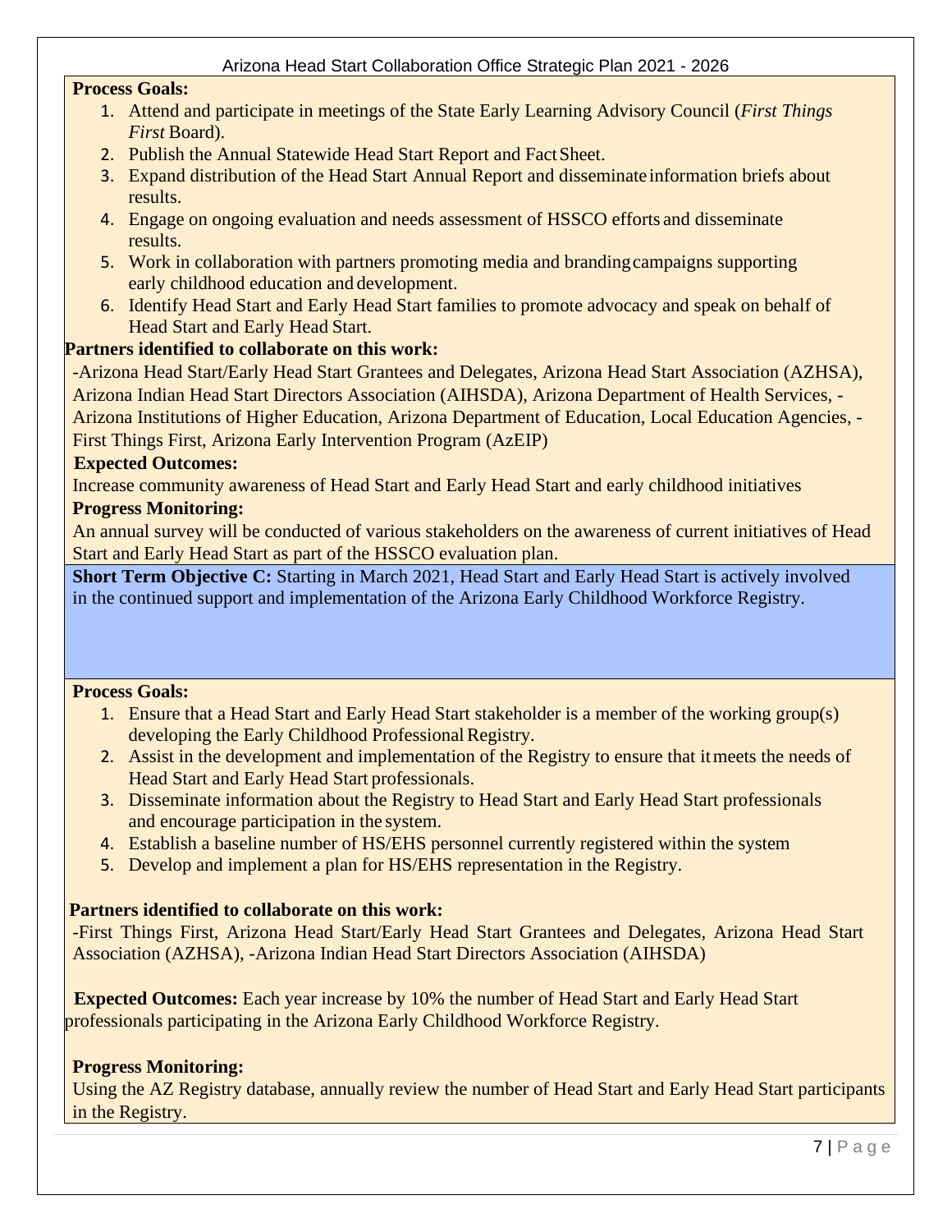**Process Goals:**

1. Attend and participate in meetings of the State Early Learning Advisory Council (*First Things First* Board).
2. Publish the Annual Statewide Head Start Report and Fact Sheet.
3. Expand distribution of the Head Start Annual Report and disseminate information briefs about results.
4. Engage on ongoing evaluation and needs assessment of HSSCO efforts and disseminate results.
5. Work in collaboration with partners promoting media and branding campaigns supporting early childhood education and development.
6. Identify Head Start and Early Head Start families to promote advocacy and speak on behalf of Head Start and Early Head Start.

**Partners identified to collaborate on this work:**

-Arizona Head Start/Early Head Start Grantees and Delegates, Arizona Head Start Association (AZHSA), Arizona Indian Head Start Directors Association (AIHSDA), Arizona Department of Health Services, -Arizona Institutions of Higher Education, Arizona Department of Education, Local Education Agencies, -First Things First, Arizona Early Intervention Program (AzEIP)

**Expected Outcomes:**

Increase community awareness of Head Start and Early Head Start and early childhood initiatives

**Progress Monitoring:**

An annual survey will be conducted of various stakeholders on the awareness of current initiatives of Head Start and Early Head Start as part of the HSSCO evaluation plan.

**Short Term Objective C:** Starting in March 2021, Head Start and Early Head Start is actively involved in the continued support and implementation of the Arizona Early Childhood Workforce Registry.

**Process Goals:**

1. Ensure that a Head Start and Early Head Start stakeholder is a member of the working group(s) developing the Early Childhood Professional Registry.
2. Assist in the development and implementation of the Registry to ensure that it meets the needs of Head Start and Early Head Start professionals.
3. Disseminate information about the Registry to Head Start and Early Head Start professionals and encourage participation in the system.
4. Establish a baseline number of HS/EHS personnel currently registered within the system
5. Develop and implement a plan for HS/EHS representation in the Registry.

**Partners identified to collaborate on this work:**

-First Things First, Arizona Head Start/Early Head Start Grantees and Delegates, Arizona Head Start Association (AZHSA), -Arizona Indian Head Start Directors Association (AIHSDA)

**Expected Outcomes:** Each year increase by 10% the number of Head Start and Early Head Start professionals participating in the Arizona Early Childhood Workforce Registry.

**Progress Monitoring:**

Using the AZ Registry database, annually review the number of Head Start and Early Head Start participants in the Registry.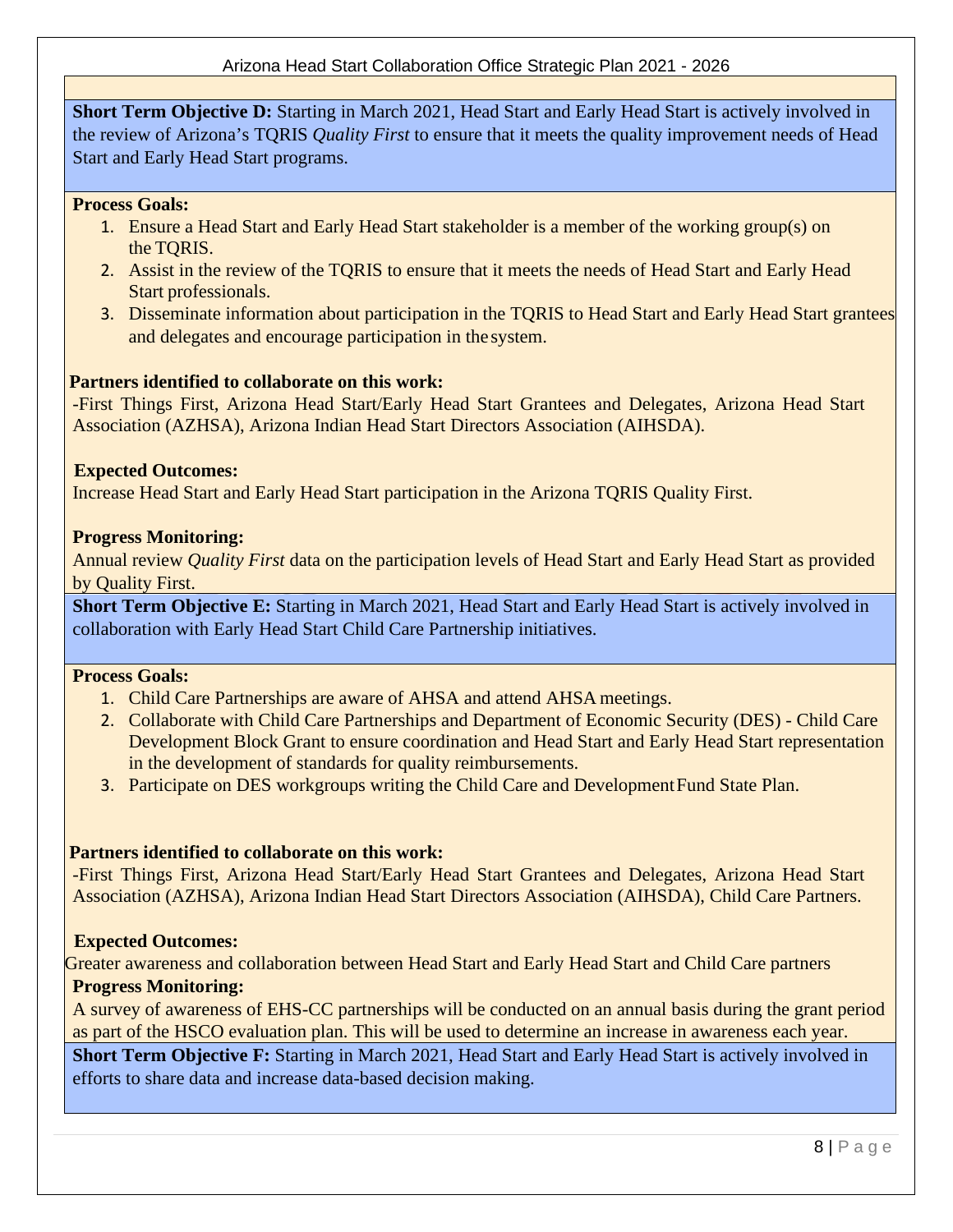**Short Term Objective D:** Starting in March 2021, Head Start and Early Head Start is actively involved in the review of Arizona's TQRIS *Quality First* to ensure that it meets the quality improvement needs of Head Start and Early Head Start programs.

**Process Goals:**

1. Ensure a Head Start and Early Head Start stakeholder is a member of the working group(s) on the TQRIS.
2. Assist in the review of the TQRIS to ensure that it meets the needs of Head Start and Early Head Start professionals.
3. Disseminate information about participation in the TQRIS to Head Start and Early Head Start grantees and delegates and encourage participation in the system.

**Partners identified to collaborate on this work:**

-First Things First, Arizona Head Start/Early Head Start Grantees and Delegates, Arizona Head Start Association (AZHSA), Arizona Indian Head Start Directors Association (AIHSDA).

**Expected Outcomes:**

Increase Head Start and Early Head Start participation in the Arizona TQRIS Quality First.

**Progress Monitoring:**

Annual review *Quality First* data on the participation levels of Head Start and Early Head Start as provided by Quality First.

**Short Term Objective E:** Starting in March 2021, Head Start and Early Head Start is actively involved in collaboration with Early Head Start Child Care Partnership initiatives.

**Process Goals:**

1. Child Care Partnerships are aware of AHSA and attend AHSA meetings.
2. Collaborate with Child Care Partnerships and Department of Economic Security (DES) - Child Care Development Block Grant to ensure coordination and Head Start and Early Head Start representation in the development of standards for quality reimbursements.
3. Participate on DES workgroups writing the Child Care and Development Fund State Plan.

**Partners identified to collaborate on this work:**

-First Things First, Arizona Head Start/Early Head Start Grantees and Delegates, Arizona Head Start Association (AZHSA), Arizona Indian Head Start Directors Association (AIHSDA), Child Care Partners.

**Expected Outcomes:**

Greater awareness and collaboration between Head Start and Early Head Start and Child Care partners

**Progress Monitoring:**

A survey of awareness of EHS-CC partnerships will be conducted on an annual basis during the grant period as part of the HSCO evaluation plan. This will be used to determine an increase in awareness each year.

**Short Term Objective F:** Starting in March 2021, Head Start and Early Head Start is actively involved in efforts to share data and increase data-based decision making.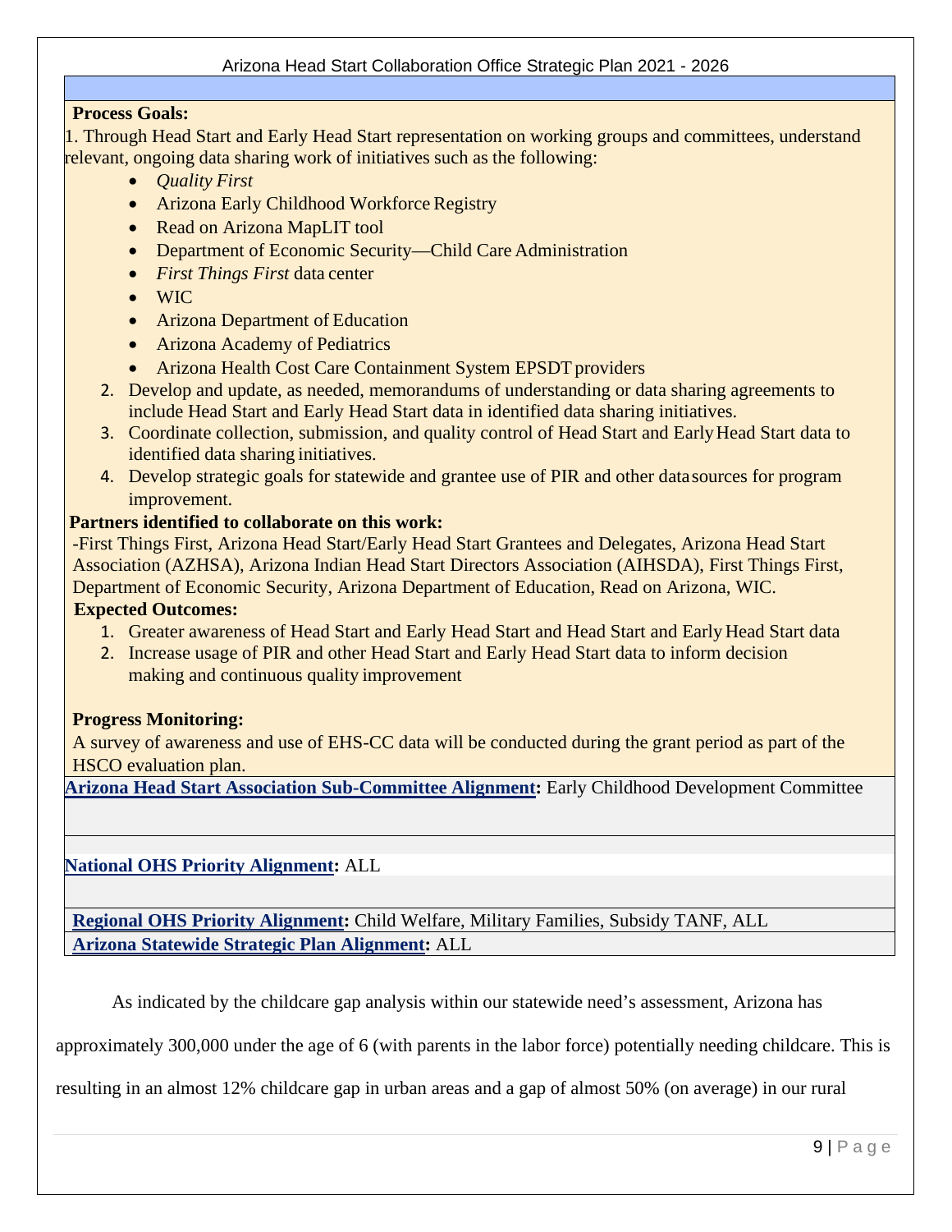**Process Goals:**

1. Through Head Start and Early Head Start representation on working groups and committees, understand relevant, ongoing data sharing work of initiatives such as the following:
   - *Quality First*
   - Arizona Early Childhood Workforce Registry
   - Read on Arizona MapLIT tool
   - Department of Economic Security—Child Care Administration
   - *First Things First* data center
   - WIC
   - Arizona Department of Education
   - Arizona Academy of Pediatrics
   - Arizona Health Cost Care Containment System EPSDT providers
2. Develop and update, as needed, memorandums of understanding or data sharing agreements to include Head Start and Early Head Start data in identified data sharing initiatives.
3. Coordinate collection, submission, and quality control of Head Start and Early Head Start data to identified data sharing initiatives.
4. Develop strategic goals for statewide and grantee use of PIR and other data sources for program improvement.

**Partners identified to collaborate on this work:**

-First Things First, Arizona Head Start/Early Head Start Grantees and Delegates, Arizona Head Start Association (AZHSA), Arizona Indian Head Start Directors Association (AIHSDA), First Things First, Department of Economic Security, Arizona Department of Education, Read on Arizona, WIC.

**Expected Outcomes:**

1. Greater awareness of Head Start and Early Head Start and Head Start and Early Head Start data
2. Increase usage of PIR and other Head Start and Early Head Start data to inform decision making and continuous quality improvement

**Progress Monitoring:**

A survey of awareness and use of EHS-CC data will be conducted during the grant period as part of the HSCO evaluation plan.

**Arizona Head Start Association Sub-Committee Alignment:** Early Childhood Development Committee

**National OHS Priority Alignment:** ALL

**Regional OHS Priority Alignment:** Child Welfare, Military Families, Subsidy TANF, ALL

**Arizona Statewide Strategic Plan Alignment:** ALL

As indicated by the childcare gap analysis within our statewide need's assessment, Arizona has approximately 300,000 under the age of 6 (with parents in the labor force) potentially needing childcare. This is resulting in an almost 12% childcare gap in urban areas and a gap of almost 50% (on average) in our rural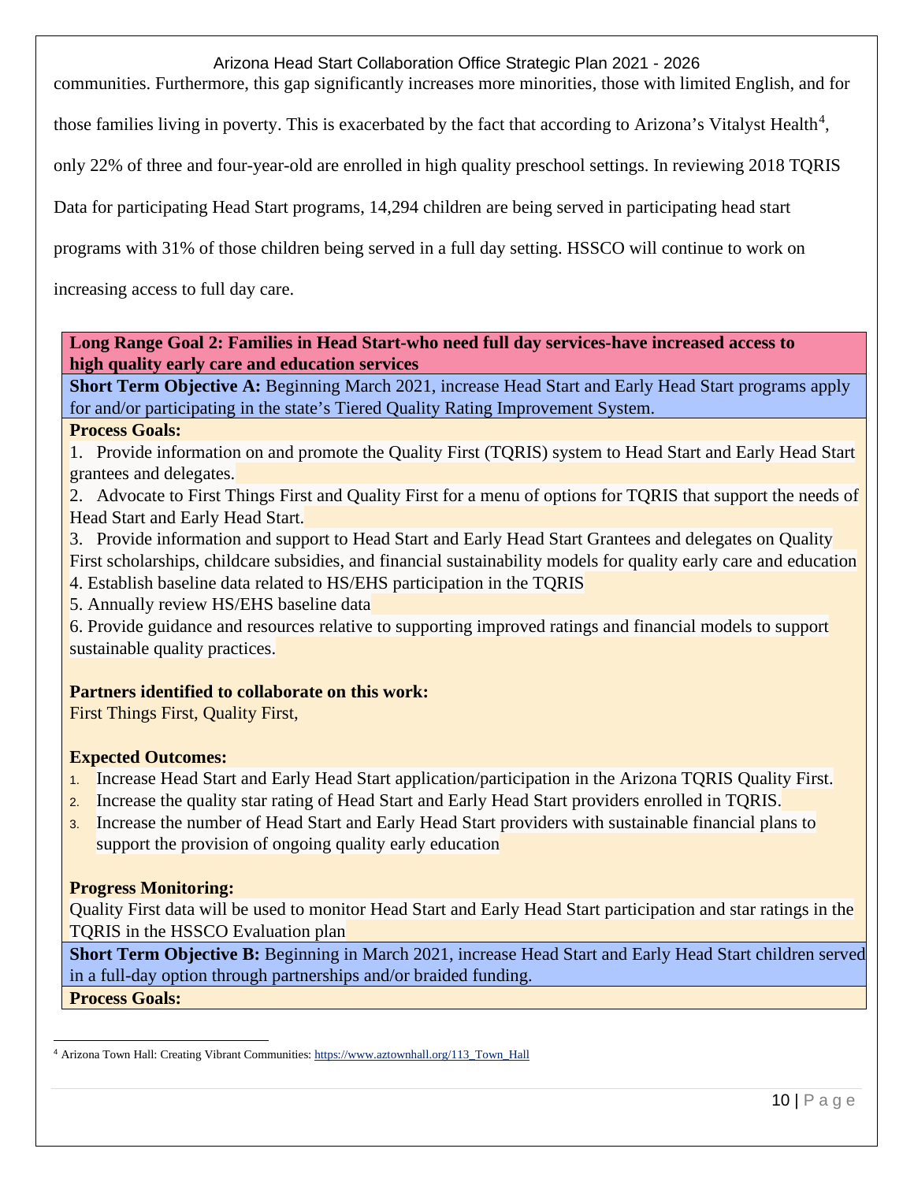communities. Furthermore, this gap significantly increases more minorities, those with limited English, and for those families living in poverty. This is exacerbated by the fact that according to Arizona's Vitalyst Health[4], only 22% of three and four-year-old are enrolled in high quality preschool settings. In reviewing 2018 TQRIS Data for participating Head Start programs, 14,294 children are being served in participating head start programs with 31% of those children being served in a full day setting. HSSCO will continue to work on increasing access to full day care.

**Long Range Goal 2: Families in Head Start-who need full day services-have increased access to high quality early care and education services**

**Short Term Objective A:** Beginning March 2021, increase Head Start and Early Head Start programs apply for and/or participating in the state's Tiered Quality Rating Improvement System.

**Process Goals:**

1. Provide information on and promote the Quality First (TQRIS) system to Head Start and Early Head Start grantees and delegates.
2. Advocate to First Things First and Quality First for a menu of options for TQRIS that support the needs of Head Start and Early Head Start.
3. Provide information and support to Head Start and Early Head Start Grantees and delegates on Quality First scholarships, childcare subsidies, and financial sustainability models for quality early care and education
4. Establish baseline data related to HS/EHS participation in the TQRIS
5. Annually review HS/EHS baseline data
6. Provide guidance and resources relative to supporting improved ratings and financial models to support sustainable quality practices.

**Partners identified to collaborate on this work:**
First Things First, Quality First,

**Expected Outcomes:**

1. Increase Head Start and Early Head Start application/participation in the Arizona TQRIS Quality First.
2. Increase the quality star rating of Head Start and Early Head Start providers enrolled in TQRIS.
3. Increase the number of Head Start and Early Head Start providers with sustainable financial plans to support the provision of ongoing quality early education

**Progress Monitoring:**
Quality First data will be used to monitor Head Start and Early Head Start participation and star ratings in the TQRIS in the HSSCO Evaluation plan

**Short Term Objective B:** Beginning in March 2021, increase Head Start and Early Head Start children served in a full-day option through partnerships and/or braided funding.

**Process Goals:**

[4] Arizona Town Hall: Creating Vibrant Communities: https://www.aztownhall.org/113_Town_Hall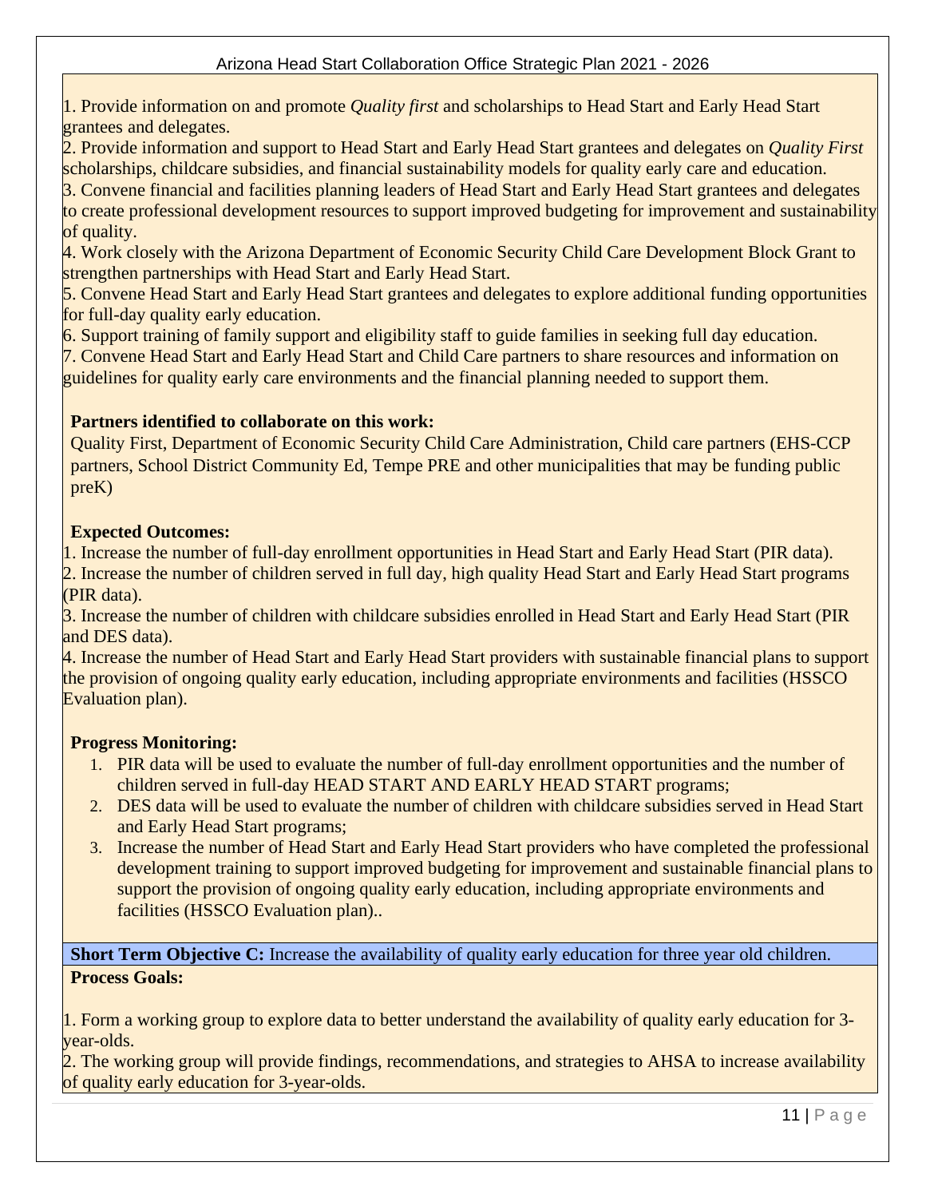1. Provide information on and promote *Quality first* and scholarships to Head Start and Early Head Start grantees and delegates.
2. Provide information and support to Head Start and Early Head Start grantees and delegates on *Quality First* scholarships, childcare subsidies, and financial sustainability models for quality early care and education.
3. Convene financial and facilities planning leaders of Head Start and Early Head Start grantees and delegates to create professional development resources to support improved budgeting for improvement and sustainability of quality.
4. Work closely with the Arizona Department of Economic Security Child Care Development Block Grant to strengthen partnerships with Head Start and Early Head Start.
5. Convene Head Start and Early Head Start grantees and delegates to explore additional funding opportunities for full-day quality early education.
6. Support training of family support and eligibility staff to guide families in seeking full day education.
7. Convene Head Start and Early Head Start and Child Care partners to share resources and information on guidelines for quality early care environments and the financial planning needed to support them.

**Partners identified to collaborate on this work:**
Quality First, Department of Economic Security Child Care Administration, Child care partners (EHS-CCP partners, School District Community Ed, Tempe PRE and other municipalities that may be funding public preK)

**Expected Outcomes:**
1. Increase the number of full-day enrollment opportunities in Head Start and Early Head Start (PIR data).
2. Increase the number of children served in full day, high quality Head Start and Early Head Start programs (PIR data).
3. Increase the number of children with childcare subsidies enrolled in Head Start and Early Head Start (PIR and DES data).
4. Increase the number of Head Start and Early Head Start providers with sustainable financial plans to support the provision of ongoing quality early education, including appropriate environments and facilities (HSSCO Evaluation plan).

**Progress Monitoring:**
1. PIR data will be used to evaluate the number of full-day enrollment opportunities and the number of children served in full-day HEAD START AND EARLY HEAD START programs;
2. DES data will be used to evaluate the number of children with childcare subsidies served in Head Start and Early Head Start programs;
3. Increase the number of Head Start and Early Head Start providers who have completed the professional development training to support improved budgeting for improvement and sustainable financial plans to support the provision of ongoing quality early education, including appropriate environments and facilities (HSSCO Evaluation plan)..

**Short Term Objective C:** Increase the availability of quality early education for three year old children.

**Process Goals:**

1. Form a working group to explore data to better understand the availability of quality early education for 3-year-olds.
2. The working group will provide findings, recommendations, and strategies to AHSA to increase availability of quality early education for 3-year-olds.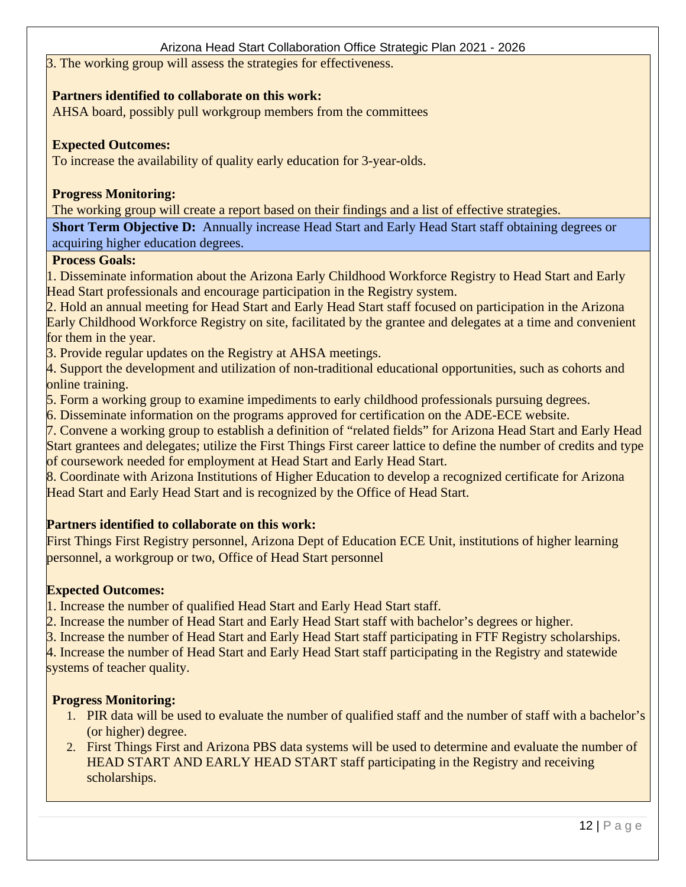3. The working group will assess the strategies for effectiveness.

**Partners identified to collaborate on this work:**
AHSA board, possibly pull workgroup members from the committees

**Expected Outcomes:**
To increase the availability of quality early education for 3-year-olds.

**Progress Monitoring:**
The working group will create a report based on their findings and a list of effective strategies.

**Short Term Objective D:** Annually increase Head Start and Early Head Start staff obtaining degrees or acquiring higher education degrees.

**Process Goals:**

1. Disseminate information about the Arizona Early Childhood Workforce Registry to Head Start and Early Head Start professionals and encourage participation in the Registry system.
2. Hold an annual meeting for Head Start and Early Head Start staff focused on participation in the Arizona Early Childhood Workforce Registry on site, facilitated by the grantee and delegates at a time and convenient for them in the year.
3. Provide regular updates on the Registry at AHSA meetings.
4. Support the development and utilization of non-traditional educational opportunities, such as cohorts and online training.
5. Form a working group to examine impediments to early childhood professionals pursuing degrees.
6. Disseminate information on the programs approved for certification on the ADE-ECE website.
7. Convene a working group to establish a definition of "related fields" for Arizona Head Start and Early Head Start grantees and delegates; utilize the First Things First career lattice to define the number of credits and type of coursework needed for employment at Head Start and Early Head Start.
8. Coordinate with Arizona Institutions of Higher Education to develop a recognized certificate for Arizona Head Start and Early Head Start and is recognized by the Office of Head Start.

**Partners identified to collaborate on this work:**
First Things First Registry personnel, Arizona Dept of Education ECE Unit, institutions of higher learning personnel, a workgroup or two, Office of Head Start personnel

**Expected Outcomes:**

1. Increase the number of qualified Head Start and Early Head Start staff.
2. Increase the number of Head Start and Early Head Start staff with bachelor's degrees or higher.
3. Increase the number of Head Start and Early Head Start staff participating in FTF Registry scholarships.
4. Increase the number of Head Start and Early Head Start staff participating in the Registry and statewide systems of teacher quality.

**Progress Monitoring:**

1. PIR data will be used to evaluate the number of qualified staff and the number of staff with a bachelor's (or higher) degree.
2. First Things First and Arizona PBS data systems will be used to determine and evaluate the number of HEAD START AND EARLY HEAD START staff participating in the Registry and receiving scholarships.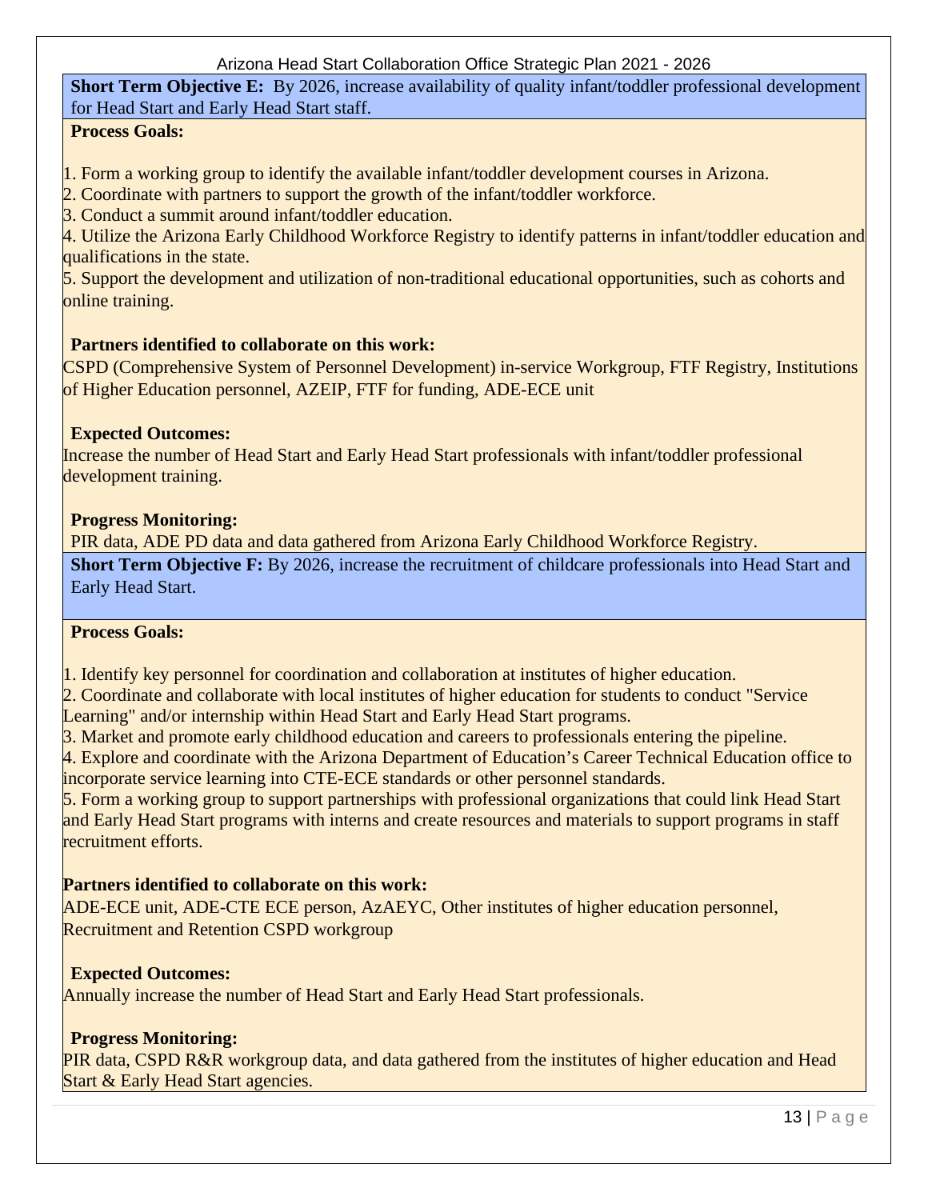**Short Term Objective E:** By 2026, increase availability of quality infant/toddler professional development for Head Start and Early Head Start staff.

**Process Goals:**

1. Form a working group to identify the available infant/toddler development courses in Arizona.
2. Coordinate with partners to support the growth of the infant/toddler workforce.
3. Conduct a summit around infant/toddler education.
4. Utilize the Arizona Early Childhood Workforce Registry to identify patterns in infant/toddler education and qualifications in the state.
5. Support the development and utilization of non-traditional educational opportunities, such as cohorts and online training.

**Partners identified to collaborate on this work:**
CSPD (Comprehensive System of Personnel Development) in-service Workgroup, FTF Registry, Institutions of Higher Education personnel, AZEIP, FTF for funding, ADE-ECE unit

**Expected Outcomes:**
Increase the number of Head Start and Early Head Start professionals with infant/toddler professional development training.

**Progress Monitoring:**
PIR data, ADE PD data and data gathered from Arizona Early Childhood Workforce Registry.

**Short Term Objective F:** By 2026, increase the recruitment of childcare professionals into Head Start and Early Head Start.

**Process Goals:**

1. Identify key personnel for coordination and collaboration at institutes of higher education.
2. Coordinate and collaborate with local institutes of higher education for students to conduct "Service Learning" and/or internship within Head Start and Early Head Start programs.
3. Market and promote early childhood education and careers to professionals entering the pipeline.
4. Explore and coordinate with the Arizona Department of Education's Career Technical Education office to incorporate service learning into CTE-ECE standards or other personnel standards.
5. Form a working group to support partnerships with professional organizations that could link Head Start and Early Head Start programs with interns and create resources and materials to support programs in staff recruitment efforts.

**Partners identified to collaborate on this work:**
ADE-ECE unit, ADE-CTE ECE person, AzAEYC, Other institutes of higher education personnel, Recruitment and Retention CSPD workgroup

**Expected Outcomes:**
Annually increase the number of Head Start and Early Head Start professionals.

**Progress Monitoring:**
PIR data, CSPD R&R workgroup data, and data gathered from the institutes of higher education and Head Start & Early Head Start agencies.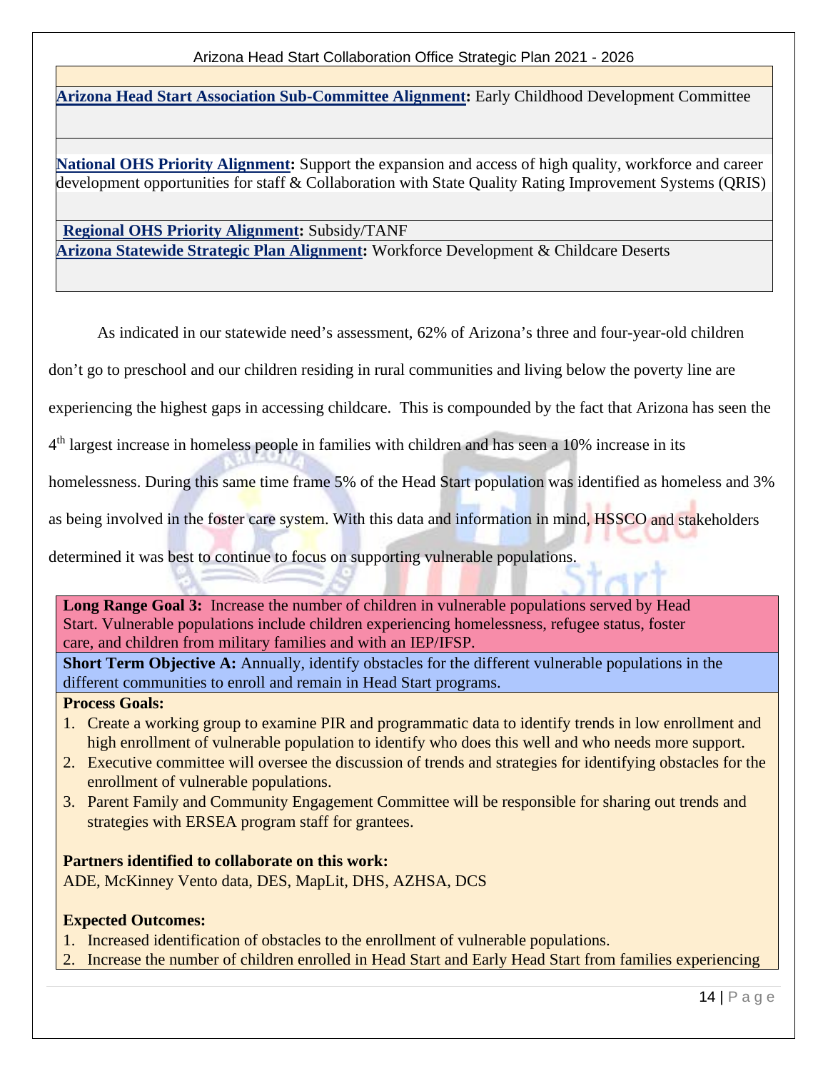**Arizona Head Start Association Sub-Committee Alignment:** Early Childhood Development Committee

**National OHS Priority Alignment:** Support the expansion and access of high quality, workforce and career development opportunities for staff & Collaboration with State Quality Rating Improvement Systems (QRIS)

**Regional OHS Priority Alignment:** Subsidy/TANF

**Arizona Statewide Strategic Plan Alignment:** Workforce Development & Childcare Deserts

As indicated in our statewide need's assessment, 62% of Arizona's three and four-year-old children don't go to preschool and our children residing in rural communities and living below the poverty line are experiencing the highest gaps in accessing childcare. This is compounded by the fact that Arizona has seen the 4th largest increase in homeless people in families with children and has seen a 10% increase in its homelessness. During this same time frame 5% of the Head Start population was identified as homeless and 3% as being involved in the foster care system. With this data and information in mind, HSSCO and stakeholders determined it was best to continue to focus on supporting vulnerable populations.

**Long Range Goal 3:** Increase the number of children in vulnerable populations served by Head Start. Vulnerable populations include children experiencing homelessness, refugee status, foster care, and children from military families and with an IEP/IFSP.

**Short Term Objective A:** Annually, identify obstacles for the different vulnerable populations in the different communities to enroll and remain in Head Start programs.

**Process Goals:**

1. Create a working group to examine PIR and programmatic data to identify trends in low enrollment and high enrollment of vulnerable population to identify who does this well and who needs more support.
2. Executive committee will oversee the discussion of trends and strategies for identifying obstacles for the enrollment of vulnerable populations.
3. Parent Family and Community Engagement Committee will be responsible for sharing out trends and strategies with ERSEA program staff for grantees.

**Partners identified to collaborate on this work:**
ADE, McKinney Vento data, DES, MapLit, DHS, AZHSA, DCS

**Expected Outcomes:**

1. Increased identification of obstacles to the enrollment of vulnerable populations.
2. Increase the number of children enrolled in Head Start and Early Head Start from families experiencing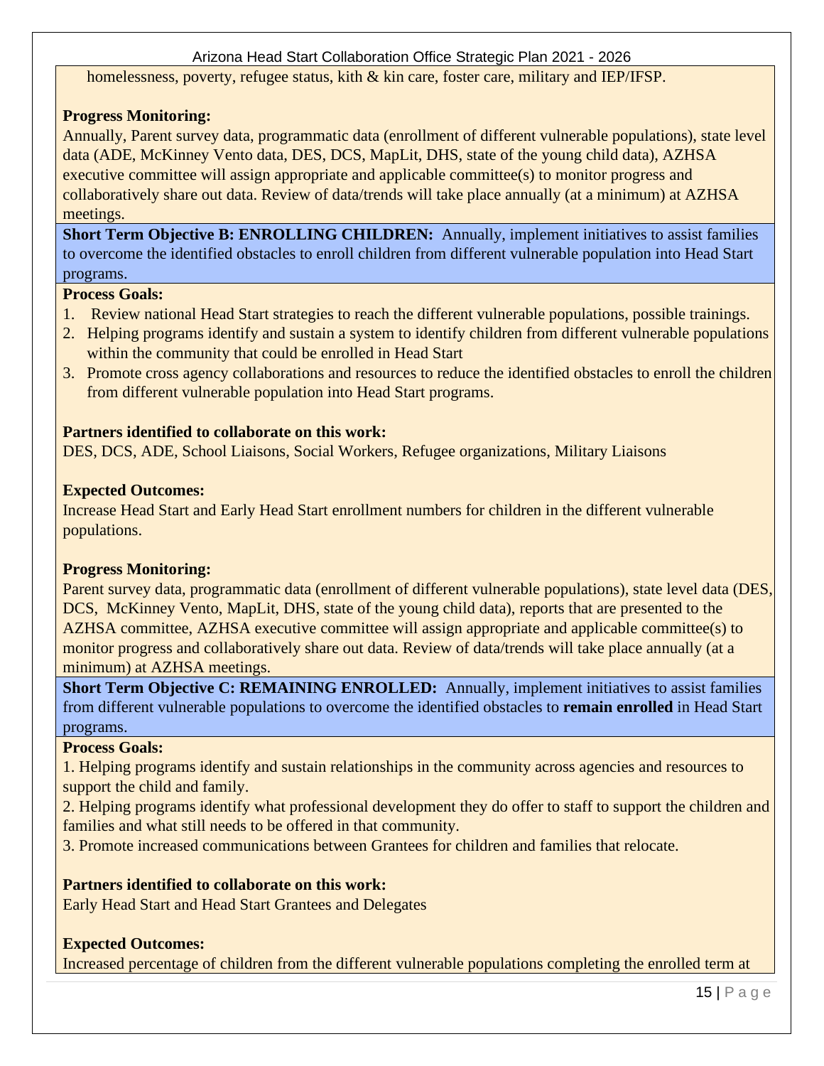homelessness, poverty, refugee status, kith & kin care, foster care, military and IEP/IFSP.

**Progress Monitoring:**
Annually, Parent survey data, programmatic data (enrollment of different vulnerable populations), state level data (ADE, McKinney Vento data, DES, DCS, MapLit, DHS, state of the young child data), AZHSA executive committee will assign appropriate and applicable committee(s) to monitor progress and collaboratively share out data. Review of data/trends will take place annually (at a minimum) at AZHSA meetings.

**Short Term Objective B: ENROLLING CHILDREN:** Annually, implement initiatives to assist families to overcome the identified obstacles to enroll children from different vulnerable population into Head Start programs.

**Process Goals:**
1. Review national Head Start strategies to reach the different vulnerable populations, possible trainings.
2. Helping programs identify and sustain a system to identify children from different vulnerable populations within the community that could be enrolled in Head Start
3. Promote cross agency collaborations and resources to reduce the identified obstacles to enroll the children from different vulnerable population into Head Start programs.

**Partners identified to collaborate on this work:**
DES, DCS, ADE, School Liaisons, Social Workers, Refugee organizations, Military Liaisons

**Expected Outcomes:**
Increase Head Start and Early Head Start enrollment numbers for children in the different vulnerable populations.

**Progress Monitoring:**
Parent survey data, programmatic data (enrollment of different vulnerable populations), state level data (DES, DCS, McKinney Vento, MapLit, DHS, state of the young child data), reports that are presented to the AZHSA committee, AZHSA executive committee will assign appropriate and applicable committee(s) to monitor progress and collaboratively share out data. Review of data/trends will take place annually (at a minimum) at AZHSA meetings.

**Short Term Objective C: REMAINING ENROLLED:** Annually, implement initiatives to assist families from different vulnerable populations to overcome the identified obstacles to **remain enrolled** in Head Start programs.

**Process Goals:**
1. Helping programs identify and sustain relationships in the community across agencies and resources to support the child and family.
2. Helping programs identify what professional development they do offer to staff to support the children and families and what still needs to be offered in that community.
3. Promote increased communications between Grantees for children and families that relocate.

**Partners identified to collaborate on this work:**
Early Head Start and Head Start Grantees and Delegates

**Expected Outcomes:**
Increased percentage of children from the different vulnerable populations completing the enrolled term at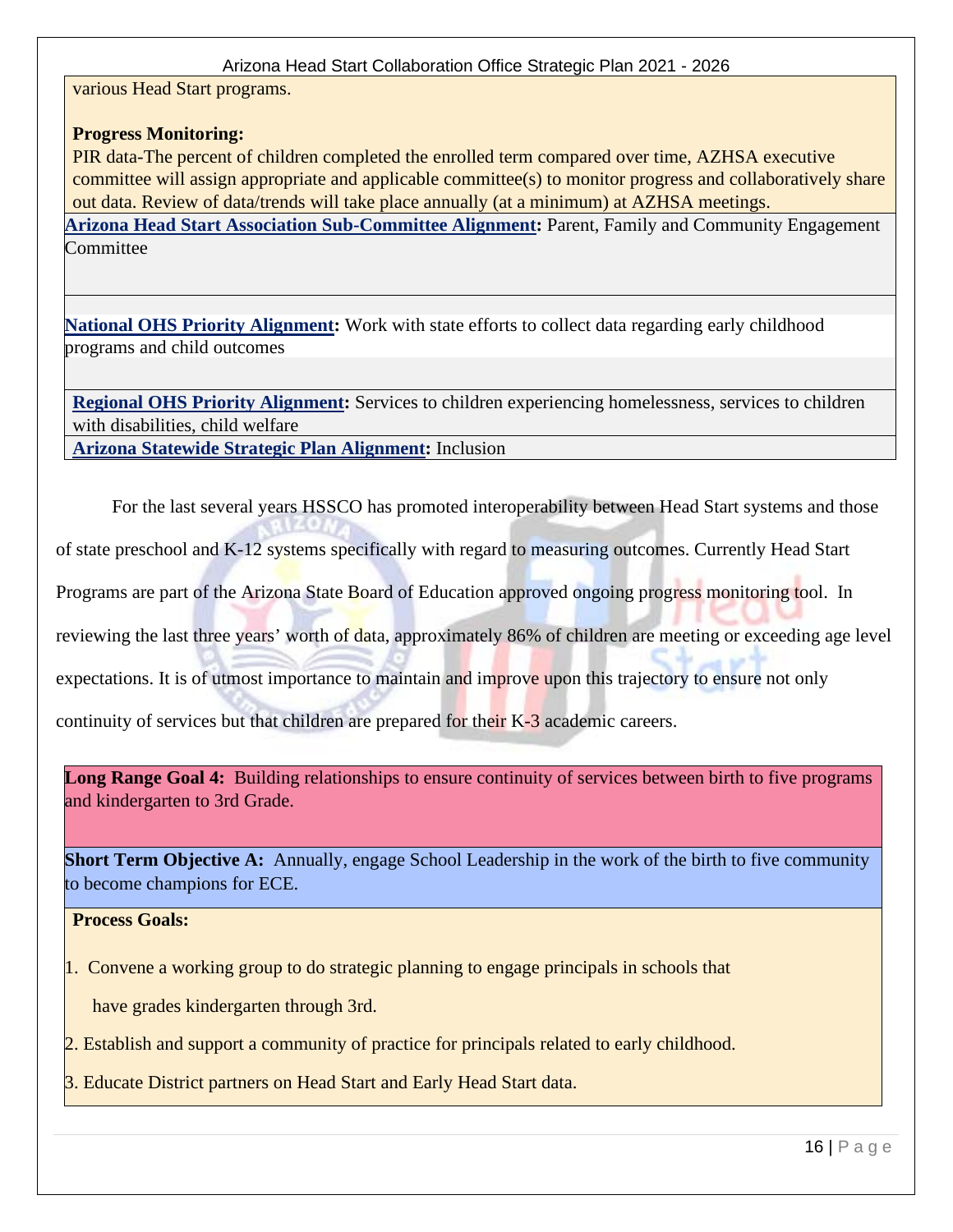various Head Start programs.

**Progress Monitoring:**
PIR data-The percent of children completed the enrolled term compared over time, AZHSA executive committee will assign appropriate and applicable committee(s) to monitor progress and collaboratively share out data. Review of data/trends will take place annually (at a minimum) at AZHSA meetings.

**Arizona Head Start Association Sub-Committee Alignment:** Parent, Family and Community Engagement Committee

**National OHS Priority Alignment:** Work with state efforts to collect data regarding early childhood programs and child outcomes

**Regional OHS Priority Alignment:** Services to children experiencing homelessness, services to children with disabilities, child welfare

**Arizona Statewide Strategic Plan Alignment:** Inclusion

For the last several years HSSCO has promoted interoperability between Head Start systems and those of state preschool and K-12 systems specifically with regard to measuring outcomes. Currently Head Start Programs are part of the Arizona State Board of Education approved ongoing progress monitoring tool. In reviewing the last three years' worth of data, approximately 86% of children are meeting or exceeding age level expectations. It is of utmost importance to maintain and improve upon this trajectory to ensure not only continuity of services but that children are prepared for their K-3 academic careers.

**Long Range Goal 4:** Building relationships to ensure continuity of services between birth to five programs and kindergarten to 3rd Grade.

**Short Term Objective A:** Annually, engage School Leadership in the work of the birth to five community to become champions for ECE.

**Process Goals:**

1. Convene a working group to do strategic planning to engage principals in schools that have grades kindergarten through 3rd.
2. Establish and support a community of practice for principals related to early childhood.
3. Educate District partners on Head Start and Early Head Start data.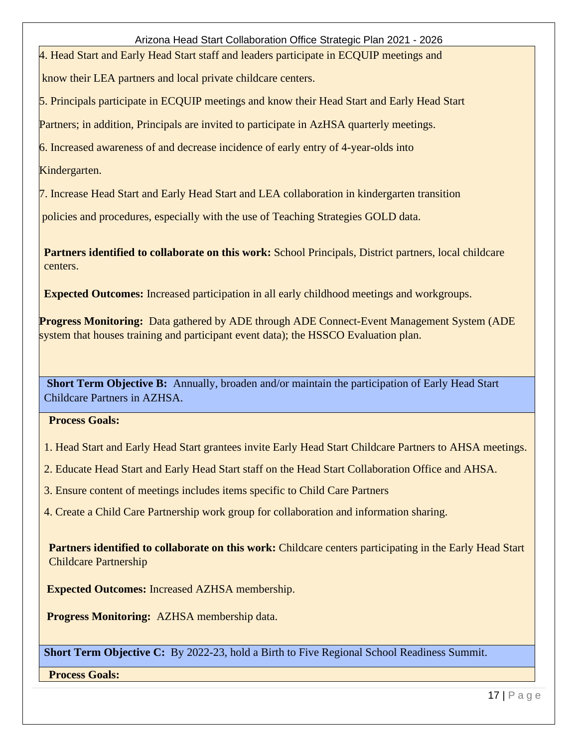4. Head Start and Early Head Start staff and leaders participate in ECQUIP meetings and know their LEA partners and local private childcare centers.

5. Principals participate in ECQUIP meetings and know their Head Start and Early Head Start Partners; in addition, Principals are invited to participate in AzHSA quarterly meetings.

6. Increased awareness of and decrease incidence of early entry of 4-year-olds into Kindergarten.

7. Increase Head Start and Early Head Start and LEA collaboration in kindergarten transition policies and procedures, especially with the use of Teaching Strategies GOLD data.

**Partners identified to collaborate on this work:** School Principals, District partners, local childcare centers.

**Expected Outcomes:** Increased participation in all early childhood meetings and workgroups.

**Progress Monitoring:** Data gathered by ADE through ADE Connect-Event Management System (ADE system that houses training and participant event data); the HSSCO Evaluation plan.

**Short Term Objective B:** Annually, broaden and/or maintain the participation of Early Head Start Childcare Partners in AZHSA.

**Process Goals:**

1. Head Start and Early Head Start grantees invite Early Head Start Childcare Partners to AHSA meetings.
2. Educate Head Start and Early Head Start staff on the Head Start Collaboration Office and AHSA.
3. Ensure content of meetings includes items specific to Child Care Partners
4. Create a Child Care Partnership work group for collaboration and information sharing.

**Partners identified to collaborate on this work:** Childcare centers participating in the Early Head Start Childcare Partnership

**Expected Outcomes:** Increased AZHSA membership.

**Progress Monitoring:** AZHSA membership data.

**Short Term Objective C:** By 2022-23, hold a Birth to Five Regional School Readiness Summit.

**Process Goals:**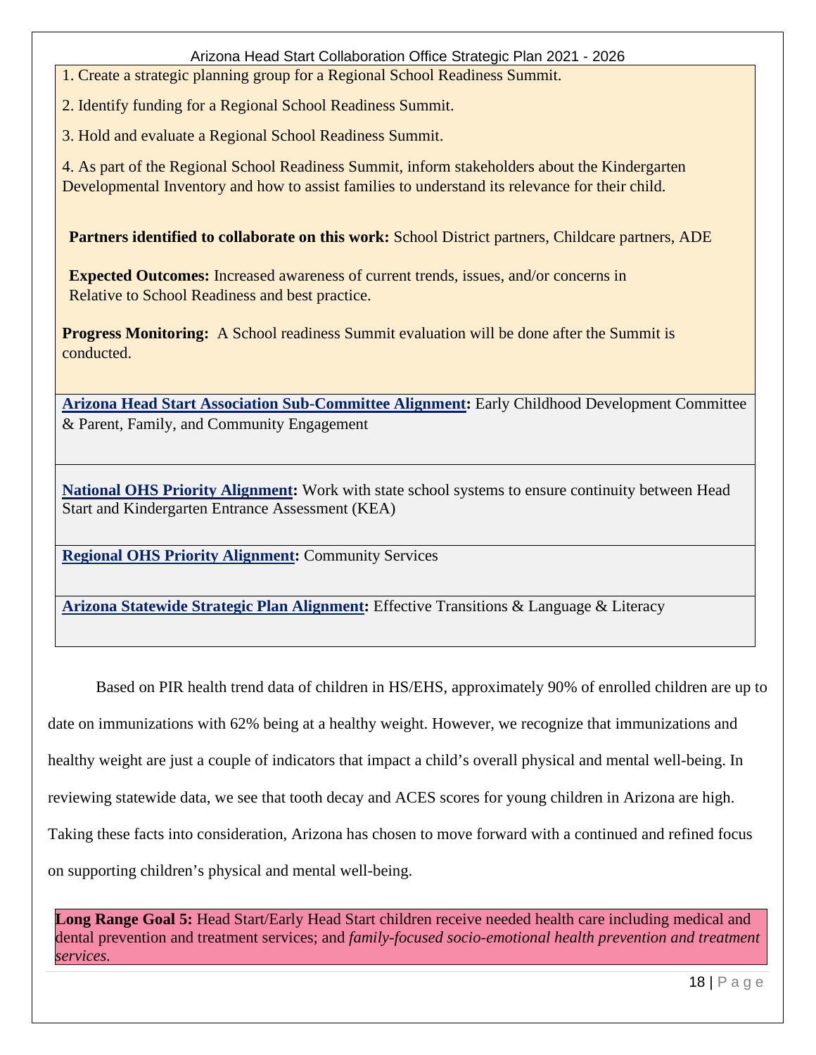1. Create a strategic planning group for a Regional School Readiness Summit.

2. Identify funding for a Regional School Readiness Summit.

3. Hold and evaluate a Regional School Readiness Summit.

4. As part of the Regional School Readiness Summit, inform stakeholders about the Kindergarten Developmental Inventory and how to assist families to understand its relevance for their child.

**Partners identified to collaborate on this work:** School District partners, Childcare partners, ADE

**Expected Outcomes:** Increased awareness of current trends, issues, and/or concerns in Relative to School Readiness and best practice.

**Progress Monitoring:** A School readiness Summit evaluation will be done after the Summit is conducted.

**Arizona Head Start Association Sub-Committee Alignment:** Early Childhood Development Committee & Parent, Family, and Community Engagement

**National OHS Priority Alignment:** Work with state school systems to ensure continuity between Head Start and Kindergarten Entrance Assessment (KEA)

**Regional OHS Priority Alignment:** Community Services

**Arizona Statewide Strategic Plan Alignment:** Effective Transitions & Language & Literacy

Based on PIR health trend data of children in HS/EHS, approximately 90% of enrolled children are up to date on immunizations with 62% being at a healthy weight. However, we recognize that immunizations and healthy weight are just a couple of indicators that impact a child's overall physical and mental well-being. In reviewing statewide data, we see that tooth decay and ACES scores for young children in Arizona are high. Taking these facts into consideration, Arizona has chosen to move forward with a continued and refined focus on supporting children's physical and mental well-being.

**Long Range Goal 5:** Head Start/Early Head Start children receive needed health care including medical and dental prevention and treatment services; and *family-focused socio-emotional health prevention and treatment services.*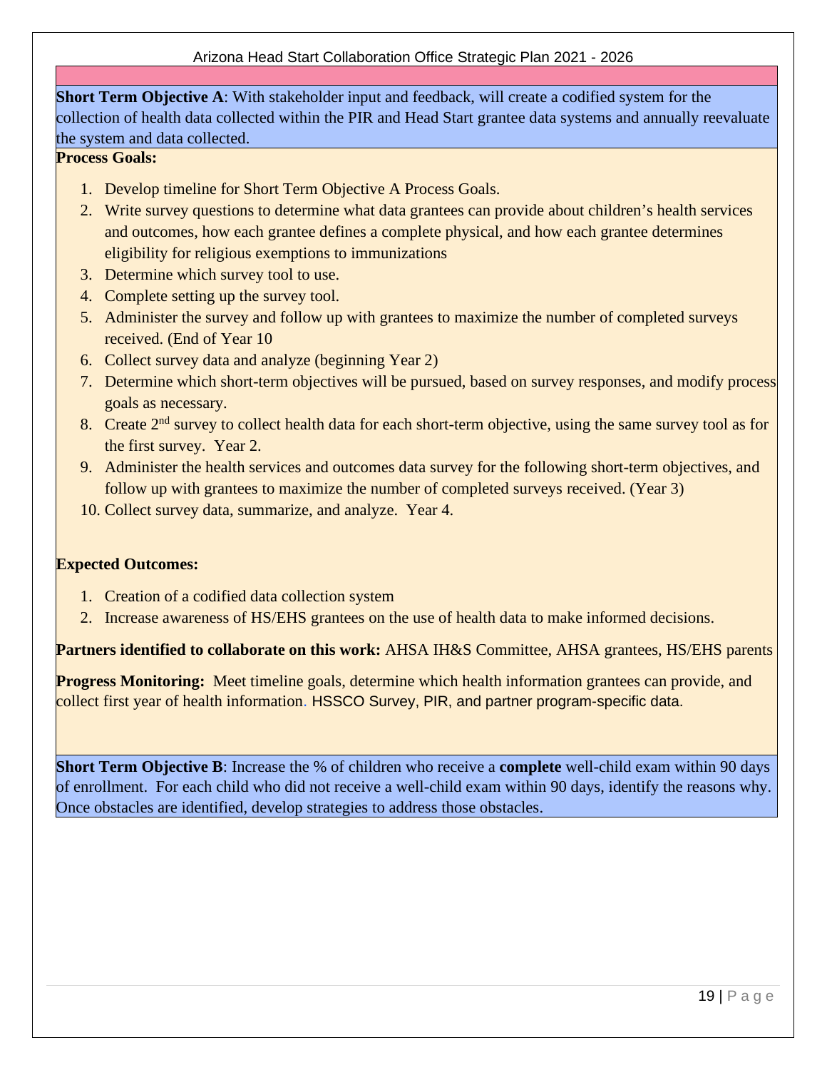**Short Term Objective A**: With stakeholder input and feedback, will create a codified system for the collection of health data collected within the PIR and Head Start grantee data systems and annually reevaluate the system and data collected.

**Process Goals:**

1. Develop timeline for Short Term Objective A Process Goals.
2. Write survey questions to determine what data grantees can provide about children's health services and outcomes, how each grantee defines a complete physical, and how each grantee determines eligibility for religious exemptions to immunizations
3. Determine which survey tool to use.
4. Complete setting up the survey tool.
5. Administer the survey and follow up with grantees to maximize the number of completed surveys received. (End of Year 10
6. Collect survey data and analyze (beginning Year 2)
7. Determine which short-term objectives will be pursued, based on survey responses, and modify process goals as necessary.
8. Create 2nd survey to collect health data for each short-term objective, using the same survey tool as for the first survey. Year 2.
9. Administer the health services and outcomes data survey for the following short-term objectives, and follow up with grantees to maximize the number of completed surveys received. (Year 3)
10. Collect survey data, summarize, and analyze. Year 4.

**Expected Outcomes:**

1. Creation of a codified data collection system
2. Increase awareness of HS/EHS grantees on the use of health data to make informed decisions.

**Partners identified to collaborate on this work:** AHSA IH&S Committee, AHSA grantees, HS/EHS parents

**Progress Monitoring:** Meet timeline goals, determine which health information grantees can provide, and collect first year of health information. HSSCO Survey, PIR, and partner program-specific data.

**Short Term Objective B**: Increase the % of children who receive a **complete** well-child exam within 90 days of enrollment. For each child who did not receive a well-child exam within 90 days, identify the reasons why. Once obstacles are identified, develop strategies to address those obstacles.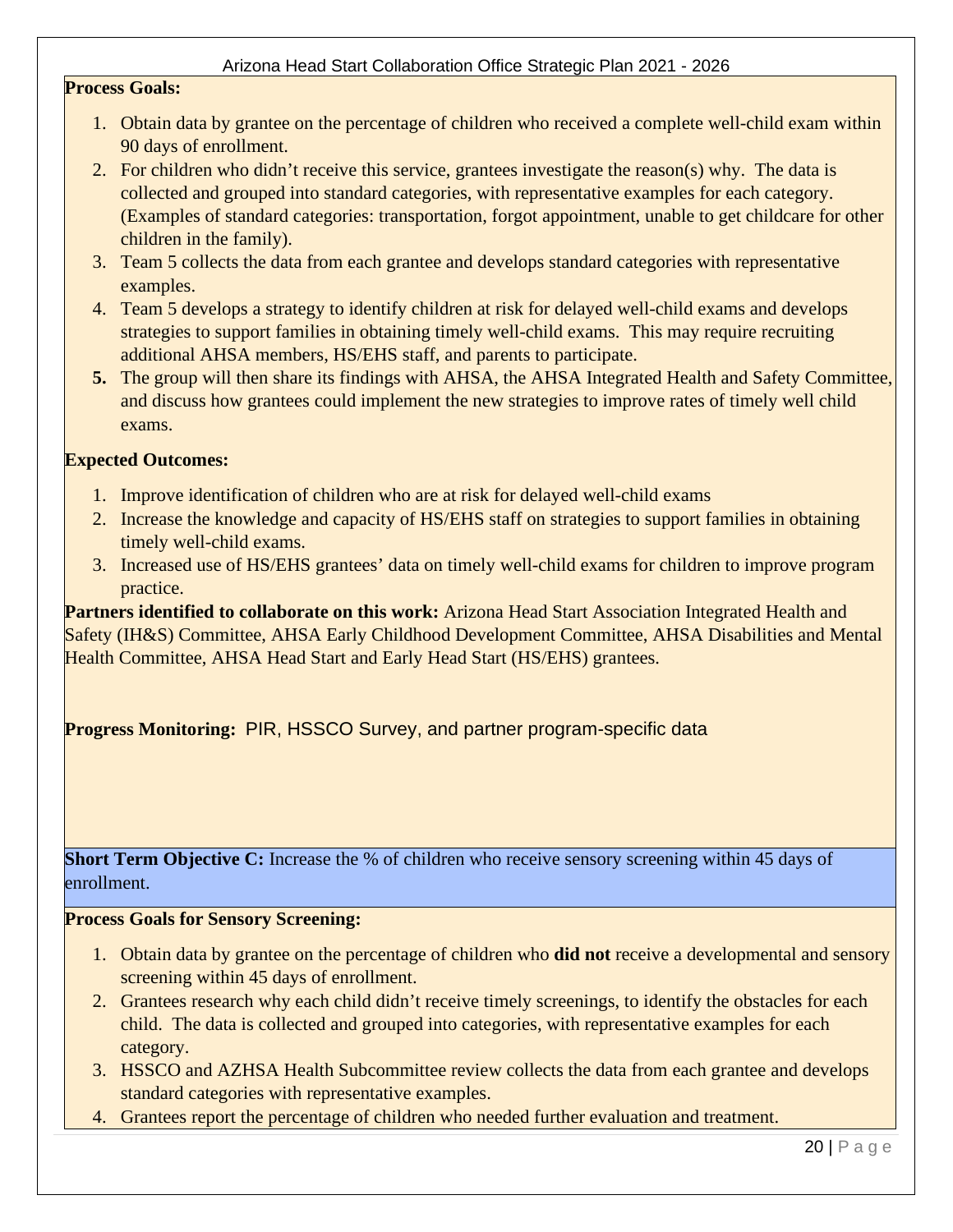**Process Goals:**

1. Obtain data by grantee on the percentage of children who received a complete well-child exam within 90 days of enrollment.
2. For children who didn't receive this service, grantees investigate the reason(s) why. The data is collected and grouped into standard categories, with representative examples for each category. (Examples of standard categories: transportation, forgot appointment, unable to get childcare for other children in the family).
3. Team 5 collects the data from each grantee and develops standard categories with representative examples.
4. Team 5 develops a strategy to identify children at risk for delayed well-child exams and develops strategies to support families in obtaining timely well-child exams. This may require recruiting additional AHSA members, HS/EHS staff, and parents to participate.
5. The group will then share its findings with AHSA, the AHSA Integrated Health and Safety Committee, and discuss how grantees could implement the new strategies to improve rates of timely well child exams.

**Expected Outcomes:**

1. Improve identification of children who are at risk for delayed well-child exams
2. Increase the knowledge and capacity of HS/EHS staff on strategies to support families in obtaining timely well-child exams.
3. Increased use of HS/EHS grantees' data on timely well-child exams for children to improve program practice.

**Partners identified to collaborate on this work:** Arizona Head Start Association Integrated Health and Safety (IH&S) Committee, AHSA Early Childhood Development Committee, AHSA Disabilities and Mental Health Committee, AHSA Head Start and Early Head Start (HS/EHS) grantees.

**Progress Monitoring:** PIR, HSSCO Survey, and partner program-specific data

**Short Term Objective C:** Increase the % of children who receive sensory screening within 45 days of enrollment.

**Process Goals for Sensory Screening:**

1. Obtain data by grantee on the percentage of children who **did not** receive a developmental and sensory screening within 45 days of enrollment.
2. Grantees research why each child didn't receive timely screenings, to identify the obstacles for each child. The data is collected and grouped into categories, with representative examples for each category.
3. HSSCO and AZHSA Health Subcommittee review collects the data from each grantee and develops standard categories with representative examples.
4. Grantees report the percentage of children who needed further evaluation and treatment.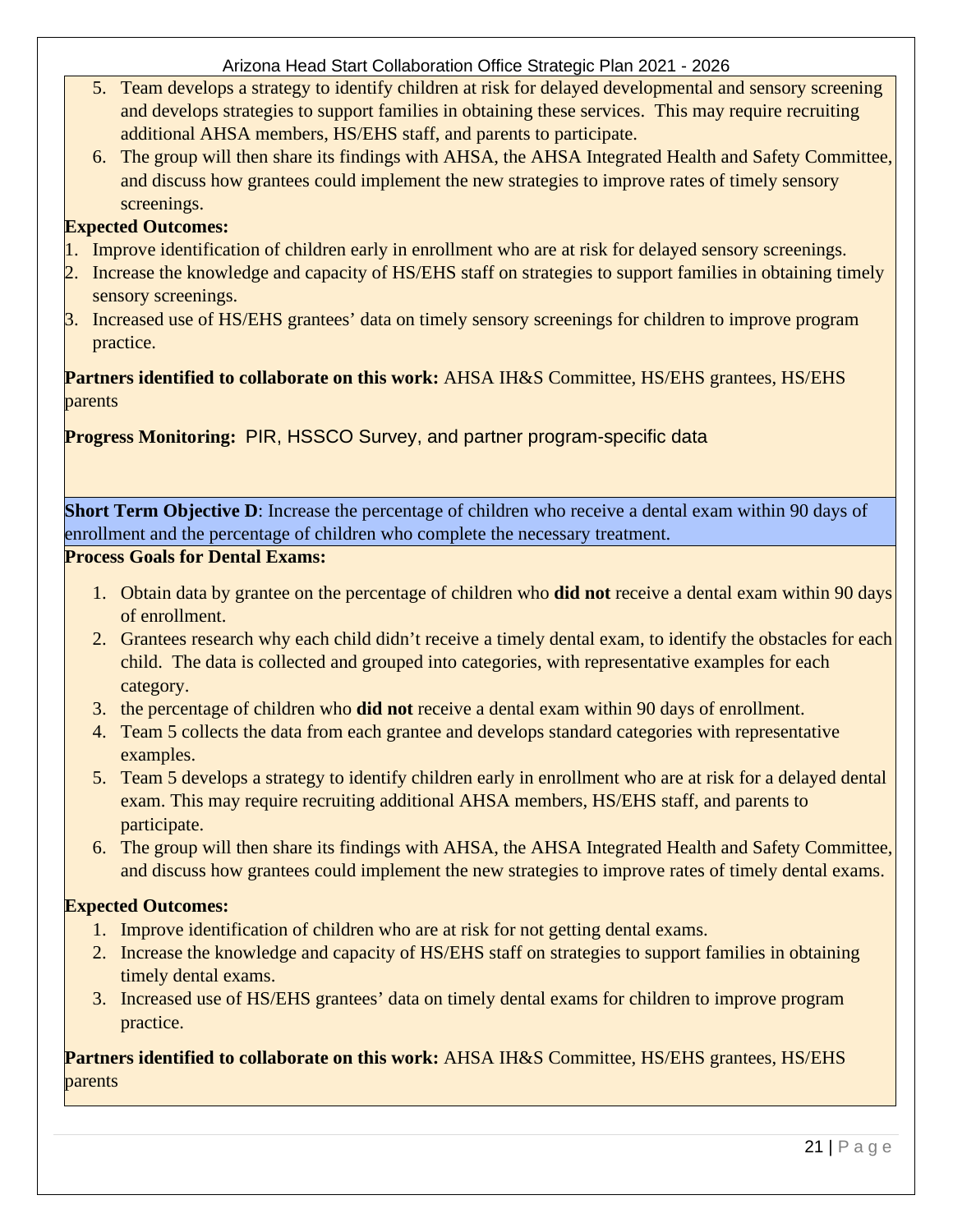5. Team develops a strategy to identify children at risk for delayed developmental and sensory screening and develops strategies to support families in obtaining these services. This may require recruiting additional AHSA members, HS/EHS staff, and parents to participate.
6. The group will then share its findings with AHSA, the AHSA Integrated Health and Safety Committee, and discuss how grantees could implement the new strategies to improve rates of timely sensory screenings.

**Expected Outcomes:**

1. Improve identification of children early in enrollment who are at risk for delayed sensory screenings.
2. Increase the knowledge and capacity of HS/EHS staff on strategies to support families in obtaining timely sensory screenings.
3. Increased use of HS/EHS grantees' data on timely sensory screenings for children to improve program practice.

**Partners identified to collaborate on this work:** AHSA IH&S Committee, HS/EHS grantees, HS/EHS parents

**Progress Monitoring:** PIR, HSSCO Survey, and partner program-specific data

**Short Term Objective D**: Increase the percentage of children who receive a dental exam within 90 days of enrollment and the percentage of children who complete the necessary treatment.

**Process Goals for Dental Exams:**

1. Obtain data by grantee on the percentage of children who **did not** receive a dental exam within 90 days of enrollment.
2. Grantees research why each child didn't receive a timely dental exam, to identify the obstacles for each child. The data is collected and grouped into categories, with representative examples for each category.
3. the percentage of children who **did not** receive a dental exam within 90 days of enrollment.
4. Team 5 collects the data from each grantee and develops standard categories with representative examples.
5. Team 5 develops a strategy to identify children early in enrollment who are at risk for a delayed dental exam. This may require recruiting additional AHSA members, HS/EHS staff, and parents to participate.
6. The group will then share its findings with AHSA, the AHSA Integrated Health and Safety Committee, and discuss how grantees could implement the new strategies to improve rates of timely dental exams.

**Expected Outcomes:**

1. Improve identification of children who are at risk for not getting dental exams.
2. Increase the knowledge and capacity of HS/EHS staff on strategies to support families in obtaining timely dental exams.
3. Increased use of HS/EHS grantees' data on timely dental exams for children to improve program practice.

**Partners identified to collaborate on this work:** AHSA IH&S Committee, HS/EHS grantees, HS/EHS parents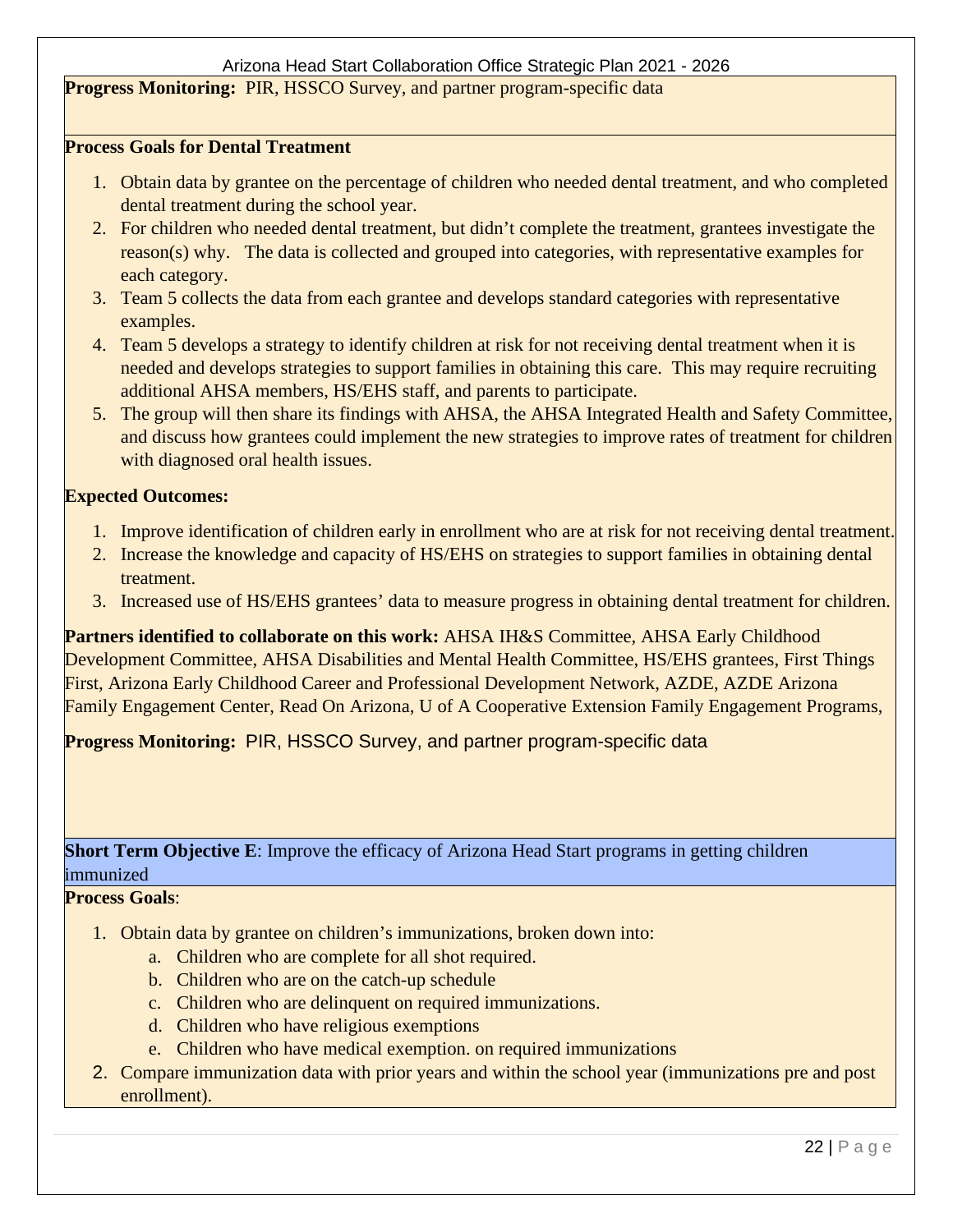**Progress Monitoring:** PIR, HSSCO Survey, and partner program-specific data

**Process Goals for Dental Treatment**

1. Obtain data by grantee on the percentage of children who needed dental treatment, and who completed dental treatment during the school year.
2. For children who needed dental treatment, but didn't complete the treatment, grantees investigate the reason(s) why. The data is collected and grouped into categories, with representative examples for each category.
3. Team 5 collects the data from each grantee and develops standard categories with representative examples.
4. Team 5 develops a strategy to identify children at risk for not receiving dental treatment when it is needed and develops strategies to support families in obtaining this care. This may require recruiting additional AHSA members, HS/EHS staff, and parents to participate.
5. The group will then share its findings with AHSA, the AHSA Integrated Health and Safety Committee, and discuss how grantees could implement the new strategies to improve rates of treatment for children with diagnosed oral health issues.

**Expected Outcomes:**

1. Improve identification of children early in enrollment who are at risk for not receiving dental treatment.
2. Increase the knowledge and capacity of HS/EHS on strategies to support families in obtaining dental treatment.
3. Increased use of HS/EHS grantees' data to measure progress in obtaining dental treatment for children.

**Partners identified to collaborate on this work:** AHSA IH&S Committee, AHSA Early Childhood Development Committee, AHSA Disabilities and Mental Health Committee, HS/EHS grantees, First Things First, Arizona Early Childhood Career and Professional Development Network, AZDE, AZDE Arizona Family Engagement Center, Read On Arizona, U of A Cooperative Extension Family Engagement Programs,

**Progress Monitoring:** PIR, HSSCO Survey, and partner program-specific data

**Short Term Objective E**: Improve the efficacy of Arizona Head Start programs in getting children immunized

**Process Goals**:

1. Obtain data by grantee on children's immunizations, broken down into:
    a. Children who are complete for all shot required.
    b. Children who are on the catch-up schedule
    c. Children who are delinquent on required immunizations.
    d. Children who have religious exemptions
    e. Children who have medical exemption. on required immunizations
2. Compare immunization data with prior years and within the school year (immunizations pre and post enrollment).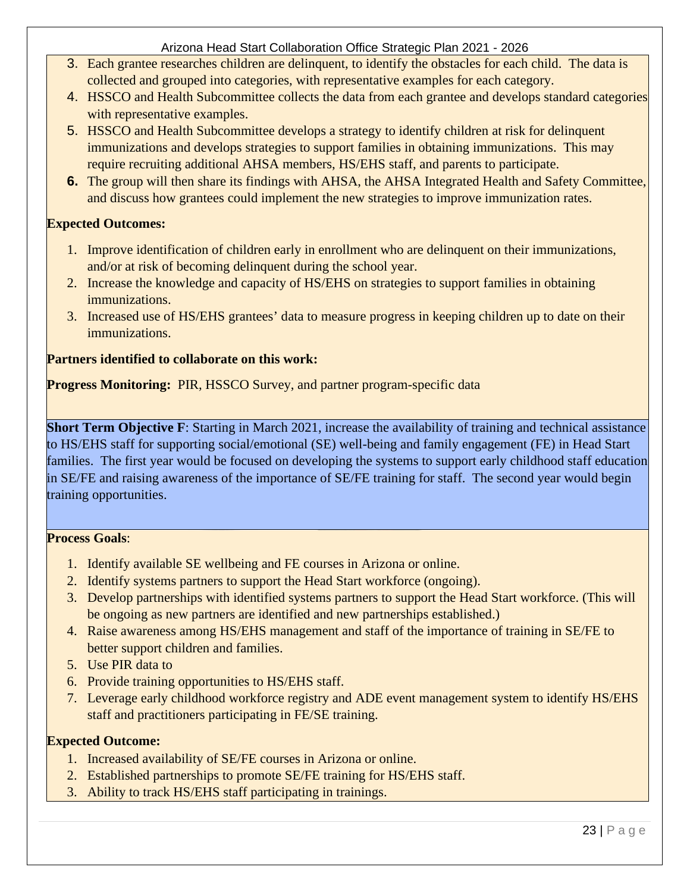3. Each grantee researches children are delinquent, to identify the obstacles for each child. The data is collected and grouped into categories, with representative examples for each category.
4. HSSCO and Health Subcommittee collects the data from each grantee and develops standard categories with representative examples.
5. HSSCO and Health Subcommittee develops a strategy to identify children at risk for delinquent immunizations and develops strategies to support families in obtaining immunizations. This may require recruiting additional AHSA members, HS/EHS staff, and parents to participate.
6. The group will then share its findings with AHSA, the AHSA Integrated Health and Safety Committee, and discuss how grantees could implement the new strategies to improve immunization rates.

**Expected Outcomes:**

1. Improve identification of children early in enrollment who are delinquent on their immunizations, and/or at risk of becoming delinquent during the school year.
2. Increase the knowledge and capacity of HS/EHS on strategies to support families in obtaining immunizations.
3. Increased use of HS/EHS grantees' data to measure progress in keeping children up to date on their immunizations.

**Partners identified to collaborate on this work:**

**Progress Monitoring:** PIR, HSSCO Survey, and partner program-specific data

**Short Term Objective F**: Starting in March 2021, increase the availability of training and technical assistance to HS/EHS staff for supporting social/emotional (SE) well-being and family engagement (FE) in Head Start families. The first year would be focused on developing the systems to support early childhood staff education in SE/FE and raising awareness of the importance of SE/FE training for staff. The second year would begin training opportunities.

**Process Goals**:

1. Identify available SE wellbeing and FE courses in Arizona or online.
2. Identify systems partners to support the Head Start workforce (ongoing).
3. Develop partnerships with identified systems partners to support the Head Start workforce. (This will be ongoing as new partners are identified and new partnerships established.)
4. Raise awareness among HS/EHS management and staff of the importance of training in SE/FE to better support children and families.
5. Use PIR data to
6. Provide training opportunities to HS/EHS staff.
7. Leverage early childhood workforce registry and ADE event management system to identify HS/EHS staff and practitioners participating in FE/SE training.

**Expected Outcome:**

1. Increased availability of SE/FE courses in Arizona or online.
2. Established partnerships to promote SE/FE training for HS/EHS staff.
3. Ability to track HS/EHS staff participating in trainings.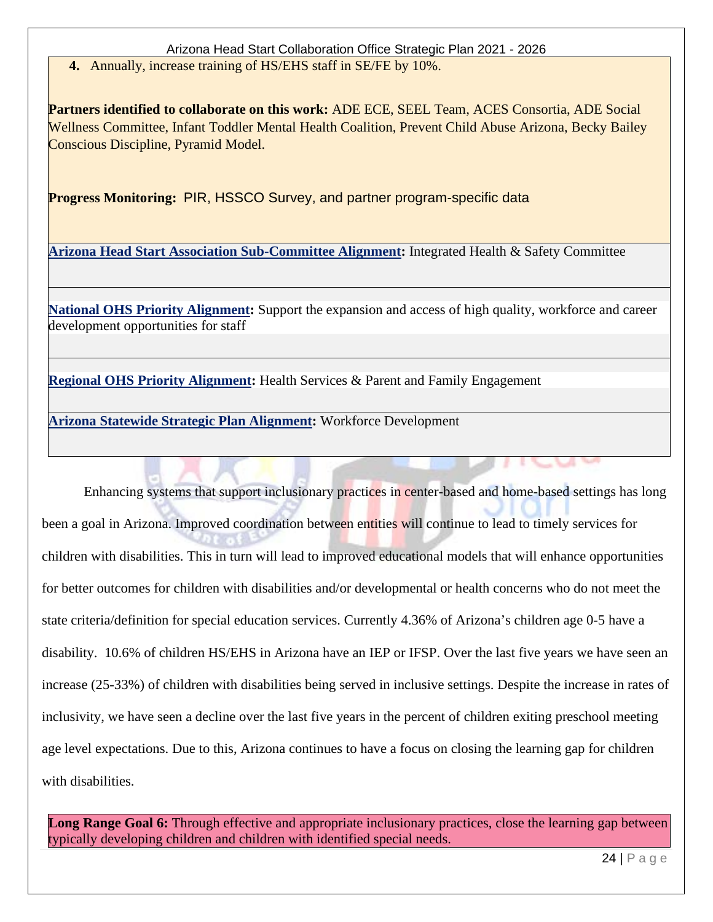4. Annually, increase training of HS/EHS staff in SE/FE by 10%.

**Partners identified to collaborate on this work:** ADE ECE, SEEL Team, ACES Consortia, ADE Social Wellness Committee, Infant Toddler Mental Health Coalition, Prevent Child Abuse Arizona, Becky Bailey Conscious Discipline, Pyramid Model.

**Progress Monitoring:** PIR, HSSCO Survey, and partner program-specific data

**Arizona Head Start Association Sub-Committee Alignment:** Integrated Health & Safety Committee

**National OHS Priority Alignment:** Support the expansion and access of high quality, workforce and career development opportunities for staff

**Regional OHS Priority Alignment:** Health Services & Parent and Family Engagement

**Arizona Statewide Strategic Plan Alignment:** Workforce Development

Enhancing systems that support inclusionary practices in center-based and home-based settings has long been a goal in Arizona. Improved coordination between entities will continue to lead to timely services for children with disabilities. This in turn will lead to improved educational models that will enhance opportunities for better outcomes for children with disabilities and/or developmental or health concerns who do not meet the state criteria/definition for special education services. Currently 4.36% of Arizona's children age 0-5 have a disability. 10.6% of children HS/EHS in Arizona have an IEP or IFSP. Over the last five years we have seen an increase (25-33%) of children with disabilities being served in inclusive settings. Despite the increase in rates of inclusivity, we have seen a decline over the last five years in the percent of children exiting preschool meeting age level expectations. Due to this, Arizona continues to have a focus on closing the learning gap for children with disabilities.

**Long Range Goal 6:** Through effective and appropriate inclusionary practices, close the learning gap between typically developing children and children with identified special needs.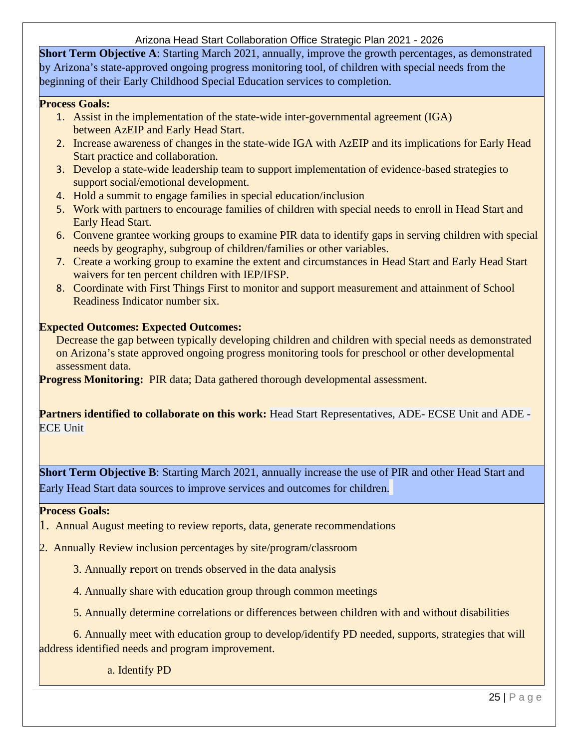**Short Term Objective A**: Starting March 2021, annually, improve the growth percentages, as demonstrated by Arizona's state-approved ongoing progress monitoring tool, of children with special needs from the beginning of their Early Childhood Special Education services to completion.

**Process Goals:**

1. Assist in the implementation of the state-wide inter-governmental agreement (IGA) between AzEIP and Early Head Start.
2. Increase awareness of changes in the state-wide IGA with AzEIP and its implications for Early Head Start practice and collaboration.
3. Develop a state-wide leadership team to support implementation of evidence-based strategies to support social/emotional development.
4. Hold a summit to engage families in special education/inclusion
5. Work with partners to encourage families of children with special needs to enroll in Head Start and Early Head Start.
6. Convene grantee working groups to examine PIR data to identify gaps in serving children with special needs by geography, subgroup of children/families or other variables.
7. Create a working group to examine the extent and circumstances in Head Start and Early Head Start waivers for ten percent children with IEP/IFSP.
8. Coordinate with First Things First to monitor and support measurement and attainment of School Readiness Indicator number six.

**Expected Outcomes: Expected Outcomes:**

Decrease the gap between typically developing children and children with special needs as demonstrated on Arizona's state approved ongoing progress monitoring tools for preschool or other developmental assessment data.

**Progress Monitoring:** PIR data; Data gathered thorough developmental assessment.

**Partners identified to collaborate on this work:** Head Start Representatives, ADE- ECSE Unit and ADE - ECE Unit

**Short Term Objective B**: Starting March 2021, annually increase the use of PIR and other Head Start and Early Head Start data sources to improve services and outcomes for children.

**Process Goals:**

1. Annual August meeting to review reports, data, generate recommendations
2. Annually Review inclusion percentages by site/program/classroom
3. Annually **r**eport on trends observed in the data analysis
4. Annually share with education group through common meetings
5. Annually determine correlations or differences between children with and without disabilities
6. Annually meet with education group to develop/identify PD needed, supports, strategies that will address identified needs and program improvement.
   a. Identify PD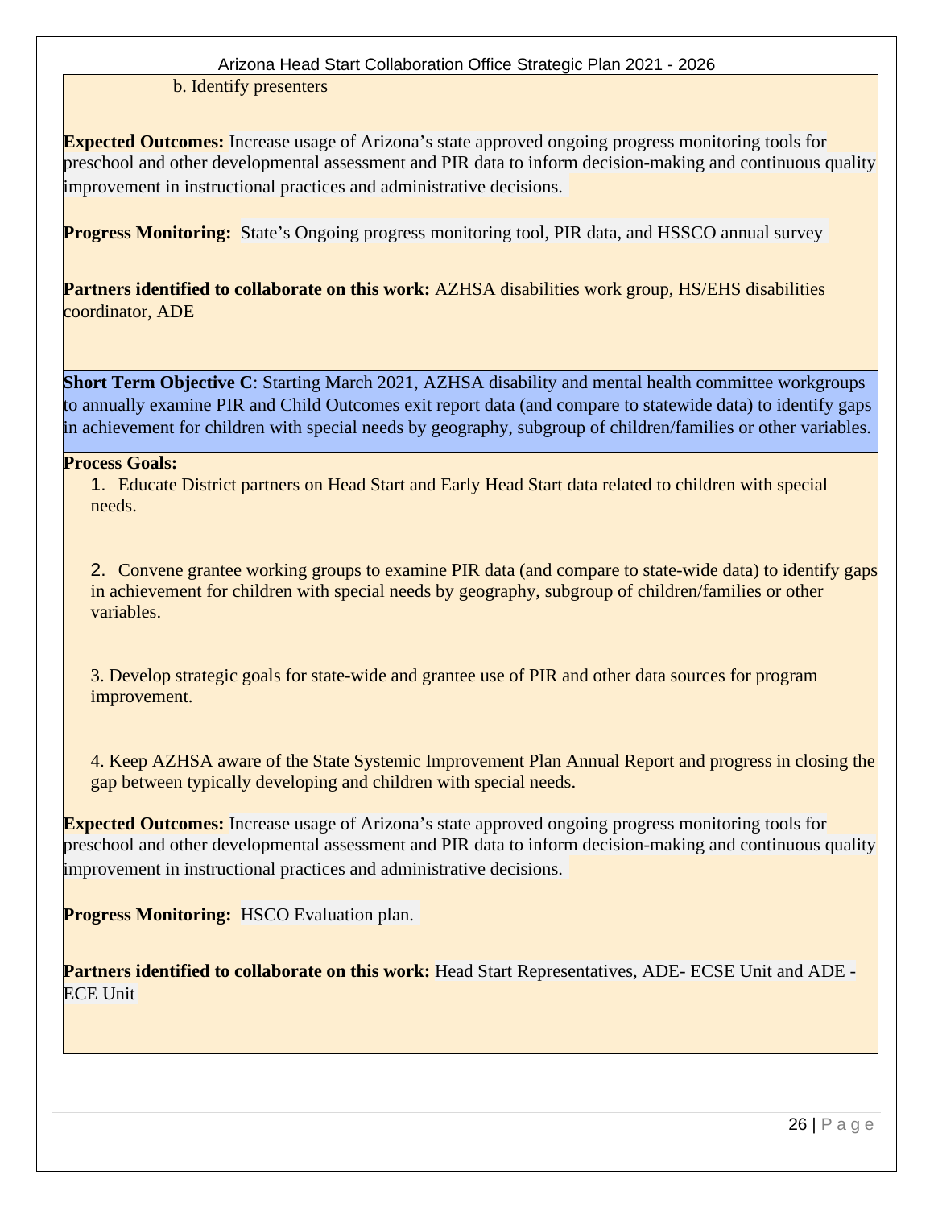b. Identify presenters

**Expected Outcomes:** Increase usage of Arizona's state approved ongoing progress monitoring tools for preschool and other developmental assessment and PIR data to inform decision-making and continuous quality improvement in instructional practices and administrative decisions.

**Progress Monitoring:** State's Ongoing progress monitoring tool, PIR data, and HSSCO annual survey

**Partners identified to collaborate on this work:** AZHSA disabilities work group, HS/EHS disabilities coordinator, ADE

**Short Term Objective C**: Starting March 2021, AZHSA disability and mental health committee workgroups to annually examine PIR and Child Outcomes exit report data (and compare to statewide data) to identify gaps in achievement for children with special needs by geography, subgroup of children/families or other variables.

**Process Goals:**

1. Educate District partners on Head Start and Early Head Start data related to children with special needs.

2. Convene grantee working groups to examine PIR data (and compare to state-wide data) to identify gaps in achievement for children with special needs by geography, subgroup of children/families or other variables.

3. Develop strategic goals for state-wide and grantee use of PIR and other data sources for program improvement.

4. Keep AZHSA aware of the State Systemic Improvement Plan Annual Report and progress in closing the gap between typically developing and children with special needs.

**Expected Outcomes:** Increase usage of Arizona's state approved ongoing progress monitoring tools for preschool and other developmental assessment and PIR data to inform decision-making and continuous quality improvement in instructional practices and administrative decisions.

**Progress Monitoring:** HSCO Evaluation plan.

**Partners identified to collaborate on this work:** Head Start Representatives, ADE- ECSE Unit and ADE - ECE Unit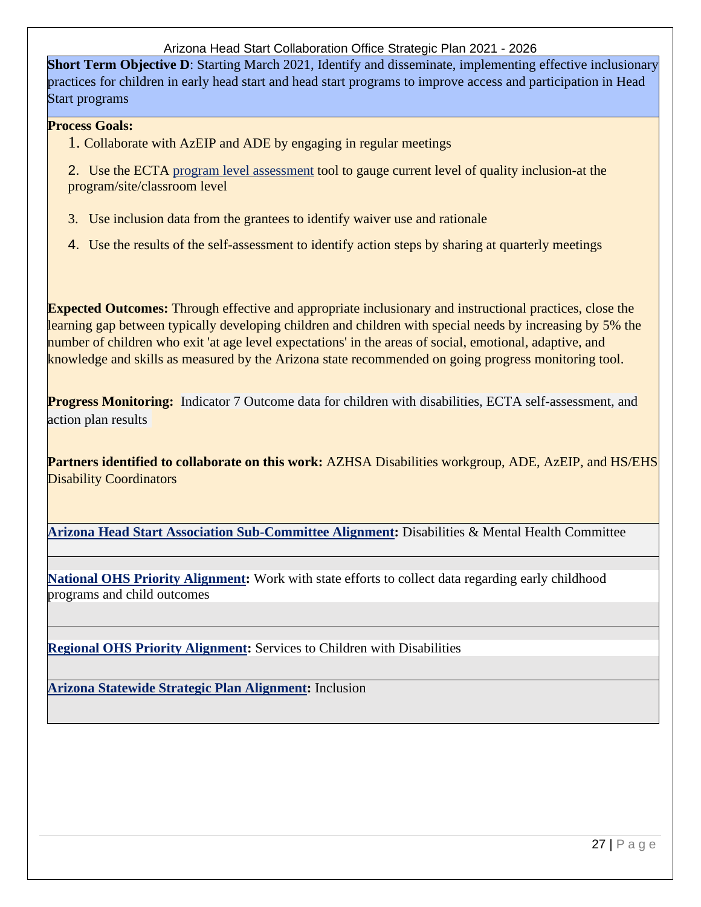**Short Term Objective D**: Starting March 2021, Identify and disseminate, implementing effective inclusionary practices for children in early head start and head start programs to improve access and participation in Head Start programs

**Process Goals:**

1. Collaborate with AzEIP and ADE by engaging in regular meetings
2. Use the ECTA program level assessment tool to gauge current level of quality inclusion-at the program/site/classroom level
3. Use inclusion data from the grantees to identify waiver use and rationale
4. Use the results of the self-assessment to identify action steps by sharing at quarterly meetings

**Expected Outcomes:** Through effective and appropriate inclusionary and instructional practices, close the learning gap between typically developing children and children with special needs by increasing by 5% the number of children who exit 'at age level expectations' in the areas of social, emotional, adaptive, and knowledge and skills as measured by the Arizona state recommended on going progress monitoring tool.

**Progress Monitoring:** Indicator 7 Outcome data for children with disabilities, ECTA self-assessment, and action plan results

**Partners identified to collaborate on this work:** AZHSA Disabilities workgroup, ADE, AzEIP, and HS/EHS Disability Coordinators

**Arizona Head Start Association Sub-Committee Alignment:** Disabilities & Mental Health Committee

**National OHS Priority Alignment:** Work with state efforts to collect data regarding early childhood programs and child outcomes

**Regional OHS Priority Alignment:** Services to Children with Disabilities

**Arizona Statewide Strategic Plan Alignment:** Inclusion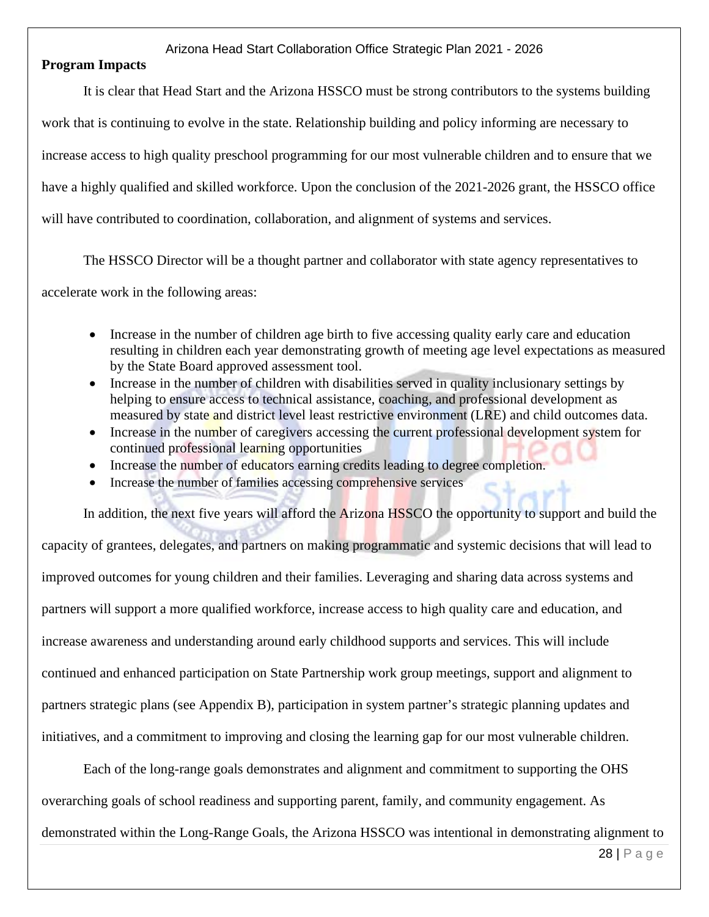**Program Impacts**

It is clear that Head Start and the Arizona HSSCO must be strong contributors to the systems building work that is continuing to evolve in the state. Relationship building and policy informing are necessary to increase access to high quality preschool programming for our most vulnerable children and to ensure that we have a highly qualified and skilled workforce. Upon the conclusion of the 2021-2026 grant, the HSSCO office will have contributed to coordination, collaboration, and alignment of systems and services.

The HSSCO Director will be a thought partner and collaborator with state agency representatives to accelerate work in the following areas:

- Increase in the number of children age birth to five accessing quality early care and education resulting in children each year demonstrating growth of meeting age level expectations as measured by the State Board approved assessment tool.
- Increase in the number of children with disabilities served in quality inclusionary settings by helping to ensure access to technical assistance, coaching, and professional development as measured by state and district level least restrictive environment (LRE) and child outcomes data.
- Increase in the number of caregivers accessing the current professional development system for continued professional learning opportunities
- Increase the number of educators earning credits leading to degree completion.
- Increase the number of families accessing comprehensive services

In addition, the next five years will afford the Arizona HSSCO the opportunity to support and build the capacity of grantees, delegates, and partners on making programmatic and systemic decisions that will lead to improved outcomes for young children and their families. Leveraging and sharing data across systems and partners will support a more qualified workforce, increase access to high quality care and education, and increase awareness and understanding around early childhood supports and services. This will include continued and enhanced participation on State Partnership work group meetings, support and alignment to partners strategic plans (see Appendix B), participation in system partner's strategic planning updates and initiatives, and a commitment to improving and closing the learning gap for our most vulnerable children.

Each of the long-range goals demonstrates and alignment and commitment to supporting the OHS overarching goals of school readiness and supporting parent, family, and community engagement. As demonstrated within the Long-Range Goals, the Arizona HSSCO was intentional in demonstrating alignment to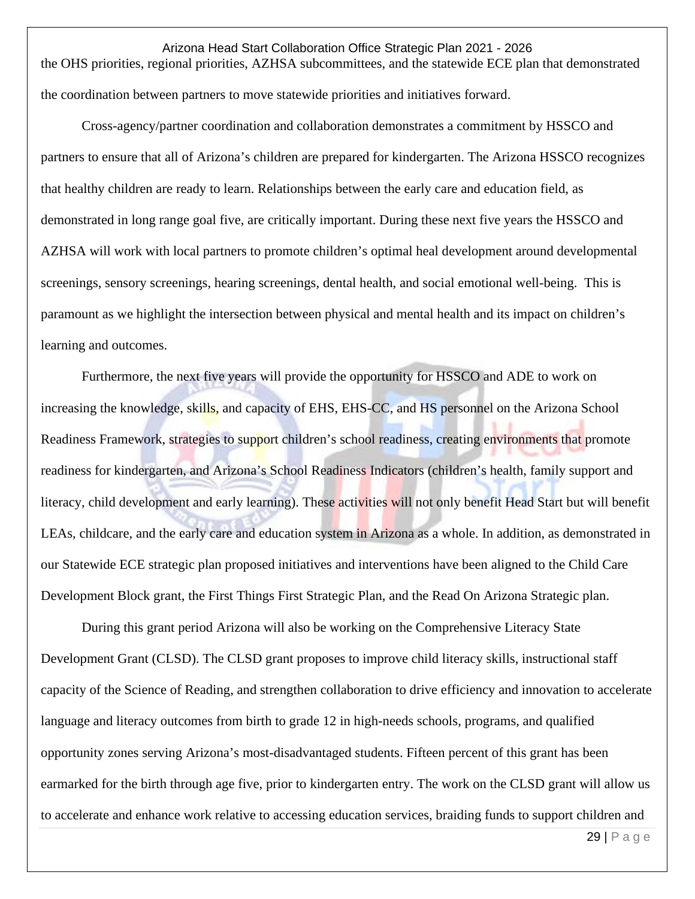the OHS priorities, regional priorities, AZHSA subcommittees, and the statewide ECE plan that demonstrated the coordination between partners to move statewide priorities and initiatives forward.

Cross-agency/partner coordination and collaboration demonstrates a commitment by HSSCO and partners to ensure that all of Arizona's children are prepared for kindergarten. The Arizona HSSCO recognizes that healthy children are ready to learn. Relationships between the early care and education field, as demonstrated in long range goal five, are critically important. During these next five years the HSSCO and AZHSA will work with local partners to promote children's optimal heal development around developmental screenings, sensory screenings, hearing screenings, dental health, and social emotional well-being. This is paramount as we highlight the intersection between physical and mental health and its impact on children's learning and outcomes.

Furthermore, the next five years will provide the opportunity for HSSCO and ADE to work on increasing the knowledge, skills, and capacity of EHS, EHS-CC, and HS personnel on the Arizona School Readiness Framework, strategies to support children's school readiness, creating environments that promote readiness for kindergarten, and Arizona's School Readiness Indicators (children's health, family support and literacy, child development and early learning). These activities will not only benefit Head Start but will benefit LEAs, childcare, and the early care and education system in Arizona as a whole. In addition, as demonstrated in our Statewide ECE strategic plan proposed initiatives and interventions have been aligned to the Child Care Development Block grant, the First Things First Strategic Plan, and the Read On Arizona Strategic plan.

During this grant period Arizona will also be working on the Comprehensive Literacy State Development Grant (CLSD). The CLSD grant proposes to improve child literacy skills, instructional staff capacity of the Science of Reading, and strengthen collaboration to drive efficiency and innovation to accelerate language and literacy outcomes from birth to grade 12 in high-needs schools, programs, and qualified opportunity zones serving Arizona's most-disadvantaged students. Fifteen percent of this grant has been earmarked for the birth through age five, prior to kindergarten entry. The work on the CLSD grant will allow us to accelerate and enhance work relative to accessing education services, braiding funds to support children and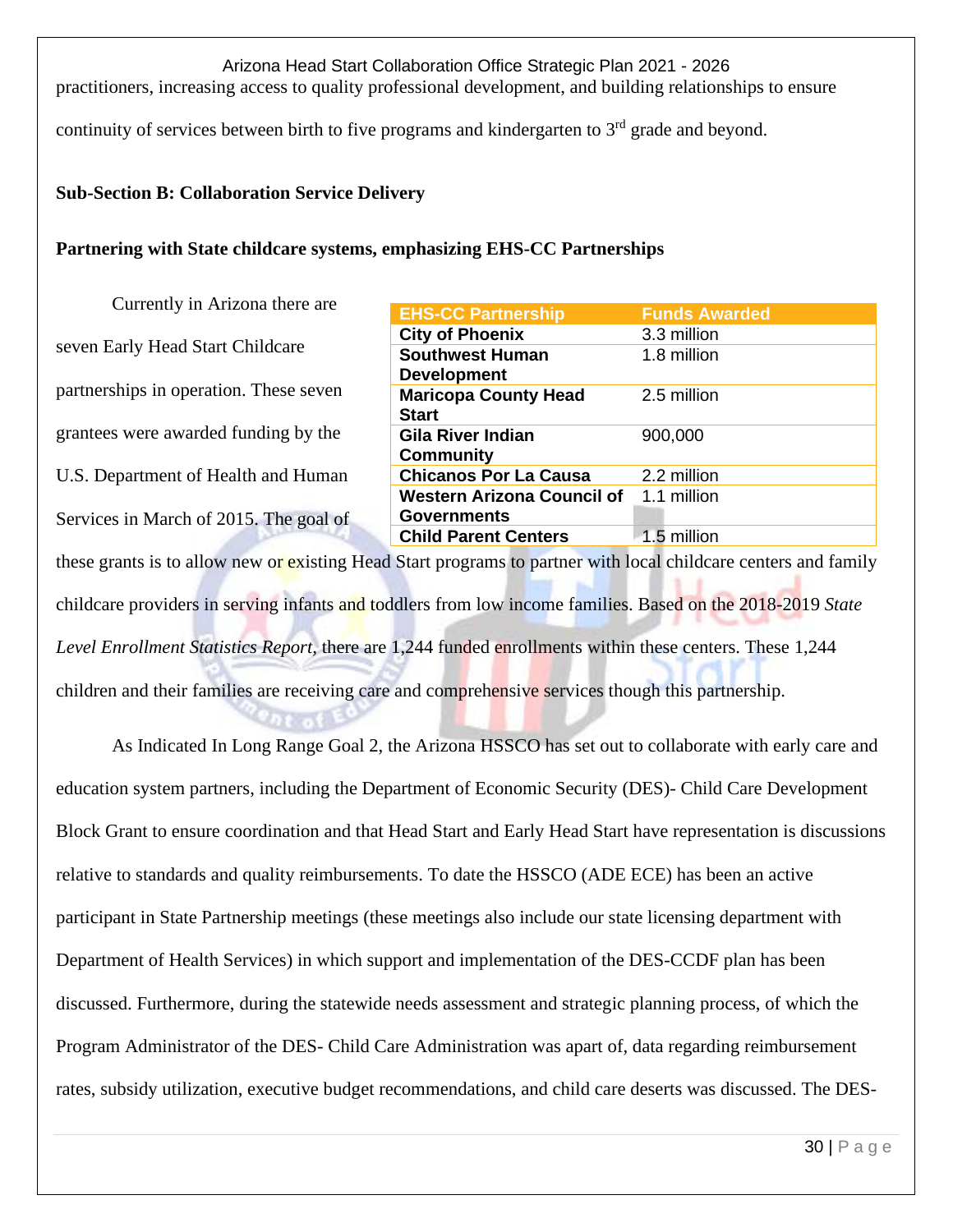practitioners, increasing access to quality professional development, and building relationships to ensure continuity of services between birth to five programs and kindergarten to 3rd grade and beyond.

**Sub-Section B: Collaboration Service Delivery**

**Partnering with State childcare systems, emphasizing EHS-CC Partnerships**

| EHS-CC Partnership | Funds Awarded |
|---|---|
| **City of Phoenix** | 3.3 million |
| **Southwest Human Development** | 1.8 million |
| **Maricopa County Head Start** | 2.5 million |
| **Gila River Indian Community** | 900,000 |
| **Chicanos Por La Causa** | 2.2 million |
| **Western Arizona Council of Governments** | 1.1 million |
| **Child Parent Centers** | 1.5 million |

Currently in Arizona there are seven Early Head Start Childcare partnerships in operation. These seven grantees were awarded funding by the U.S. Department of Health and Human Services in March of 2015. The goal of these grants is to allow new or existing Head Start programs to partner with local childcare centers and family childcare providers in serving infants and toddlers from low income families. Based on the 2018-2019 *State Level Enrollment Statistics Report*, there are 1,244 funded enrollments within these centers. These 1,244 children and their families are receiving care and comprehensive services though this partnership.

As Indicated In Long Range Goal 2, the Arizona HSSCO has set out to collaborate with early care and education system partners, including the Department of Economic Security (DES)- Child Care Development Block Grant to ensure coordination and that Head Start and Early Head Start have representation is discussions relative to standards and quality reimbursements. To date the HSSCO (ADE ECE) has been an active participant in State Partnership meetings (these meetings also include our state licensing department with Department of Health Services) in which support and implementation of the DES-CCDF plan has been discussed. Furthermore, during the statewide needs assessment and strategic planning process, of which the Program Administrator of the DES- Child Care Administration was apart of, data regarding reimbursement rates, subsidy utilization, executive budget recommendations, and child care deserts was discussed. The DES-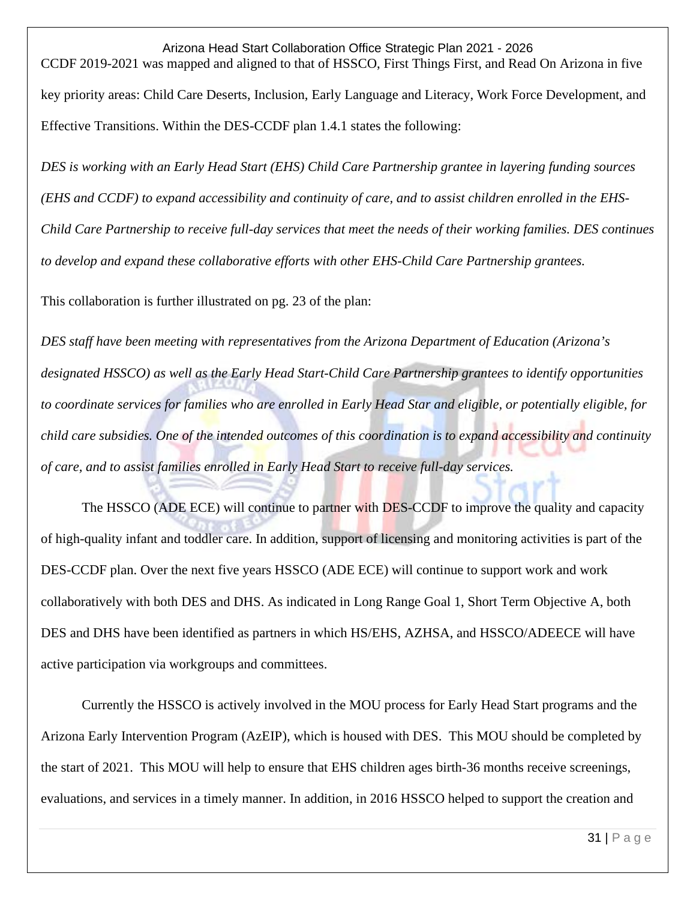CCDF 2019-2021 was mapped and aligned to that of HSSCO, First Things First, and Read On Arizona in five key priority areas: Child Care Deserts, Inclusion, Early Language and Literacy, Work Force Development, and Effective Transitions. Within the DES-CCDF plan 1.4.1 states the following:

*DES is working with an Early Head Start (EHS) Child Care Partnership grantee in layering funding sources (EHS and CCDF) to expand accessibility and continuity of care, and to assist children enrolled in the EHS-Child Care Partnership to receive full-day services that meet the needs of their working families. DES continues to develop and expand these collaborative efforts with other EHS-Child Care Partnership grantees.*

This collaboration is further illustrated on pg. 23 of the plan:

*DES staff have been meeting with representatives from the Arizona Department of Education (Arizona's designated HSSCO) as well as the Early Head Start-Child Care Partnership grantees to identify opportunities to coordinate services for families who are enrolled in Early Head Star and eligible, or potentially eligible, for child care subsidies. One of the intended outcomes of this coordination is to expand accessibility and continuity of care, and to assist families enrolled in Early Head Start to receive full-day services.*

The HSSCO (ADE ECE) will continue to partner with DES-CCDF to improve the quality and capacity of high-quality infant and toddler care. In addition, support of licensing and monitoring activities is part of the DES-CCDF plan. Over the next five years HSSCO (ADE ECE) will continue to support work and work collaboratively with both DES and DHS. As indicated in Long Range Goal 1, Short Term Objective A, both DES and DHS have been identified as partners in which HS/EHS, AZHSA, and HSSCO/ADEECE will have active participation via workgroups and committees.

Currently the HSSCO is actively involved in the MOU process for Early Head Start programs and the Arizona Early Intervention Program (AzEIP), which is housed with DES. This MOU should be completed by the start of 2021. This MOU will help to ensure that EHS children ages birth-36 months receive screenings, evaluations, and services in a timely manner. In addition, in 2016 HSSCO helped to support the creation and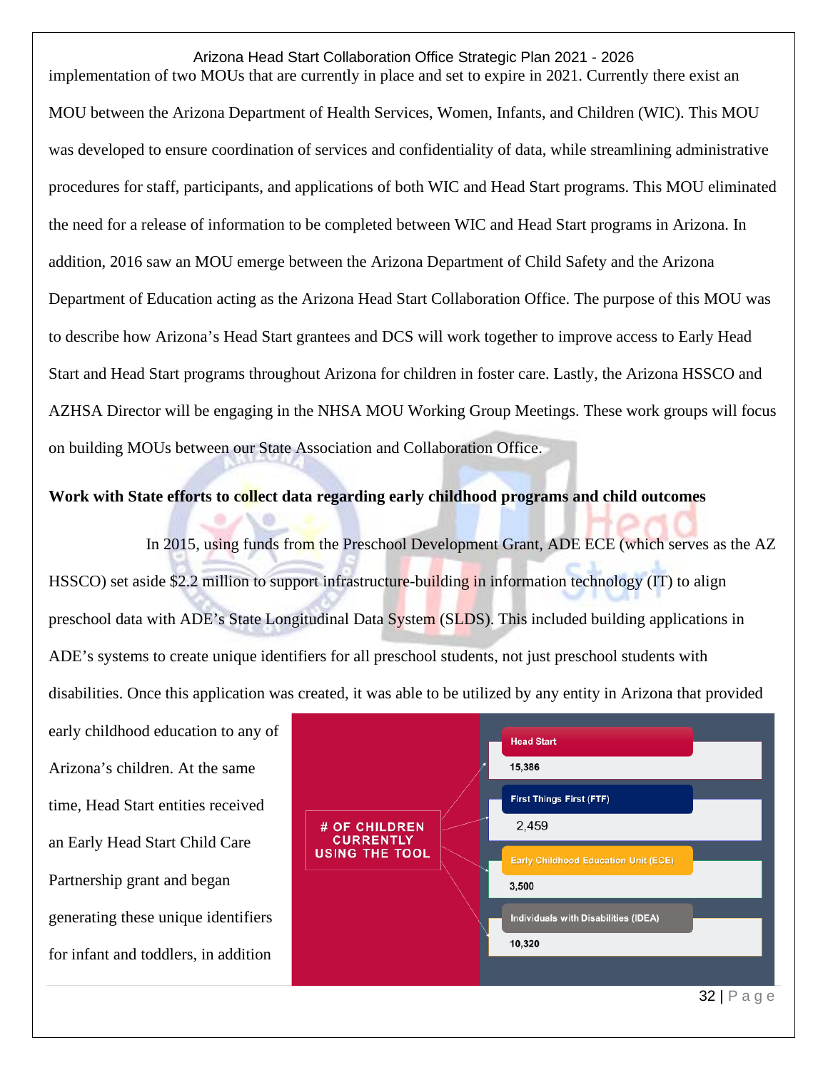implementation of two MOUs that are currently in place and set to expire in 2021. Currently there exist an MOU between the Arizona Department of Health Services, Women, Infants, and Children (WIC). This MOU was developed to ensure coordination of services and confidentiality of data, while streamlining administrative procedures for staff, participants, and applications of both WIC and Head Start programs. This MOU eliminated the need for a release of information to be completed between WIC and Head Start programs in Arizona. In addition, 2016 saw an MOU emerge between the Arizona Department of Child Safety and the Arizona Department of Education acting as the Arizona Head Start Collaboration Office. The purpose of this MOU was to describe how Arizona's Head Start grantees and DCS will work together to improve access to Early Head Start and Head Start programs throughout Arizona for children in foster care. Lastly, the Arizona HSSCO and AZHSA Director will be engaging in the NHSA MOU Working Group Meetings. These work groups will focus on building MOUs between our State Association and Collaboration Office.

**Work with State efforts to collect data regarding early childhood programs and child outcomes**

In 2015, using funds from the Preschool Development Grant, ADE ECE (which serves as the AZ HSSCO) set aside $2.2 million to support infrastructure-building in information technology (IT) to align preschool data with ADE's State Longitudinal Data System (SLDS). This included building applications in ADE's systems to create unique identifiers for all preschool students, not just preschool students with disabilities. Once this application was created, it was able to be utilized by any entity in Arizona that provided early childhood education to any of Arizona's children. At the same time, Head Start entities received an Early Head Start Child Care Partnership grant and began generating these unique identifiers for infant and toddlers, in addition

| # OF CHILDREN CURRENTLY USING THE TOOL | |
|---|---|
| Head Start | 15,386 |
| First Things First (FTF) | 2,459 |
| Early Childhood Education Unit (ECE) | 3,500 |
| Individuals with Disabilities (IDEA) | 10,320 |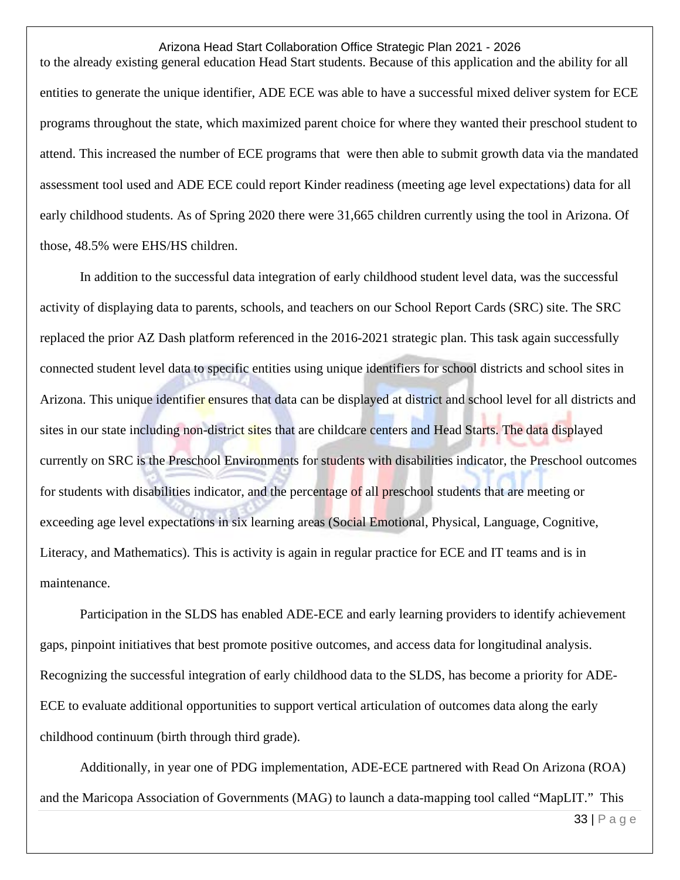to the already existing general education Head Start students. Because of this application and the ability for all entities to generate the unique identifier, ADE ECE was able to have a successful mixed deliver system for ECE programs throughout the state, which maximized parent choice for where they wanted their preschool student to attend. This increased the number of ECE programs that were then able to submit growth data via the mandated assessment tool used and ADE ECE could report Kinder readiness (meeting age level expectations) data for all early childhood students. As of Spring 2020 there were 31,665 children currently using the tool in Arizona. Of those, 48.5% were EHS/HS children.

In addition to the successful data integration of early childhood student level data, was the successful activity of displaying data to parents, schools, and teachers on our School Report Cards (SRC) site. The SRC replaced the prior AZ Dash platform referenced in the 2016-2021 strategic plan. This task again successfully connected student level data to specific entities using unique identifiers for school districts and school sites in Arizona. This unique identifier ensures that data can be displayed at district and school level for all districts and sites in our state including non-district sites that are childcare centers and Head Starts. The data displayed currently on SRC is the Preschool Environments for students with disabilities indicator, the Preschool outcomes for students with disabilities indicator, and the percentage of all preschool students that are meeting or exceeding age level expectations in six learning areas (Social Emotional, Physical, Language, Cognitive, Literacy, and Mathematics). This is activity is again in regular practice for ECE and IT teams and is in maintenance.

Participation in the SLDS has enabled ADE-ECE and early learning providers to identify achievement gaps, pinpoint initiatives that best promote positive outcomes, and access data for longitudinal analysis. Recognizing the successful integration of early childhood data to the SLDS, has become a priority for ADE-ECE to evaluate additional opportunities to support vertical articulation of outcomes data along the early childhood continuum (birth through third grade).

Additionally, in year one of PDG implementation, ADE-ECE partnered with Read On Arizona (ROA) and the Maricopa Association of Governments (MAG) to launch a data-mapping tool called "MapLIT." This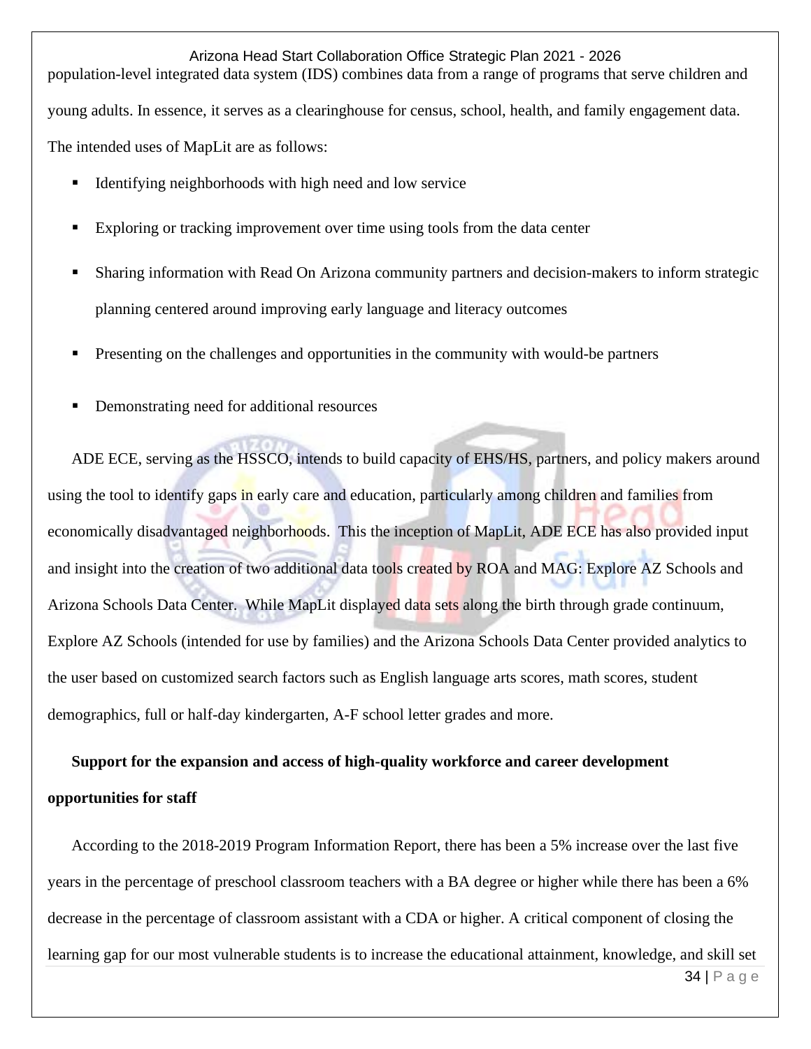population-level integrated data system (IDS) combines data from a range of programs that serve children and young adults. In essence, it serves as a clearinghouse for census, school, health, and family engagement data. The intended uses of MapLit are as follows:

- Identifying neighborhoods with high need and low service
- Exploring or tracking improvement over time using tools from the data center
- Sharing information with Read On Arizona community partners and decision-makers to inform strategic planning centered around improving early language and literacy outcomes
- Presenting on the challenges and opportunities in the community with would-be partners
- Demonstrating need for additional resources

ADE ECE, serving as the HSSCO, intends to build capacity of EHS/HS, partners, and policy makers around using the tool to identify gaps in early care and education, particularly among children and families from economically disadvantaged neighborhoods. This the inception of MapLit, ADE ECE has also provided input and insight into the creation of two additional data tools created by ROA and MAG: Explore AZ Schools and Arizona Schools Data Center. While MapLit displayed data sets along the birth through grade continuum, Explore AZ Schools (intended for use by families) and the Arizona Schools Data Center provided analytics to the user based on customized search factors such as English language arts scores, math scores, student demographics, full or half-day kindergarten, A-F school letter grades and more.

**Support for the expansion and access of high-quality workforce and career development opportunities for staff**

According to the 2018-2019 Program Information Report, there has been a 5% increase over the last five years in the percentage of preschool classroom teachers with a BA degree or higher while there has been a 6% decrease in the percentage of classroom assistant with a CDA or higher. A critical component of closing the learning gap for our most vulnerable students is to increase the educational attainment, knowledge, and skill set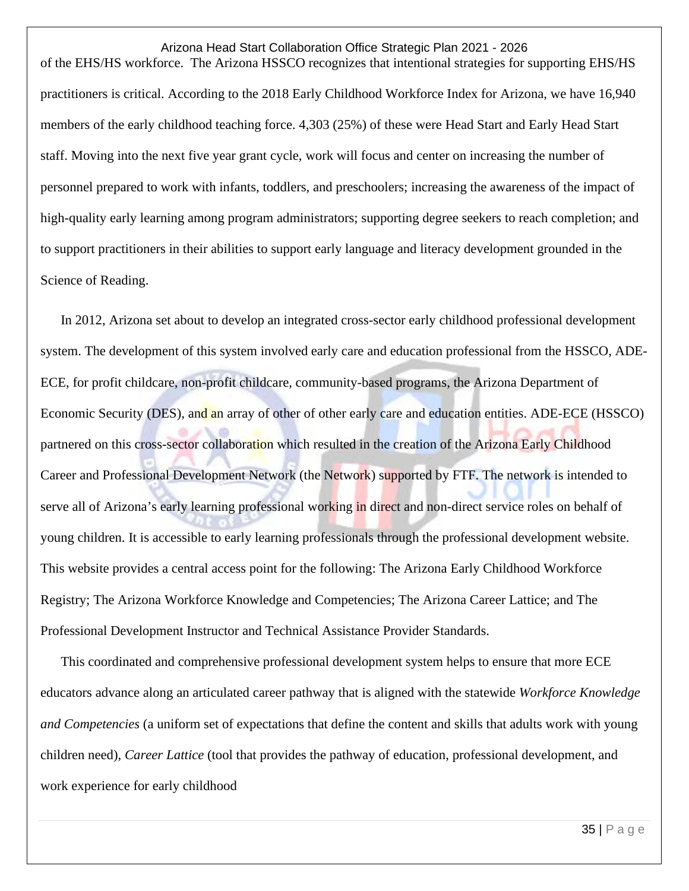of the EHS/HS workforce. The Arizona HSSCO recognizes that intentional strategies for supporting EHS/HS practitioners is critical. According to the 2018 Early Childhood Workforce Index for Arizona, we have 16,940 members of the early childhood teaching force. 4,303 (25%) of these were Head Start and Early Head Start staff. Moving into the next five year grant cycle, work will focus and center on increasing the number of personnel prepared to work with infants, toddlers, and preschoolers; increasing the awareness of the impact of high-quality early learning among program administrators; supporting degree seekers to reach completion; and to support practitioners in their abilities to support early language and literacy development grounded in the Science of Reading.

In 2012, Arizona set about to develop an integrated cross-sector early childhood professional development system. The development of this system involved early care and education professional from the HSSCO, ADE-ECE, for profit childcare, non-profit childcare, community-based programs, the Arizona Department of Economic Security (DES), and an array of other of other early care and education entities. ADE-ECE (HSSCO) partnered on this cross-sector collaboration which resulted in the creation of the Arizona Early Childhood Career and Professional Development Network (the Network) supported by FTF. The network is intended to serve all of Arizona's early learning professional working in direct and non-direct service roles on behalf of young children. It is accessible to early learning professionals through the professional development website. This website provides a central access point for the following: The Arizona Early Childhood Workforce Registry; The Arizona Workforce Knowledge and Competencies; The Arizona Career Lattice; and The Professional Development Instructor and Technical Assistance Provider Standards.

This coordinated and comprehensive professional development system helps to ensure that more ECE educators advance along an articulated career pathway that is aligned with the statewide *Workforce Knowledge and Competencies* (a uniform set of expectations that define the content and skills that adults work with young children need), *Career Lattice* (tool that provides the pathway of education, professional development, and work experience for early childhood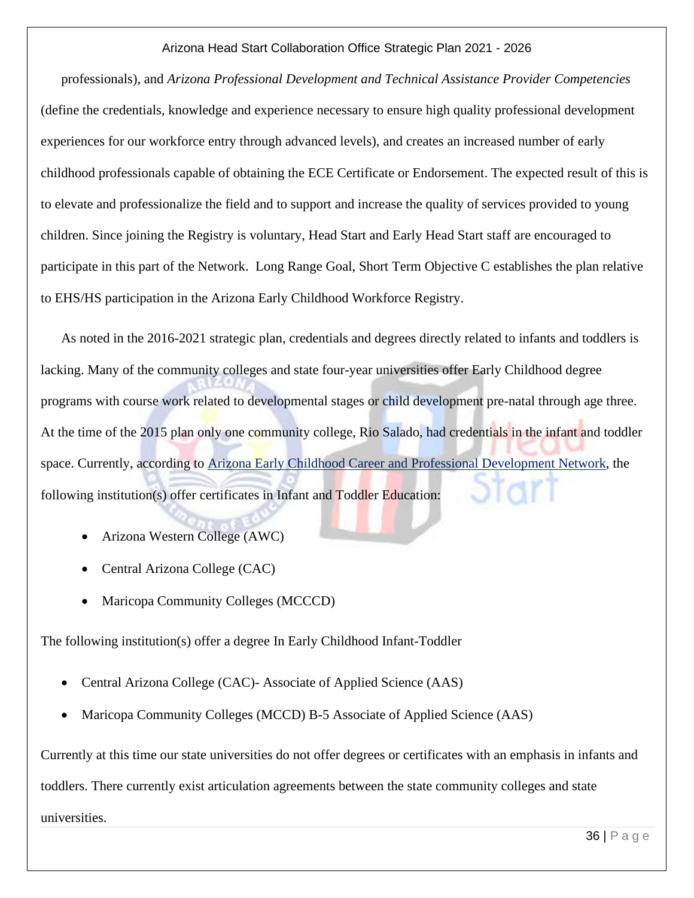professionals), and *Arizona Professional Development and Technical Assistance Provider Competencies* (define the credentials, knowledge and experience necessary to ensure high quality professional development experiences for our workforce entry through advanced levels), and creates an increased number of early childhood professionals capable of obtaining the ECE Certificate or Endorsement. The expected result of this is to elevate and professionalize the field and to support and increase the quality of services provided to young children. Since joining the Registry is voluntary, Head Start and Early Head Start staff are encouraged to participate in this part of the Network. Long Range Goal, Short Term Objective C establishes the plan relative to EHS/HS participation in the Arizona Early Childhood Workforce Registry.

As noted in the 2016-2021 strategic plan, credentials and degrees directly related to infants and toddlers is lacking. Many of the community colleges and state four-year universities offer Early Childhood degree programs with course work related to developmental stages or child development pre-natal through age three. At the time of the 2015 plan only one community college, Rio Salado, had credentials in the infant and toddler space. Currently, according to [Arizona Early Childhood Career and Professional Development Network](), the following institution(s) offer certificates in Infant and Toddler Education:

- Arizona Western College (AWC)
- Central Arizona College (CAC)
- Maricopa Community Colleges (MCCCD)

The following institution(s) offer a degree In Early Childhood Infant-Toddler

- Central Arizona College (CAC)- Associate of Applied Science (AAS)
- Maricopa Community Colleges (MCCD) B-5 Associate of Applied Science (AAS)

Currently at this time our state universities do not offer degrees or certificates with an emphasis in infants and toddlers. There currently exist articulation agreements between the state community colleges and state universities.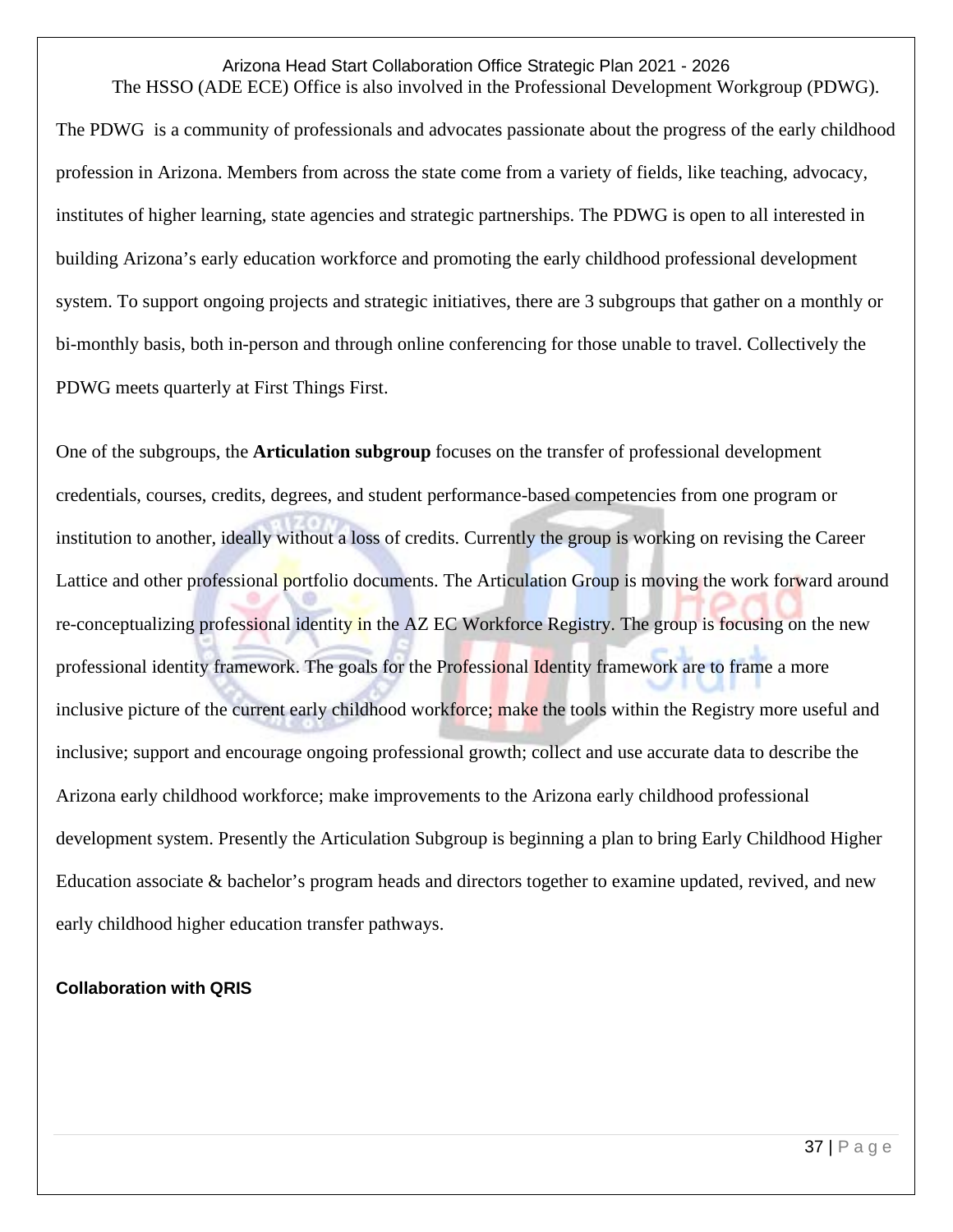The HSSO (ADE ECE) Office is also involved in the Professional Development Workgroup (PDWG). The PDWG is a community of professionals and advocates passionate about the progress of the early childhood profession in Arizona. Members from across the state come from a variety of fields, like teaching, advocacy, institutes of higher learning, state agencies and strategic partnerships. The PDWG is open to all interested in building Arizona's early education workforce and promoting the early childhood professional development system. To support ongoing projects and strategic initiatives, there are 3 subgroups that gather on a monthly or bi-monthly basis, both in-person and through online conferencing for those unable to travel. Collectively the PDWG meets quarterly at First Things First.

One of the subgroups, the **Articulation subgroup** focuses on the transfer of professional development credentials, courses, credits, degrees, and student performance-based competencies from one program or institution to another, ideally without a loss of credits. Currently the group is working on revising the Career Lattice and other professional portfolio documents. The Articulation Group is moving the work forward around re-conceptualizing professional identity in the AZ EC Workforce Registry. The group is focusing on the new professional identity framework. The goals for the Professional Identity framework are to frame a more inclusive picture of the current early childhood workforce; make the tools within the Registry more useful and inclusive; support and encourage ongoing professional growth; collect and use accurate data to describe the Arizona early childhood workforce; make improvements to the Arizona early childhood professional development system. Presently the Articulation Subgroup is beginning a plan to bring Early Childhood Higher Education associate & bachelor's program heads and directors together to examine updated, revived, and new early childhood higher education transfer pathways.

**Collaboration with QRIS**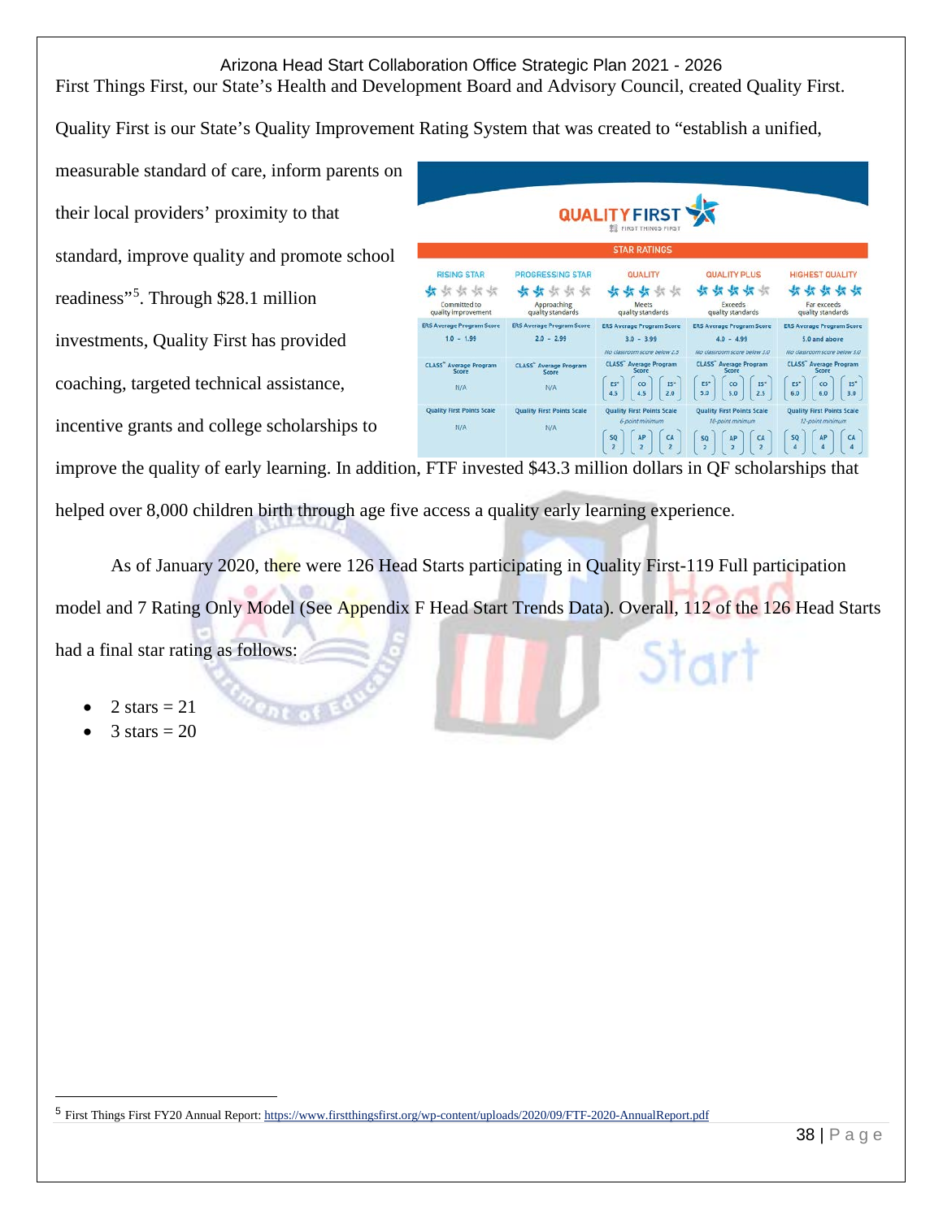First Things First, our State's Health and Development Board and Advisory Council, created Quality First.

Quality First is our State's Quality Improvement Rating System that was created to "establish a unified, measurable standard of care, inform parents on their local providers' proximity to that standard, improve quality and promote school readiness"[5]. Through $28.1 million investments, Quality First has provided coaching, targeted technical assistance, incentive grants and college scholarships to improve the quality of early learning. In addition, FTF invested $43.3 million dollars in QF scholarships that helped over 8,000 children birth through age five access a quality early learning experience.

**QUALITY FIRST** — FIRST THINGS FIRST

**STAR RATINGS**

| | RISING STAR | PROGRESSING STAR | QUALITY | QUALITY PLUS | HIGHEST QUALITY |
|---|---|---|---|---|---|
| | Committed to quality improvement | Approaching quality standards | Meets quality standards | Exceeds quality standards | Far exceeds quality standards |
| ERS Average Program Score | 1.0 - 1.99 | 2.0 - 2.99 | 3.0 - 3.99 (No classroom score below 2.5) | 4.0 - 4.99 (No classroom score below 3.0) | 5.0 and above (No classroom score below 3.0) |
| CLASS Average Program Score | N/A | N/A | ES 4.5, CO 4.5, IS 2.0 | ES 5.0, CO 5.0, IS 2.5 | ES 6.0, CO 6.0, IS 3.0 |
| Quality First Points Scale | N/A | N/A | 6-point minimum: SQ 2, AP 2, CA 2 | 10-point minimum: SQ 2, AP 2, CA 2 | 12-point minimum: SQ 4, AP 4, CA 4 |

As of January 2020, there were 126 Head Starts participating in Quality First-119 Full participation model and 7 Rating Only Model (See Appendix F Head Start Trends Data). Overall, 112 of the 126 Head Starts had a final star rating as follows:

- 2 stars = 21
- 3 stars = 20

[5] First Things First FY20 Annual Report: https://www.firstthingsfirst.org/wp-content/uploads/2020/09/FTF-2020-AnnualReport.pdf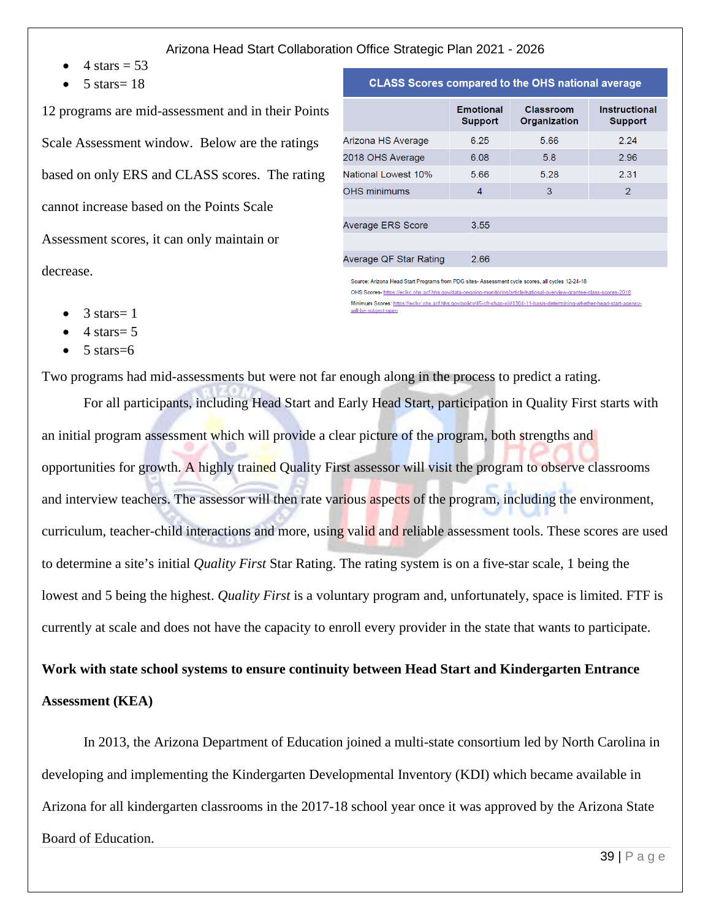- 4 stars = 53
- 5 stars= 18

12 programs are mid-assessment and in their Points Scale Assessment window. Below are the ratings based on only ERS and CLASS scores. The rating cannot increase based on the Points Scale Assessment scores, it can only maintain or decrease.

- 3 stars= 1
- 4 stars= 5
- 5 stars=6

| CLASS Scores compared to the OHS national average | | | |
|---|---|---|---|
| | Emotional Support | Classroom Organization | Instructional Support |
| Arizona HS Average | 6.25 | 5.66 | 2.24 |
| 2018 OHS Average | 6.08 | 5.8 | 2.96 |
| National Lowest 10% | 5.66 | 5.28 | 2.31 |
| OHS minimums | 4 | 3 | 2 |
| | | | |
| Average ERS Score | 3.55 | | |
| | | | |
| Average QF Star Rating | 2.66 | | |

Source: Arizona Head Start Programs from PDG sites- Assessment cycle scores, all cycles 12-24-18

OHS Scores- https://eclkc.ohs.acf.hhs.gov/data-ongoing-monitoring/article/national-overview-grantee-class-scores-2018

Minimum Scores: https://eclkc.ohs.acf.hhs.gov/policy/45-cfr-chap-xiii/1304-11-basis-determining-whether-head-start-agency-will-be-subject-open

Two programs had mid-assessments but were not far enough along in the process to predict a rating.

For all participants, including Head Start and Early Head Start, participation in Quality First starts with an initial program assessment which will provide a clear picture of the program, both strengths and opportunities for growth. A highly trained Quality First assessor will visit the program to observe classrooms and interview teachers. The assessor will then rate various aspects of the program, including the environment, curriculum, teacher-child interactions and more, using valid and reliable assessment tools. These scores are used to determine a site's initial *Quality First* Star Rating. The rating system is on a five-star scale, 1 being the lowest and 5 being the highest. *Quality First* is a voluntary program and, unfortunately, space is limited. FTF is currently at scale and does not have the capacity to enroll every provider in the state that wants to participate.

**Work with state school systems to ensure continuity between Head Start and Kindergarten Entrance Assessment (KEA)**

In 2013, the Arizona Department of Education joined a multi-state consortium led by North Carolina in developing and implementing the Kindergarten Developmental Inventory (KDI) which became available in Arizona for all kindergarten classrooms in the 2017-18 school year once it was approved by the Arizona State Board of Education.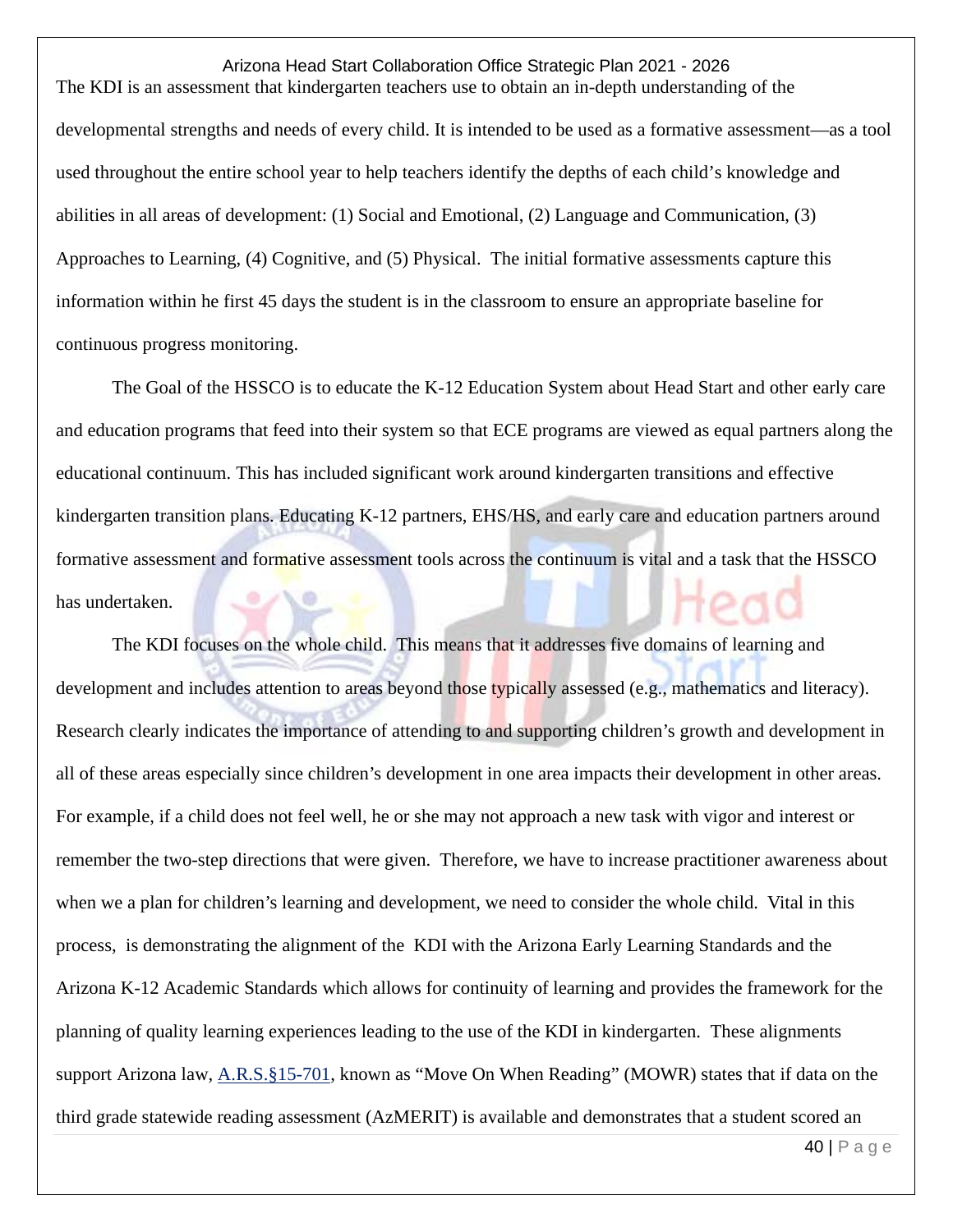The KDI is an assessment that kindergarten teachers use to obtain an in-depth understanding of the developmental strengths and needs of every child. It is intended to be used as a formative assessment—as a tool used throughout the entire school year to help teachers identify the depths of each child's knowledge and abilities in all areas of development: (1) Social and Emotional, (2) Language and Communication, (3) Approaches to Learning, (4) Cognitive, and (5) Physical. The initial formative assessments capture this information within he first 45 days the student is in the classroom to ensure an appropriate baseline for continuous progress monitoring.

The Goal of the HSSCO is to educate the K-12 Education System about Head Start and other early care and education programs that feed into their system so that ECE programs are viewed as equal partners along the educational continuum. This has included significant work around kindergarten transitions and effective kindergarten transition plans. Educating K-12 partners, EHS/HS, and early care and education partners around formative assessment and formative assessment tools across the continuum is vital and a task that the HSSCO has undertaken.

The KDI focuses on the whole child. This means that it addresses five domains of learning and development and includes attention to areas beyond those typically assessed (e.g., mathematics and literacy). Research clearly indicates the importance of attending to and supporting children's growth and development in all of these areas especially since children's development in one area impacts their development in other areas. For example, if a child does not feel well, he or she may not approach a new task with vigor and interest or remember the two-step directions that were given. Therefore, we have to increase practitioner awareness about when we a plan for children's learning and development, we need to consider the whole child. Vital in this process, is demonstrating the alignment of the KDI with the Arizona Early Learning Standards and the Arizona K-12 Academic Standards which allows for continuity of learning and provides the framework for the planning of quality learning experiences leading to the use of the KDI in kindergarten. These alignments support Arizona law, [A.R.S.§15-701](), known as "Move On When Reading" (MOWR) states that if data on the third grade statewide reading assessment (AzMERIT) is available and demonstrates that a student scored an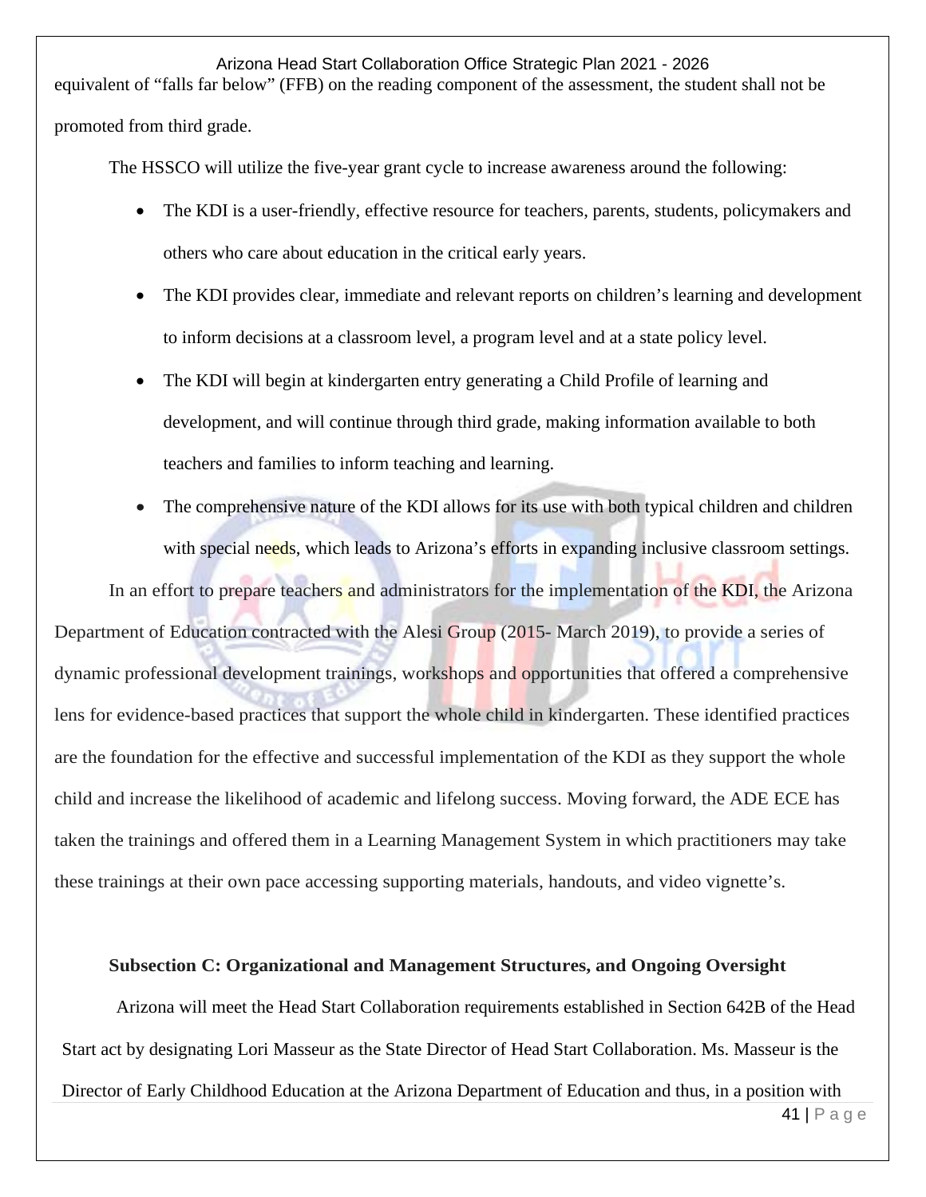equivalent of "falls far below" (FFB) on the reading component of the assessment, the student shall not be promoted from third grade.

The HSSCO will utilize the five-year grant cycle to increase awareness around the following:

- The KDI is a user-friendly, effective resource for teachers, parents, students, policymakers and others who care about education in the critical early years.
- The KDI provides clear, immediate and relevant reports on children's learning and development to inform decisions at a classroom level, a program level and at a state policy level.
- The KDI will begin at kindergarten entry generating a Child Profile of learning and development, and will continue through third grade, making information available to both teachers and families to inform teaching and learning.
- The comprehensive nature of the KDI allows for its use with both typical children and children with special needs, which leads to Arizona's efforts in expanding inclusive classroom settings.

In an effort to prepare teachers and administrators for the implementation of the KDI, the Arizona Department of Education contracted with the Alesi Group (2015- March 2019), to provide a series of dynamic professional development trainings, workshops and opportunities that offered a comprehensive lens for evidence-based practices that support the whole child in kindergarten. These identified practices are the foundation for the effective and successful implementation of the KDI as they support the whole child and increase the likelihood of academic and lifelong success. Moving forward, the ADE ECE has taken the trainings and offered them in a Learning Management System in which practitioners may take these trainings at their own pace accessing supporting materials, handouts, and video vignette's.

**Subsection C: Organizational and Management Structures, and Ongoing Oversight**

Arizona will meet the Head Start Collaboration requirements established in Section 642B of the Head Start act by designating Lori Masseur as the State Director of Head Start Collaboration. Ms. Masseur is the Director of Early Childhood Education at the Arizona Department of Education and thus, in a position with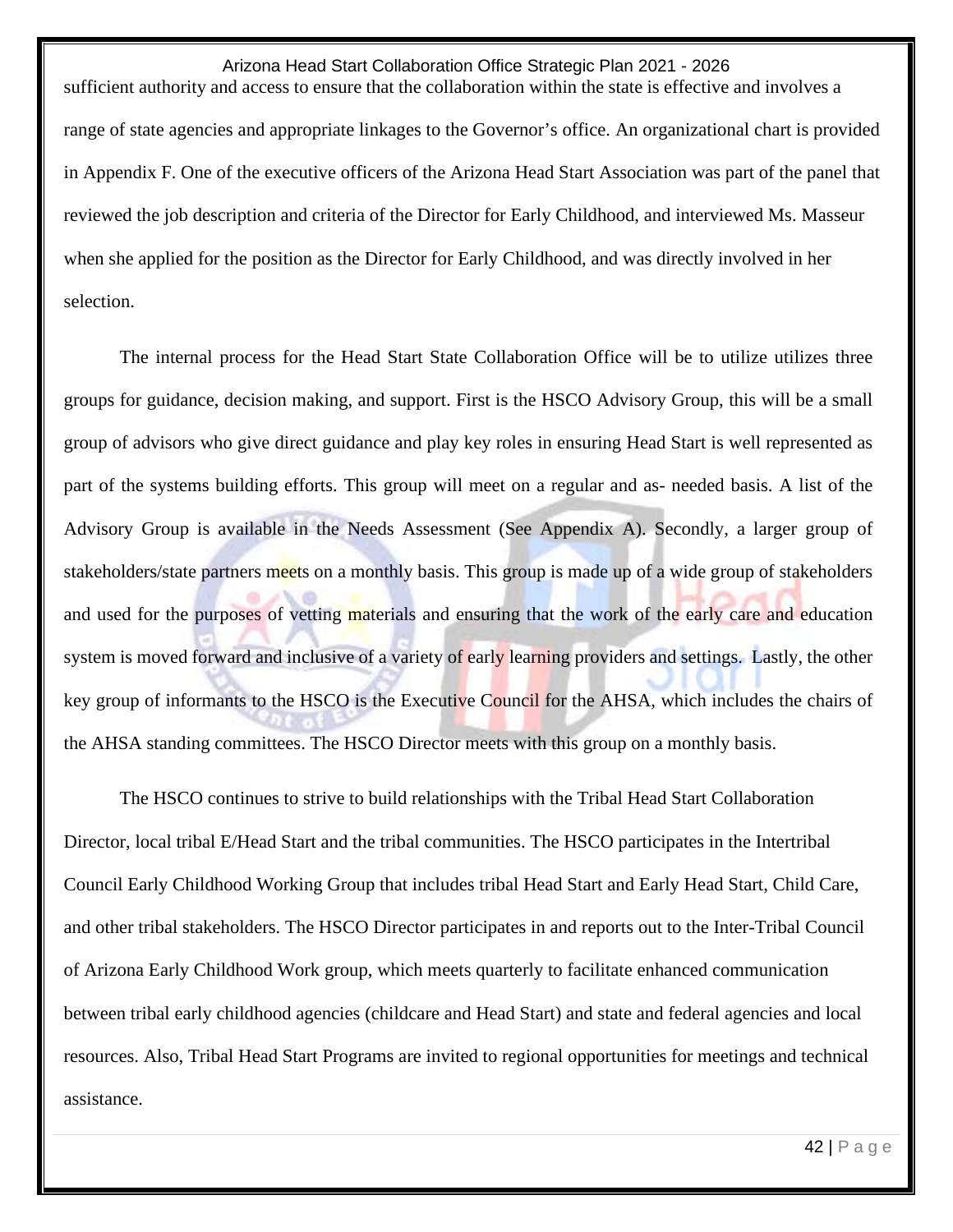sufficient authority and access to ensure that the collaboration within the state is effective and involves a range of state agencies and appropriate linkages to the Governor's office. An organizational chart is provided in Appendix F. One of the executive officers of the Arizona Head Start Association was part of the panel that reviewed the job description and criteria of the Director for Early Childhood, and interviewed Ms. Masseur when she applied for the position as the Director for Early Childhood, and was directly involved in her selection.

The internal process for the Head Start State Collaboration Office will be to utilize utilizes three groups for guidance, decision making, and support. First is the HSCO Advisory Group, this will be a small group of advisors who give direct guidance and play key roles in ensuring Head Start is well represented as part of the systems building efforts. This group will meet on a regular and as- needed basis. A list of the Advisory Group is available in the Needs Assessment (See Appendix A). Secondly, a larger group of stakeholders/state partners meets on a monthly basis. This group is made up of a wide group of stakeholders and used for the purposes of vetting materials and ensuring that the work of the early care and education system is moved forward and inclusive of a variety of early learning providers and settings. Lastly, the other key group of informants to the HSCO is the Executive Council for the AHSA, which includes the chairs of the AHSA standing committees. The HSCO Director meets with this group on a monthly basis.

The HSCO continues to strive to build relationships with the Tribal Head Start Collaboration Director, local tribal E/Head Start and the tribal communities. The HSCO participates in the Intertribal Council Early Childhood Working Group that includes tribal Head Start and Early Head Start, Child Care, and other tribal stakeholders. The HSCO Director participates in and reports out to the Inter-Tribal Council of Arizona Early Childhood Work group, which meets quarterly to facilitate enhanced communication between tribal early childhood agencies (childcare and Head Start) and state and federal agencies and local resources. Also, Tribal Head Start Programs are invited to regional opportunities for meetings and technical assistance.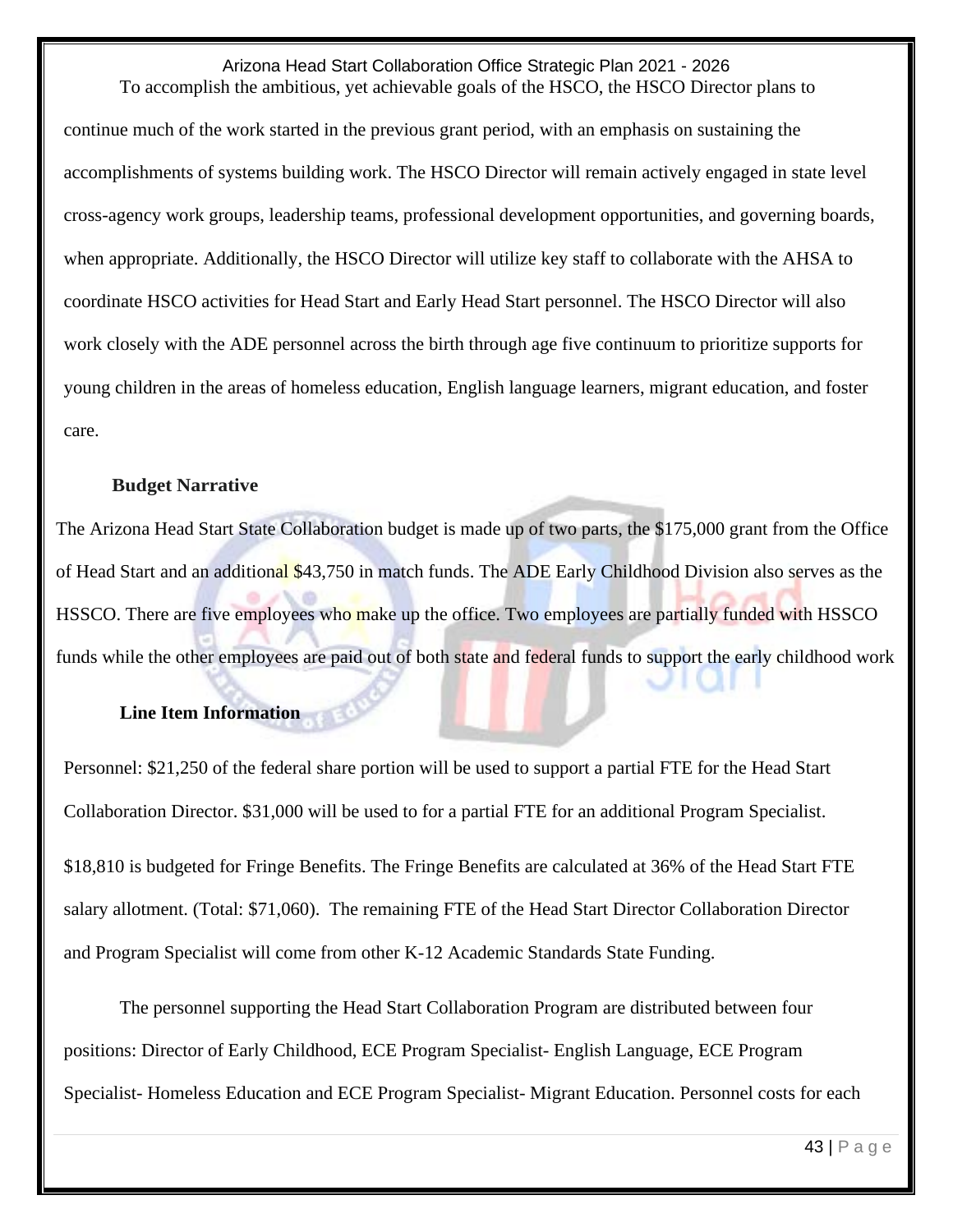To accomplish the ambitious, yet achievable goals of the HSCO, the HSCO Director plans to continue much of the work started in the previous grant period, with an emphasis on sustaining the accomplishments of systems building work. The HSCO Director will remain actively engaged in state level cross-agency work groups, leadership teams, professional development opportunities, and governing boards, when appropriate. Additionally, the HSCO Director will utilize key staff to collaborate with the AHSA to coordinate HSCO activities for Head Start and Early Head Start personnel. The HSCO Director will also work closely with the ADE personnel across the birth through age five continuum to prioritize supports for young children in the areas of homeless education, English language learners, migrant education, and foster care.

**Budget Narrative**

The Arizona Head Start State Collaboration budget is made up of two parts, the $175,000 grant from the Office of Head Start and an additional $43,750 in match funds. The ADE Early Childhood Division also serves as the HSSCO. There are five employees who make up the office. Two employees are partially funded with HSSCO funds while the other employees are paid out of both state and federal funds to support the early childhood work

**Line Item Information**

Personnel: $21,250 of the federal share portion will be used to support a partial FTE for the Head Start Collaboration Director. $31,000 will be used to for a partial FTE for an additional Program Specialist.

$18,810 is budgeted for Fringe Benefits. The Fringe Benefits are calculated at 36% of the Head Start FTE salary allotment. (Total: $71,060). The remaining FTE of the Head Start Director Collaboration Director and Program Specialist will come from other K-12 Academic Standards State Funding.

The personnel supporting the Head Start Collaboration Program are distributed between four positions: Director of Early Childhood, ECE Program Specialist- English Language, ECE Program Specialist- Homeless Education and ECE Program Specialist- Migrant Education. Personnel costs for each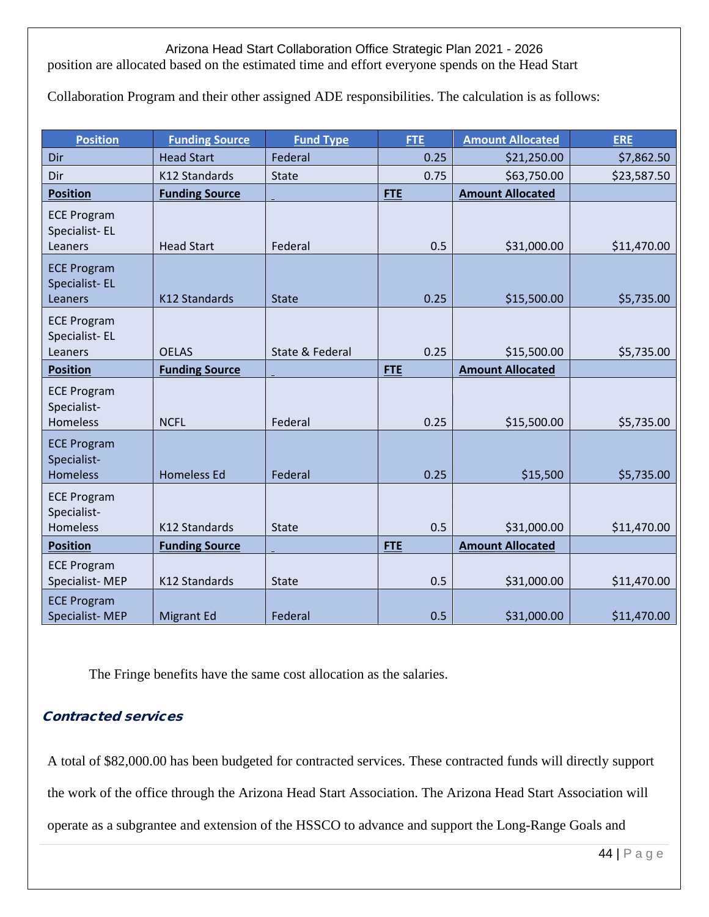position are allocated based on the estimated time and effort everyone spends on the Head Start Collaboration Program and their other assigned ADE responsibilities. The calculation is as follows:

| Position | Funding Source | Fund Type | FTE | Amount Allocated | ERE |
|---|---|---|---|---|---|
| Dir | Head Start | Federal | 0.25 | $21,250.00 | $7,862.50 |
| Dir | K12 Standards | State | 0.75 | $63,750.00 | $23,587.50 |
| **Position** | **Funding Source** | | **FTE** | **Amount Allocated** | |
| ECE Program Specialist- EL Leaners | Head Start | Federal | 0.5 | $31,000.00 | $11,470.00 |
| ECE Program Specialist- EL Leaners | K12 Standards | State | 0.25 | $15,500.00 | $5,735.00 |
| ECE Program Specialist- EL Leaners | OELAS | State & Federal | 0.25 | $15,500.00 | $5,735.00 |
| **Position** | **Funding Source** | | **FTE** | **Amount Allocated** | |
| ECE Program Specialist- Homeless | NCFL | Federal | 0.25 | $15,500.00 | $5,735.00 |
| ECE Program Specialist- Homeless | Homeless Ed | Federal | 0.25 | $15,500 | $5,735.00 |
| ECE Program Specialist- Homeless | K12 Standards | State | 0.5 | $31,000.00 | $11,470.00 |
| **Position** | **Funding Source** | | **FTE** | **Amount Allocated** | |
| ECE Program Specialist- MEP | K12 Standards | State | 0.5 | $31,000.00 | $11,470.00 |
| ECE Program Specialist- MEP | Migrant Ed | Federal | 0.5 | $31,000.00 | $11,470.00 |

The Fringe benefits have the same cost allocation as the salaries.

### *Contracted services*

A total of $82,000.00 has been budgeted for contracted services. These contracted funds will directly support the work of the office through the Arizona Head Start Association. The Arizona Head Start Association will operate as a subgrantee and extension of the HSSCO to advance and support the Long-Range Goals and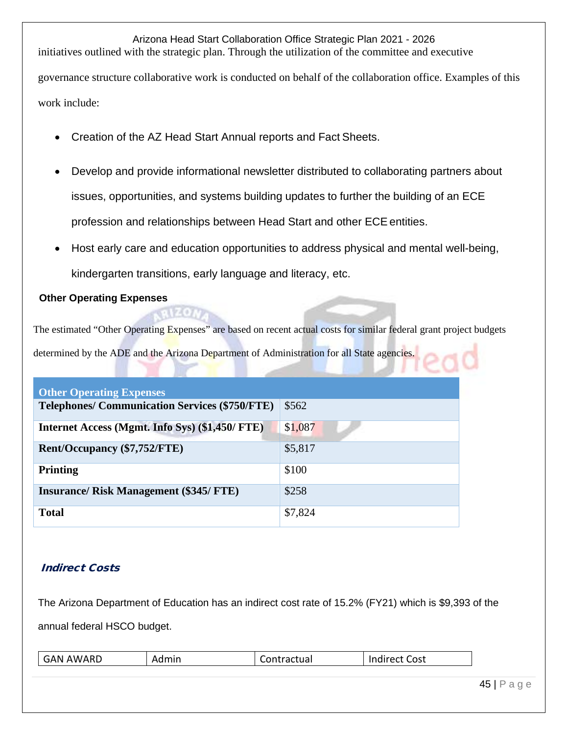initiatives outlined with the strategic plan. Through the utilization of the committee and executive governance structure collaborative work is conducted on behalf of the collaboration office. Examples of this work include:

- Creation of the AZ Head Start Annual reports and Fact Sheets.
- Develop and provide informational newsletter distributed to collaborating partners about issues, opportunities, and systems building updates to further the building of an ECE profession and relationships between Head Start and other ECE entities.
- Host early care and education opportunities to address physical and mental well-being, kindergarten transitions, early language and literacy, etc.

**Other Operating Expenses**

The estimated "Other Operating Expenses" are based on recent actual costs for similar federal grant project budgets determined by the ADE and the Arizona Department of Administration for all State agencies.

| Other Operating Expenses | |
|---|---|
| **Telephones/ Communication Services ($750/FTE)** | $562 |
| **Internet Access (Mgmt. Info Sys) ($1,450/ FTE)** | $1,087 |
| **Rent/Occupancy ($7,752/FTE)** | $5,817 |
| **Printing** | $100 |
| **Insurance/ Risk Management ($345/ FTE)** | $258 |
| **Total** | $7,824 |

***Indirect Costs***

The Arizona Department of Education has an indirect cost rate of 15.2% (FY21) which is $9,393 of the annual federal HSCO budget.

| GAN AWARD | Admin | Contractual | Indirect Cost |
|---|---|---|---|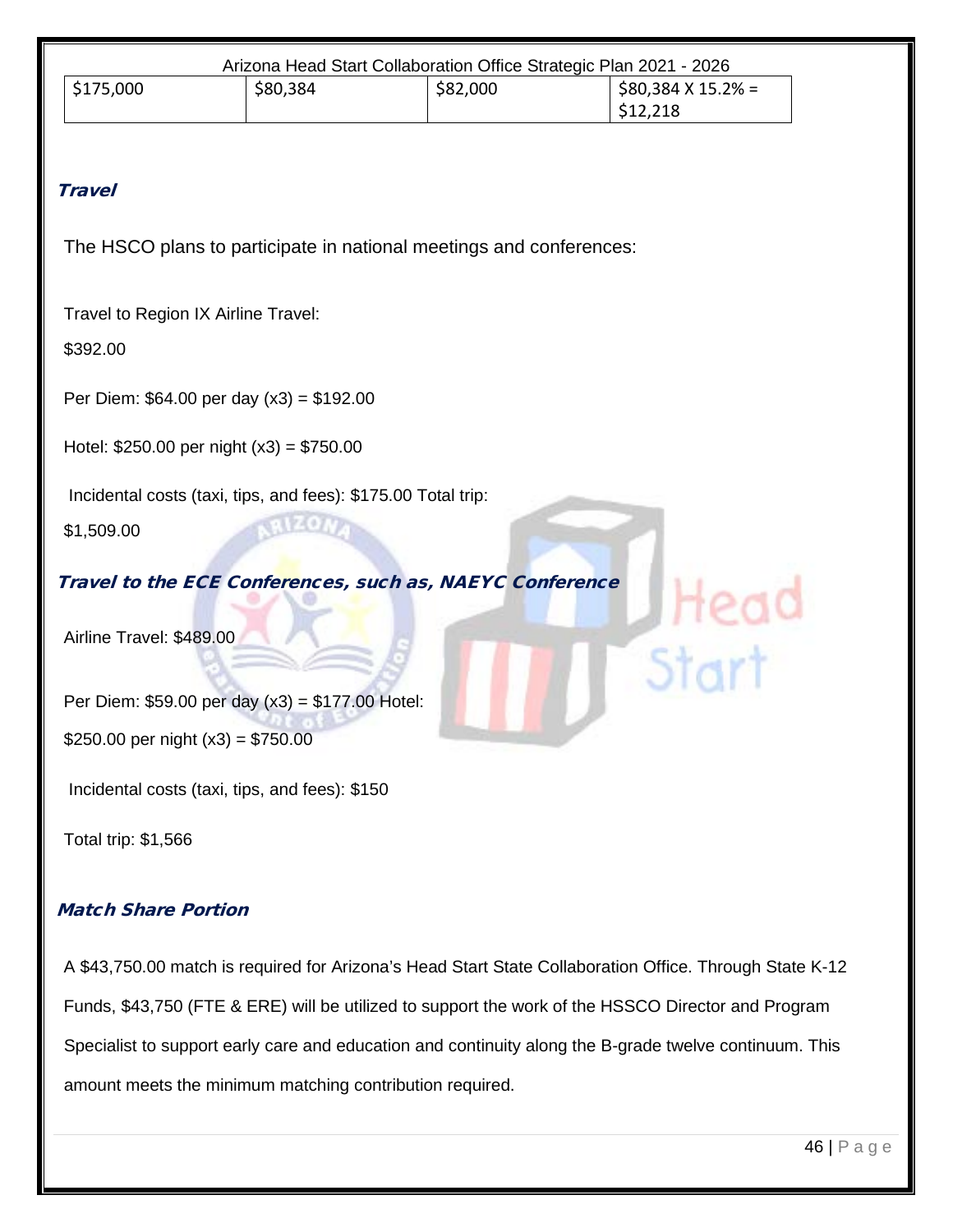| $175,000 | $80,384 | $82,000 | $80,384 X 15.2% = $12,218 |
|---|---|---|---|

### Travel

The HSCO plans to participate in national meetings and conferences:

Travel to Region IX Airline Travel:

$392.00

Per Diem: $64.00 per day (x3) = $192.00

Hotel: $250.00 per night (x3) = $750.00

Incidental costs (taxi, tips, and fees): $175.00 Total trip:

$1,509.00

### Travel to the ECE Conferences, such as, NAEYC Conference

Airline Travel: $489.00

Per Diem: $59.00 per day (x3) = $177.00 Hotel:

$250.00 per night (x3) = $750.00

Incidental costs (taxi, tips, and fees): $150

Total trip: $1,566

### Match Share Portion

A $43,750.00 match is required for Arizona's Head Start State Collaboration Office. Through State K-12 Funds, $43,750 (FTE & ERE) will be utilized to support the work of the HSSCO Director and Program Specialist to support early care and education and continuity along the B-grade twelve continuum. This amount meets the minimum matching contribution required.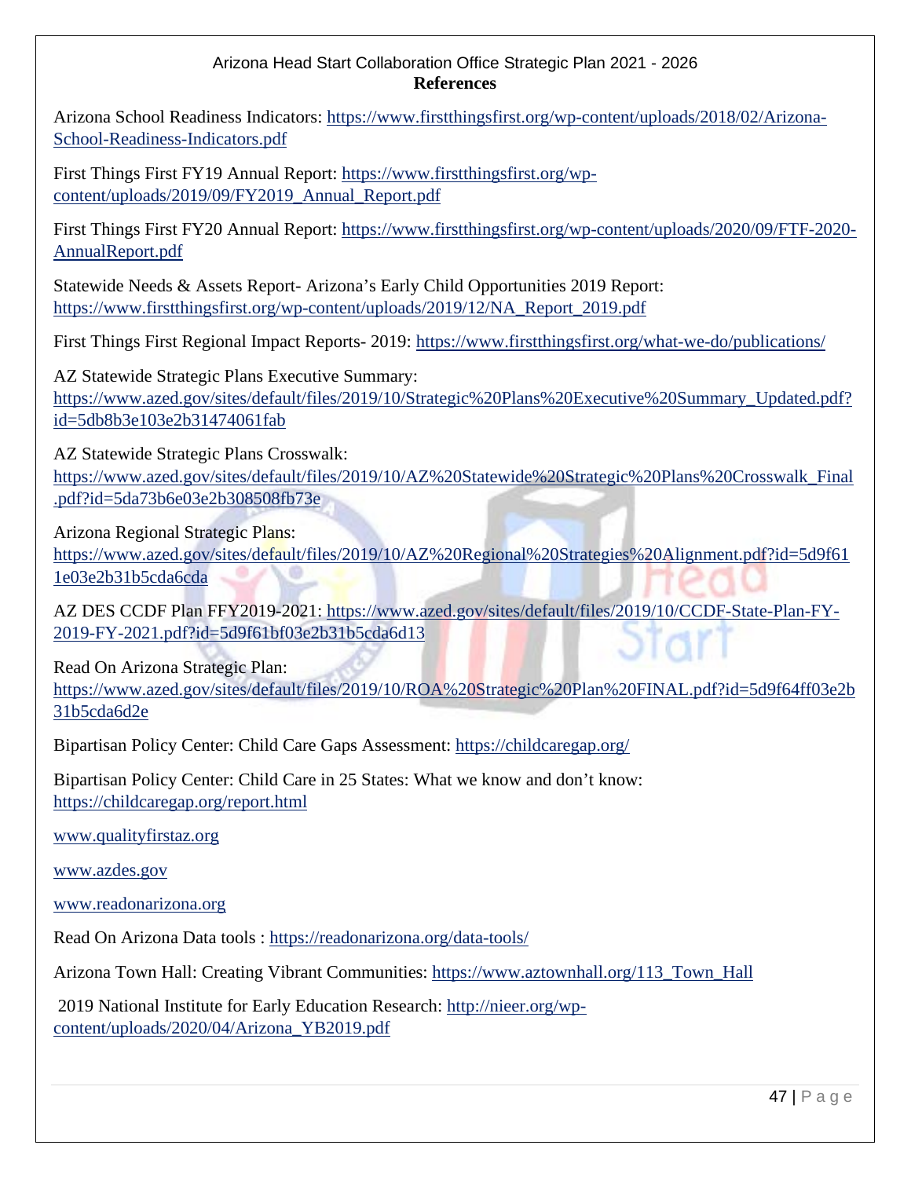# References

Arizona School Readiness Indicators: https://www.firstthingsfirst.org/wp-content/uploads/2018/02/Arizona-School-Readiness-Indicators.pdf

First Things First FY19 Annual Report: https://www.firstthingsfirst.org/wp-content/uploads/2019/09/FY2019_Annual_Report.pdf

First Things First FY20 Annual Report: https://www.firstthingsfirst.org/wp-content/uploads/2020/09/FTF-2020-AnnualReport.pdf

Statewide Needs & Assets Report- Arizona's Early Child Opportunities 2019 Report: https://www.firstthingsfirst.org/wp-content/uploads/2019/12/NA_Report_2019.pdf

First Things First Regional Impact Reports- 2019: https://www.firstthingsfirst.org/what-we-do/publications/

AZ Statewide Strategic Plans Executive Summary: https://www.azed.gov/sites/default/files/2019/10/Strategic%20Plans%20Executive%20Summary_Updated.pdf?id=5db8b3e103e2b31474061fab

AZ Statewide Strategic Plans Crosswalk: https://www.azed.gov/sites/default/files/2019/10/AZ%20Statewide%20Strategic%20Plans%20Crosswalk_Final.pdf?id=5da73b6e03e2b308508fb73e

Arizona Regional Strategic Plans: https://www.azed.gov/sites/default/files/2019/10/AZ%20Regional%20Strategies%20Alignment.pdf?id=5d9f611e03e2b31b5cda6cda

AZ DES CCDF Plan FFY2019-2021: https://www.azed.gov/sites/default/files/2019/10/CCDF-State-Plan-FY-2019-FY-2021.pdf?id=5d9f61bf03e2b31b5cda6d13

Read On Arizona Strategic Plan: https://www.azed.gov/sites/default/files/2019/10/ROA%20Strategic%20Plan%20FINAL.pdf?id=5d9f64ff03e2b31b5cda6d2e

Bipartisan Policy Center: Child Care Gaps Assessment: https://childcaregap.org/

Bipartisan Policy Center: Child Care in 25 States: What we know and don't know: https://childcaregap.org/report.html

www.qualityfirstaz.org

www.azdes.gov

www.readonarizona.org

Read On Arizona Data tools : https://readonarizona.org/data-tools/

Arizona Town Hall: Creating Vibrant Communities: https://www.aztownhall.org/113_Town_Hall

2019 National Institute for Early Education Research: http://nieer.org/wp-content/uploads/2020/04/Arizona_YB2019.pdf